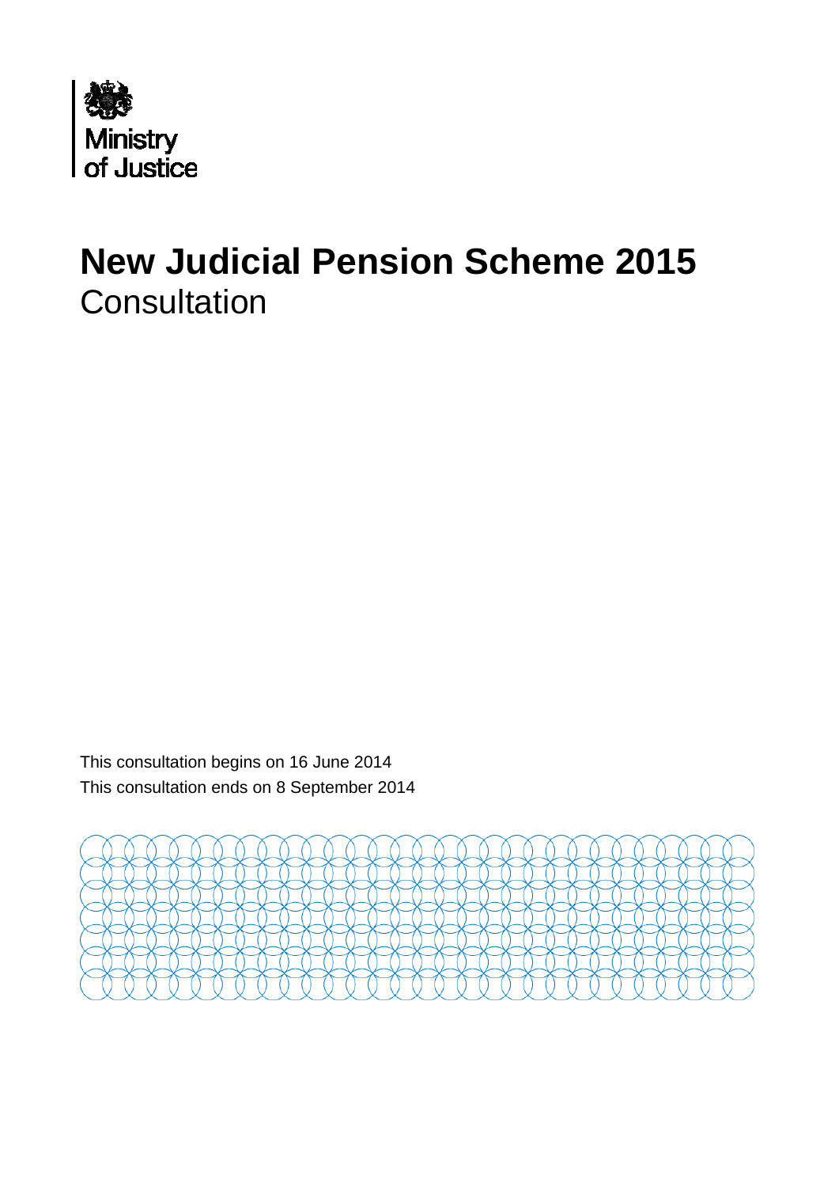Ministry of Justice

# New Judicial Pension Scheme 2015

## Consultation

This consultation begins on 16 June 2014

This consultation ends on 8 September 2014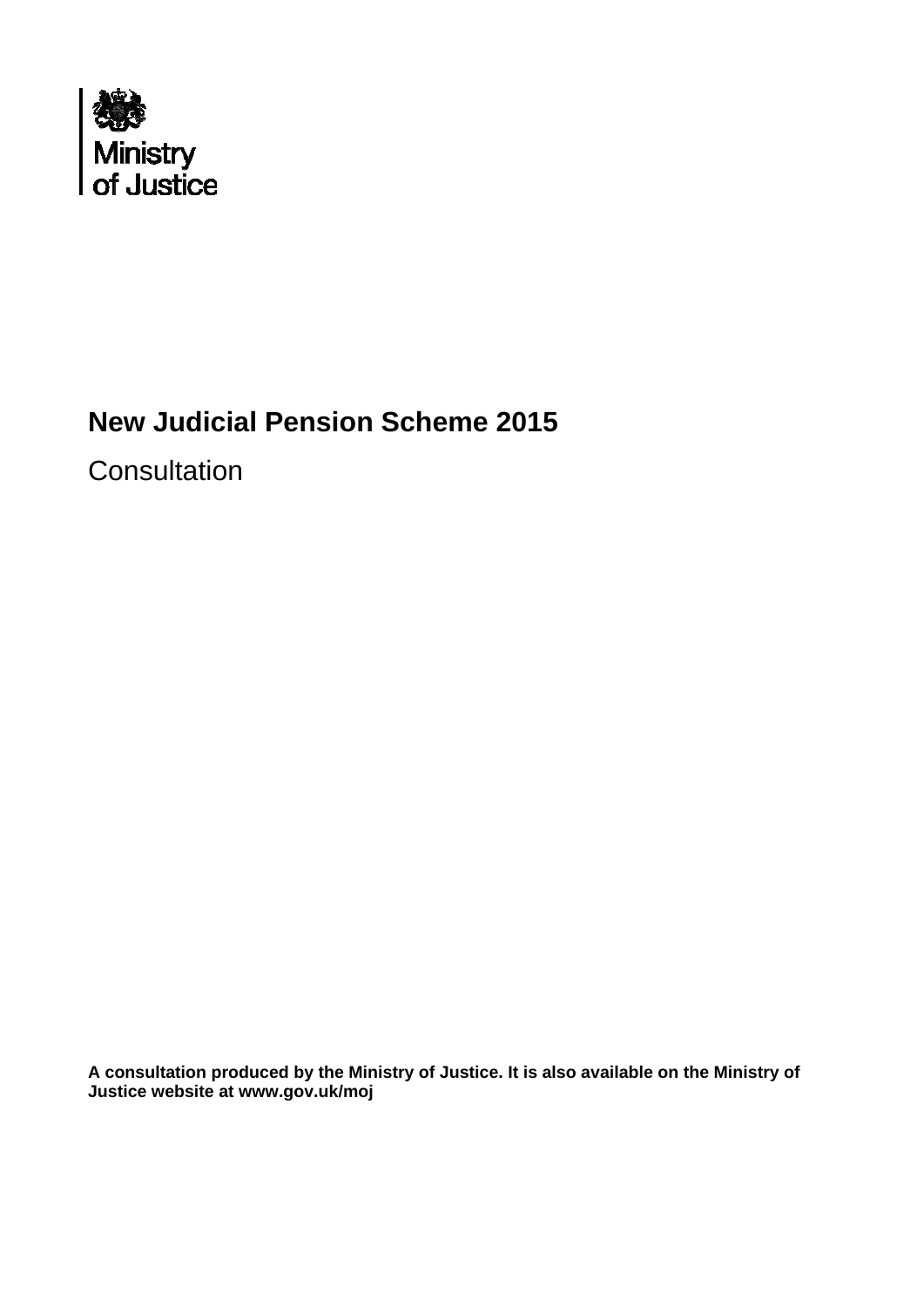Ministry of Justice

# New Judicial Pension Scheme 2015

Consultation

**A consultation produced by the Ministry of Justice. It is also available on the Ministry of Justice website at www.gov.uk/moj**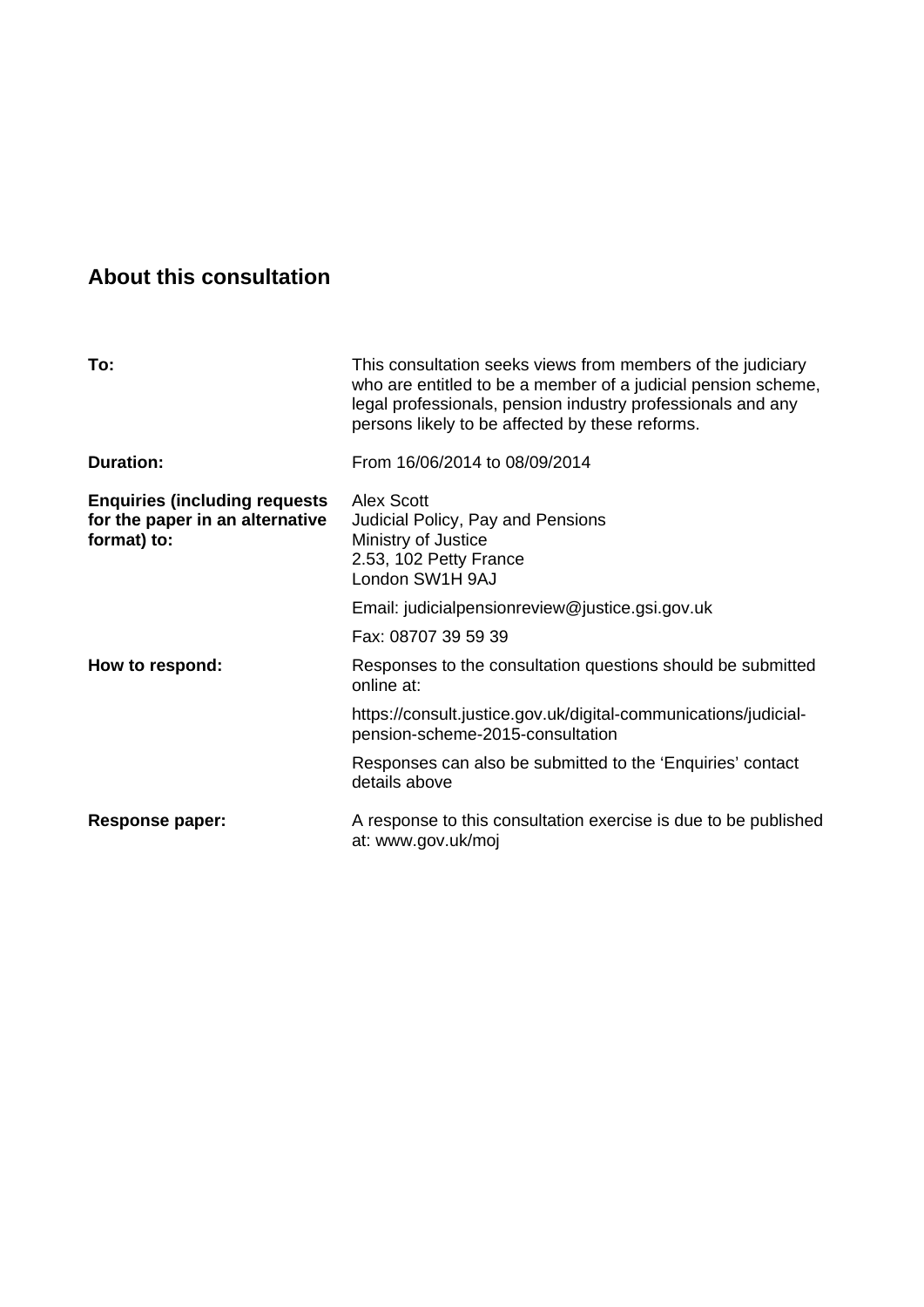## About this consultation

| | |
|---|---|
| **To:** | This consultation seeks views from members of the judiciary who are entitled to be a member of a judicial pension scheme, legal professionals, pension industry professionals and any persons likely to be affected by these reforms. |
| **Duration:** | From 16/06/2014 to 08/09/2014 |
| **Enquiries (including requests for the paper in an alternative format) to:** | Alex Scott<br>Judicial Policy, Pay and Pensions<br>Ministry of Justice<br>2.53, 102 Petty France<br>London SW1H 9AJ<br><br>Email: judicialpensionreview@justice.gsi.gov.uk<br><br>Fax: 08707 39 59 39 |
| **How to respond:** | Responses to the consultation questions should be submitted online at:<br><br>https://consult.justice.gov.uk/digital-communications/judicial-pension-scheme-2015-consultation<br><br>Responses can also be submitted to the 'Enquiries' contact details above |
| **Response paper:** | A response to this consultation exercise is due to be published at: www.gov.uk/moj |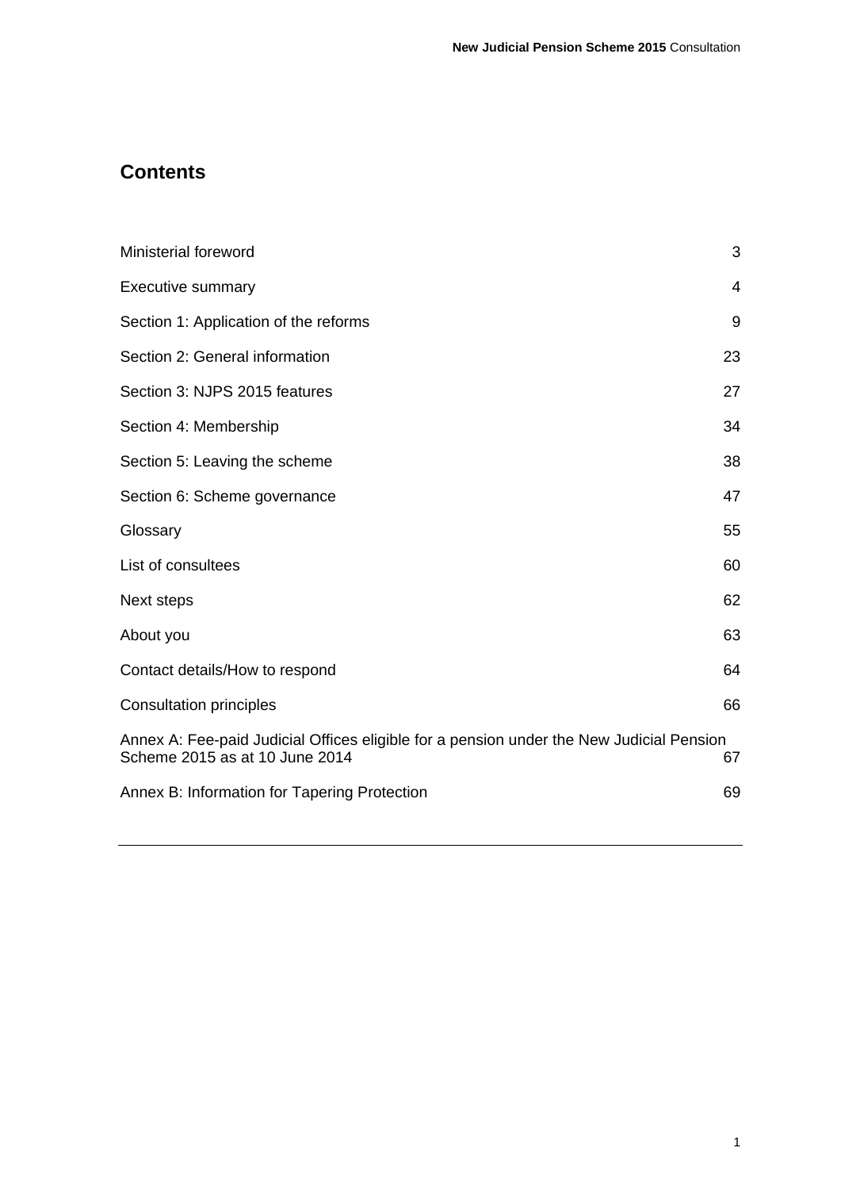## Contents

| | |
|---|---|
| Ministerial foreword | 3 |
| Executive summary | 4 |
| Section 1: Application of the reforms | 9 |
| Section 2: General information | 23 |
| Section 3: NJPS 2015 features | 27 |
| Section 4: Membership | 34 |
| Section 5: Leaving the scheme | 38 |
| Section 6: Scheme governance | 47 |
| Glossary | 55 |
| List of consultees | 60 |
| Next steps | 62 |
| About you | 63 |
| Contact details/How to respond | 64 |
| Consultation principles | 66 |
| Annex A: Fee-paid Judicial Offices eligible for a pension under the New Judicial Pension Scheme 2015 as at 10 June 2014 | 67 |
| Annex B: Information for Tapering Protection | 69 |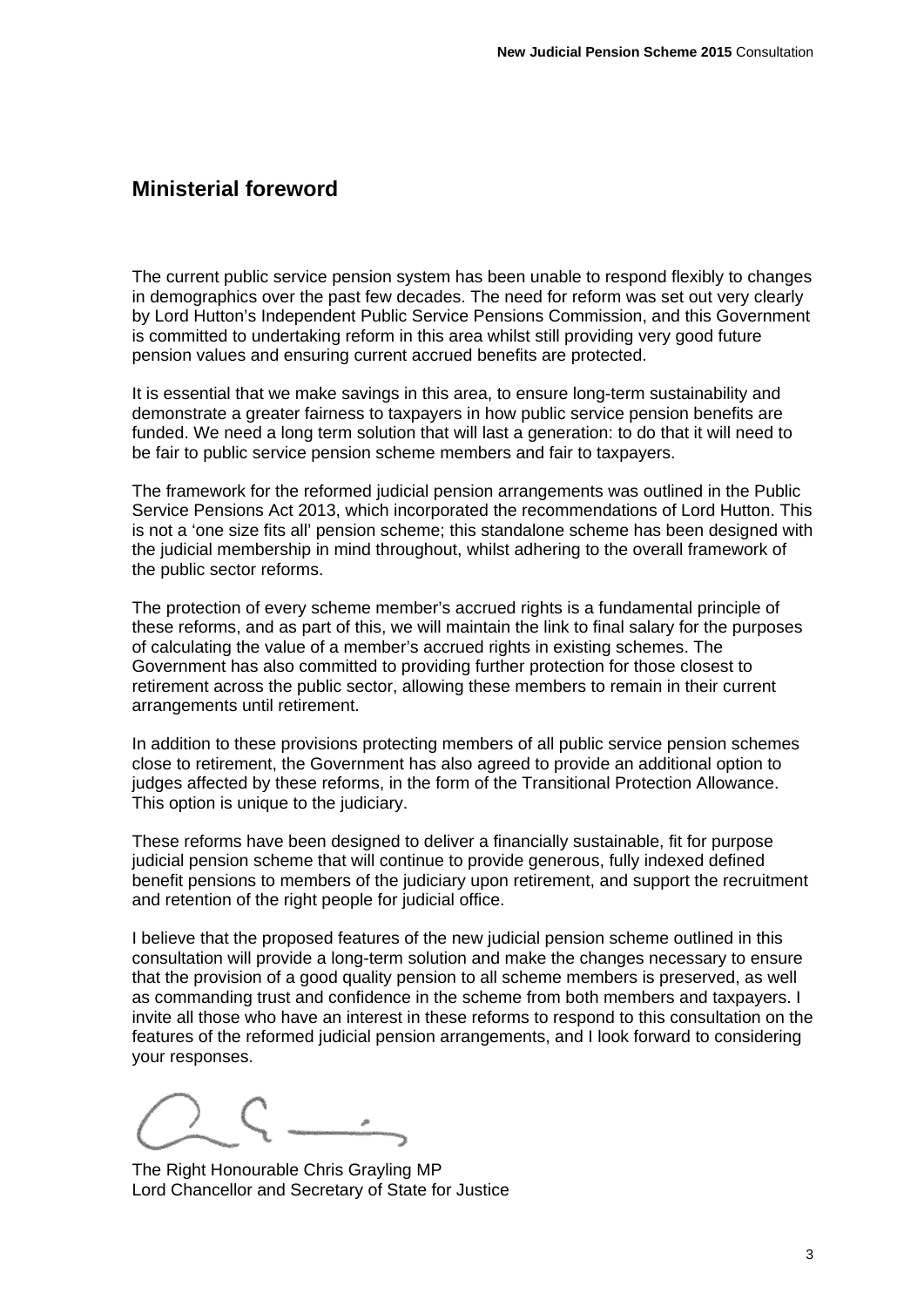## Ministerial foreword

The current public service pension system has been unable to respond flexibly to changes in demographics over the past few decades. The need for reform was set out very clearly by Lord Hutton's Independent Public Service Pensions Commission, and this Government is committed to undertaking reform in this area whilst still providing very good future pension values and ensuring current accrued benefits are protected.

It is essential that we make savings in this area, to ensure long-term sustainability and demonstrate a greater fairness to taxpayers in how public service pension benefits are funded. We need a long term solution that will last a generation: to do that it will need to be fair to public service pension scheme members and fair to taxpayers.

The framework for the reformed judicial pension arrangements was outlined in the Public Service Pensions Act 2013, which incorporated the recommendations of Lord Hutton. This is not a 'one size fits all' pension scheme; this standalone scheme has been designed with the judicial membership in mind throughout, whilst adhering to the overall framework of the public sector reforms.

The protection of every scheme member's accrued rights is a fundamental principle of these reforms, and as part of this, we will maintain the link to final salary for the purposes of calculating the value of a member's accrued rights in existing schemes. The Government has also committed to providing further protection for those closest to retirement across the public sector, allowing these members to remain in their current arrangements until retirement.

In addition to these provisions protecting members of all public service pension schemes close to retirement, the Government has also agreed to provide an additional option to judges affected by these reforms, in the form of the Transitional Protection Allowance. This option is unique to the judiciary.

These reforms have been designed to deliver a financially sustainable, fit for purpose judicial pension scheme that will continue to provide generous, fully indexed defined benefit pensions to members of the judiciary upon retirement, and support the recruitment and retention of the right people for judicial office.

I believe that the proposed features of the new judicial pension scheme outlined in this consultation will provide a long-term solution and make the changes necessary to ensure that the provision of a good quality pension to all scheme members is preserved, as well as commanding trust and confidence in the scheme from both members and taxpayers. I invite all those who have an interest in these reforms to respond to this consultation on the features of the reformed judicial pension arrangements, and I look forward to considering your responses.

The Right Honourable Chris Grayling MP
Lord Chancellor and Secretary of State for Justice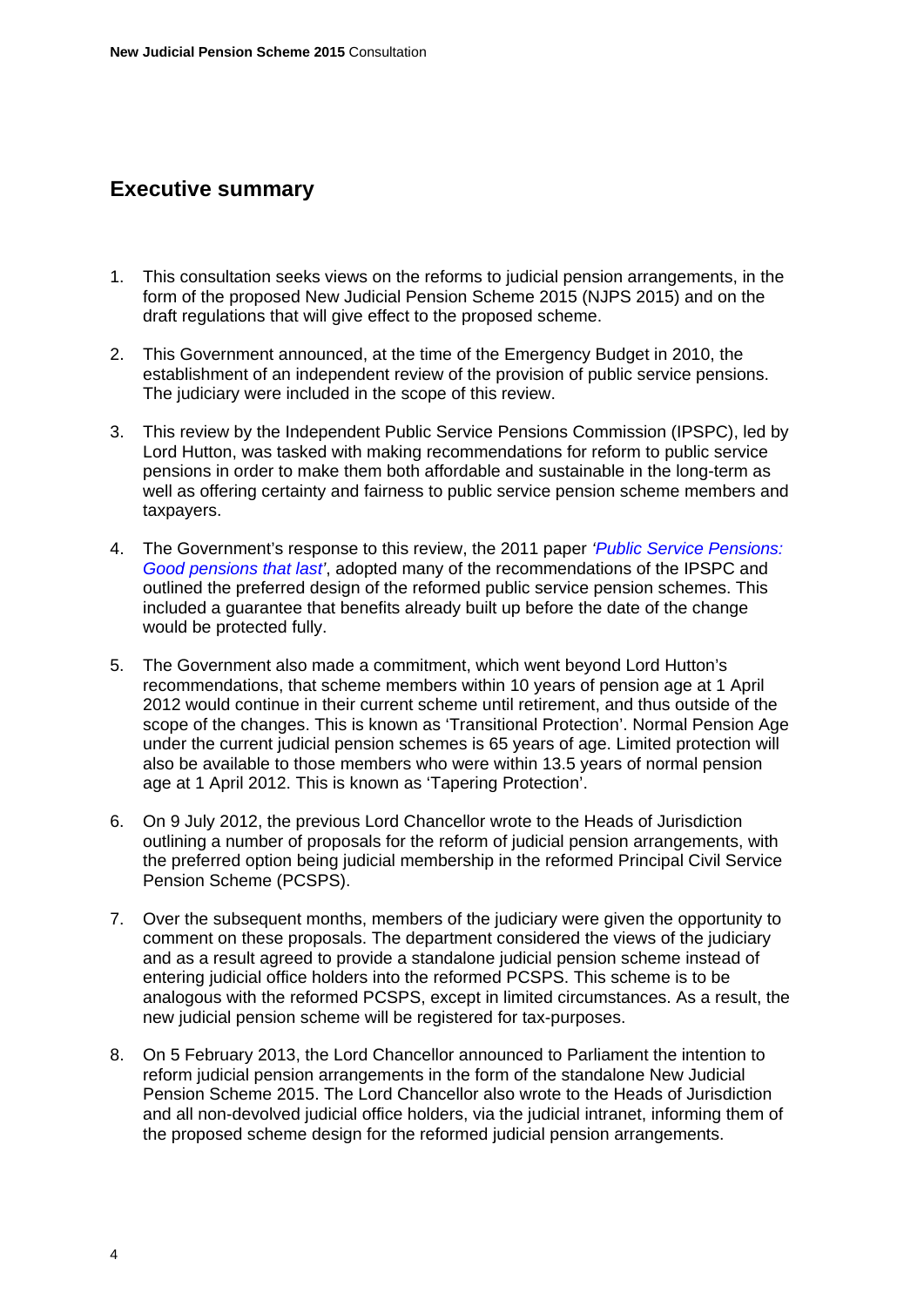## Executive summary

1. This consultation seeks views on the reforms to judicial pension arrangements, in the form of the proposed New Judicial Pension Scheme 2015 (NJPS 2015) and on the draft regulations that will give effect to the proposed scheme.

2. This Government announced, at the time of the Emergency Budget in 2010, the establishment of an independent review of the provision of public service pensions. The judiciary were included in the scope of this review.

3. This review by the Independent Public Service Pensions Commission (IPSPC), led by Lord Hutton, was tasked with making recommendations for reform to public service pensions in order to make them both affordable and sustainable in the long-term as well as offering certainty and fairness to public service pension scheme members and taxpayers.

4. The Government's response to this review, the 2011 paper *'Public Service Pensions: Good pensions that last'*, adopted many of the recommendations of the IPSPC and outlined the preferred design of the reformed public service pension schemes. This included a guarantee that benefits already built up before the date of the change would be protected fully.

5. The Government also made a commitment, which went beyond Lord Hutton's recommendations, that scheme members within 10 years of pension age at 1 April 2012 would continue in their current scheme until retirement, and thus outside of the scope of the changes. This is known as 'Transitional Protection'. Normal Pension Age under the current judicial pension schemes is 65 years of age. Limited protection will also be available to those members who were within 13.5 years of normal pension age at 1 April 2012. This is known as 'Tapering Protection'.

6. On 9 July 2012, the previous Lord Chancellor wrote to the Heads of Jurisdiction outlining a number of proposals for the reform of judicial pension arrangements, with the preferred option being judicial membership in the reformed Principal Civil Service Pension Scheme (PCSPS).

7. Over the subsequent months, members of the judiciary were given the opportunity to comment on these proposals. The department considered the views of the judiciary and as a result agreed to provide a standalone judicial pension scheme instead of entering judicial office holders into the reformed PCSPS. This scheme is to be analogous with the reformed PCSPS, except in limited circumstances. As a result, the new judicial pension scheme will be registered for tax-purposes.

8. On 5 February 2013, the Lord Chancellor announced to Parliament the intention to reform judicial pension arrangements in the form of the standalone New Judicial Pension Scheme 2015. The Lord Chancellor also wrote to the Heads of Jurisdiction and all non-devolved judicial office holders, via the judicial intranet, informing them of the proposed scheme design for the reformed judicial pension arrangements.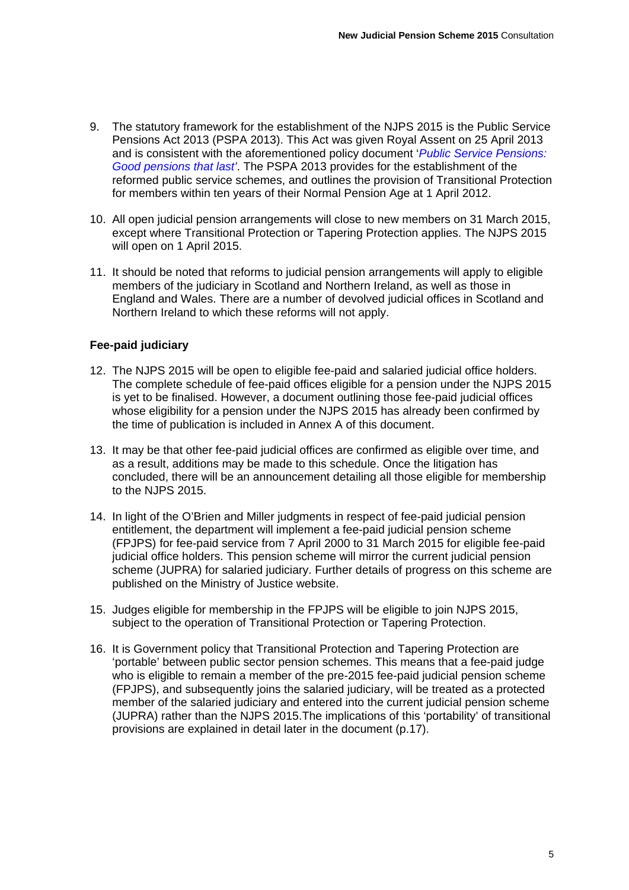9. The statutory framework for the establishment of the NJPS 2015 is the Public Service Pensions Act 2013 (PSPA 2013). This Act was given Royal Assent on 25 April 2013 and is consistent with the aforementioned policy document '*Public Service Pensions: Good pensions that last*'. The PSPA 2013 provides for the establishment of the reformed public service schemes, and outlines the provision of Transitional Protection for members within ten years of their Normal Pension Age at 1 April 2012.

10. All open judicial pension arrangements will close to new members on 31 March 2015, except where Transitional Protection or Tapering Protection applies. The NJPS 2015 will open on 1 April 2015.

11. It should be noted that reforms to judicial pension arrangements will apply to eligible members of the judiciary in Scotland and Northern Ireland, as well as those in England and Wales. There are a number of devolved judicial offices in Scotland and Northern Ireland to which these reforms will not apply.

**Fee-paid judiciary**

12. The NJPS 2015 will be open to eligible fee-paid and salaried judicial office holders. The complete schedule of fee-paid offices eligible for a pension under the NJPS 2015 is yet to be finalised. However, a document outlining those fee-paid judicial offices whose eligibility for a pension under the NJPS 2015 has already been confirmed by the time of publication is included in Annex A of this document.

13. It may be that other fee-paid judicial offices are confirmed as eligible over time, and as a result, additions may be made to this schedule. Once the litigation has concluded, there will be an announcement detailing all those eligible for membership to the NJPS 2015.

14. In light of the O'Brien and Miller judgments in respect of fee-paid judicial pension entitlement, the department will implement a fee-paid judicial pension scheme (FPJPS) for fee-paid service from 7 April 2000 to 31 March 2015 for eligible fee-paid judicial office holders. This pension scheme will mirror the current judicial pension scheme (JUPRA) for salaried judiciary. Further details of progress on this scheme are published on the Ministry of Justice website.

15. Judges eligible for membership in the FPJPS will be eligible to join NJPS 2015, subject to the operation of Transitional Protection or Tapering Protection.

16. It is Government policy that Transitional Protection and Tapering Protection are 'portable' between public sector pension schemes. This means that a fee-paid judge who is eligible to remain a member of the pre-2015 fee-paid judicial pension scheme (FPJPS), and subsequently joins the salaried judiciary, will be treated as a protected member of the salaried judiciary and entered into the current judicial pension scheme (JUPRA) rather than the NJPS 2015.The implications of this 'portability' of transitional provisions are explained in detail later in the document (p.17).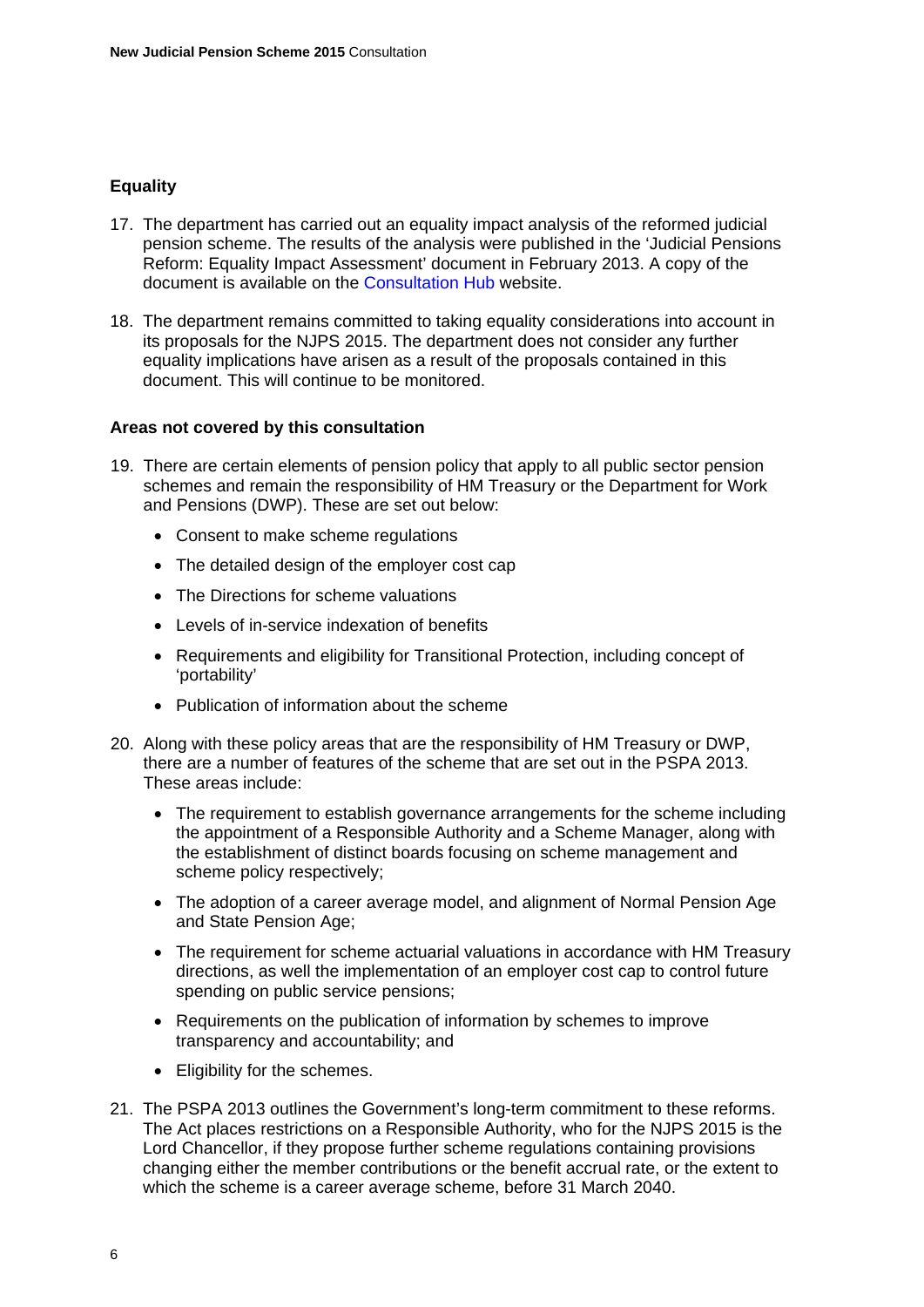**Equality**

17. The department has carried out an equality impact analysis of the reformed judicial pension scheme. The results of the analysis were published in the 'Judicial Pensions Reform: Equality Impact Assessment' document in February 2013. A copy of the document is available on the Consultation Hub website.

18. The department remains committed to taking equality considerations into account in its proposals for the NJPS 2015. The department does not consider any further equality implications have arisen as a result of the proposals contained in this document. This will continue to be monitored.

**Areas not covered by this consultation**

19. There are certain elements of pension policy that apply to all public sector pension schemes and remain the responsibility of HM Treasury or the Department for Work and Pensions (DWP). These are set out below:

    - Consent to make scheme regulations
    - The detailed design of the employer cost cap
    - The Directions for scheme valuations
    - Levels of in-service indexation of benefits
    - Requirements and eligibility for Transitional Protection, including concept of 'portability'
    - Publication of information about the scheme

20. Along with these policy areas that are the responsibility of HM Treasury or DWP, there are a number of features of the scheme that are set out in the PSPA 2013. These areas include:

    - The requirement to establish governance arrangements for the scheme including the appointment of a Responsible Authority and a Scheme Manager, along with the establishment of distinct boards focusing on scheme management and scheme policy respectively;
    - The adoption of a career average model, and alignment of Normal Pension Age and State Pension Age;
    - The requirement for scheme actuarial valuations in accordance with HM Treasury directions, as well the implementation of an employer cost cap to control future spending on public service pensions;
    - Requirements on the publication of information by schemes to improve transparency and accountability; and
    - Eligibility for the schemes.

21. The PSPA 2013 outlines the Government's long-term commitment to these reforms. The Act places restrictions on a Responsible Authority, who for the NJPS 2015 is the Lord Chancellor, if they propose further scheme regulations containing provisions changing either the member contributions or the benefit accrual rate, or the extent to which the scheme is a career average scheme, before 31 March 2040.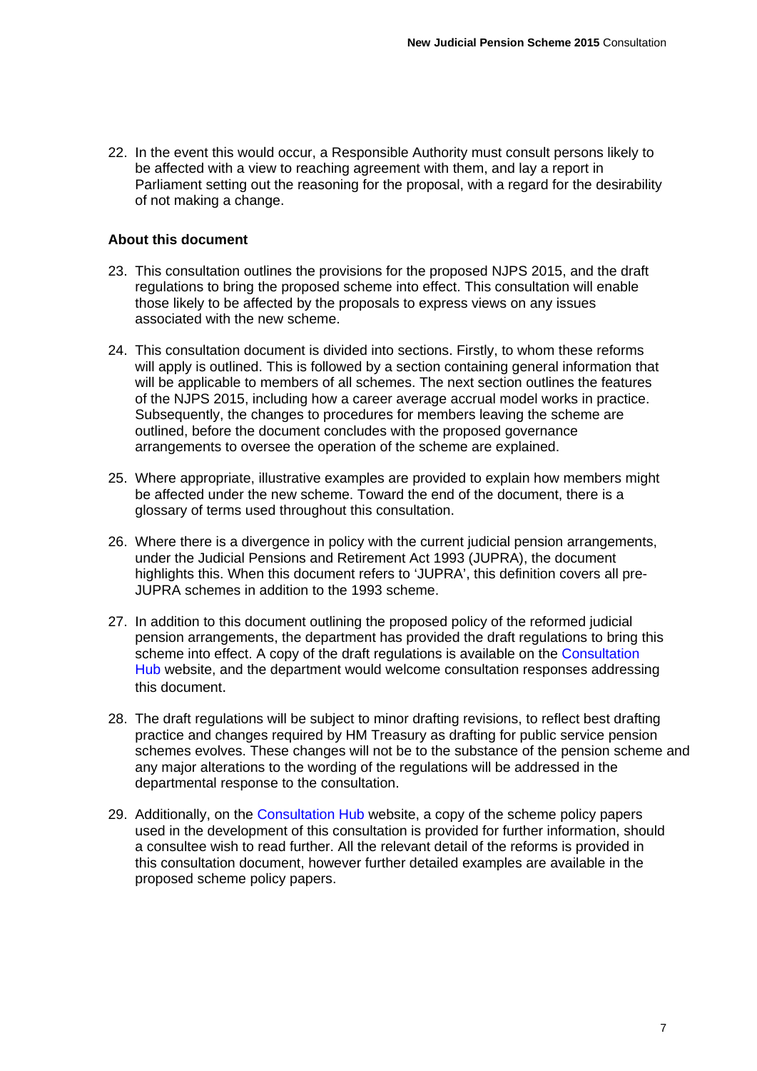22. In the event this would occur, a Responsible Authority must consult persons likely to be affected with a view to reaching agreement with them, and lay a report in Parliament setting out the reasoning for the proposal, with a regard for the desirability of not making a change.

**About this document**

23. This consultation outlines the provisions for the proposed NJPS 2015, and the draft regulations to bring the proposed scheme into effect. This consultation will enable those likely to be affected by the proposals to express views on any issues associated with the new scheme.

24. This consultation document is divided into sections. Firstly, to whom these reforms will apply is outlined. This is followed by a section containing general information that will be applicable to members of all schemes. The next section outlines the features of the NJPS 2015, including how a career average accrual model works in practice. Subsequently, the changes to procedures for members leaving the scheme are outlined, before the document concludes with the proposed governance arrangements to oversee the operation of the scheme are explained.

25. Where appropriate, illustrative examples are provided to explain how members might be affected under the new scheme. Toward the end of the document, there is a glossary of terms used throughout this consultation.

26. Where there is a divergence in policy with the current judicial pension arrangements, under the Judicial Pensions and Retirement Act 1993 (JUPRA), the document highlights this. When this document refers to 'JUPRA', this definition covers all pre-JUPRA schemes in addition to the 1993 scheme.

27. In addition to this document outlining the proposed policy of the reformed judicial pension arrangements, the department has provided the draft regulations to bring this scheme into effect. A copy of the draft regulations is available on the Consultation Hub website, and the department would welcome consultation responses addressing this document.

28. The draft regulations will be subject to minor drafting revisions, to reflect best drafting practice and changes required by HM Treasury as drafting for public service pension schemes evolves. These changes will not be to the substance of the pension scheme and any major alterations to the wording of the regulations will be addressed in the departmental response to the consultation.

29. Additionally, on the Consultation Hub website, a copy of the scheme policy papers used in the development of this consultation is provided for further information, should a consultee wish to read further. All the relevant detail of the reforms is provided in this consultation document, however further detailed examples are available in the proposed scheme policy papers.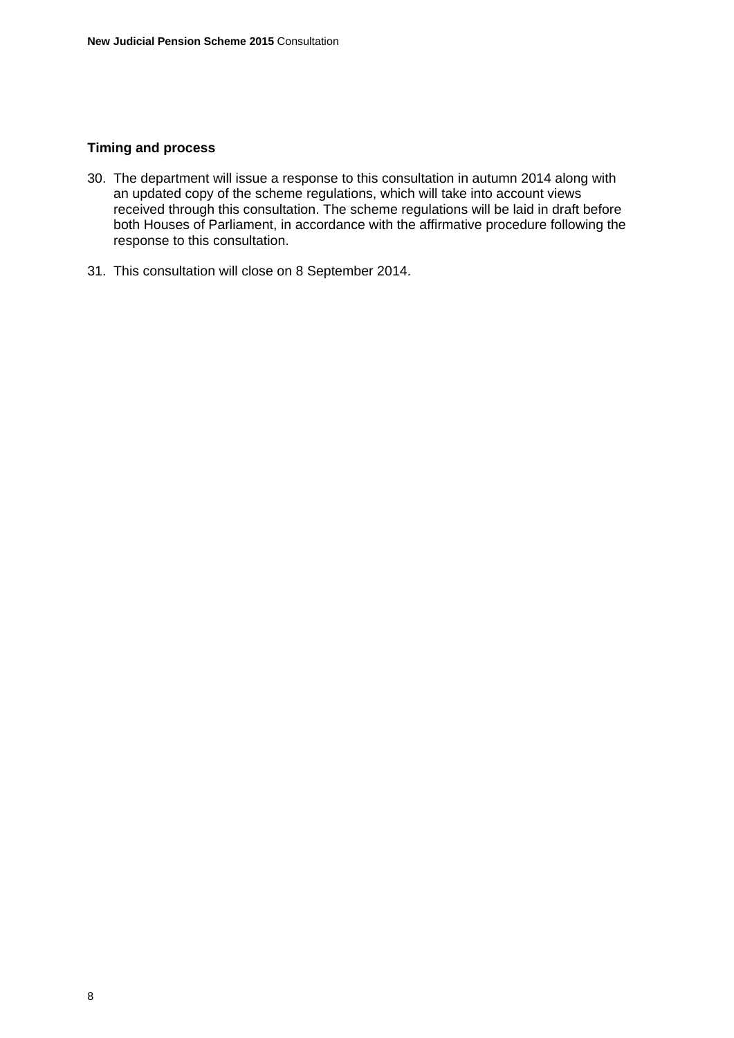### Timing and process

30. The department will issue a response to this consultation in autumn 2014 along with an updated copy of the scheme regulations, which will take into account views received through this consultation. The scheme regulations will be laid in draft before both Houses of Parliament, in accordance with the affirmative procedure following the response to this consultation.

31. This consultation will close on 8 September 2014.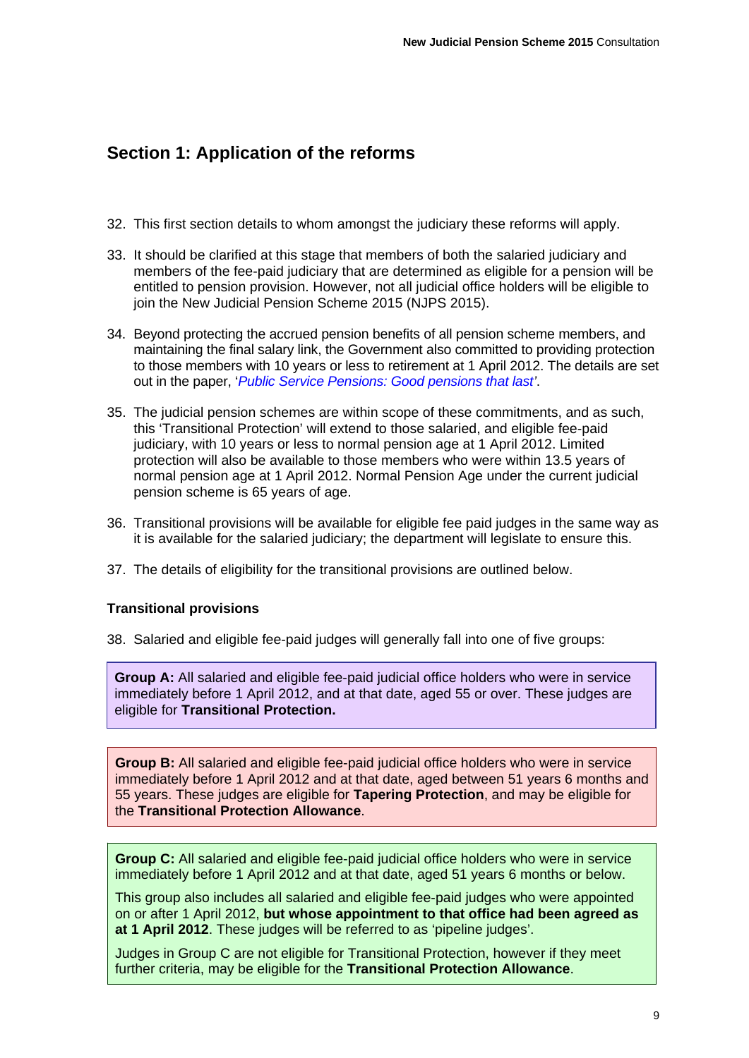## Section 1: Application of the reforms

32. This first section details to whom amongst the judiciary these reforms will apply.

33. It should be clarified at this stage that members of both the salaried judiciary and members of the fee-paid judiciary that are determined as eligible for a pension will be entitled to pension provision. However, not all judicial office holders will be eligible to join the New Judicial Pension Scheme 2015 (NJPS 2015).

34. Beyond protecting the accrued pension benefits of all pension scheme members, and maintaining the final salary link, the Government also committed to providing protection to those members with 10 years or less to retirement at 1 April 2012. The details are set out in the paper, '*Public Service Pensions: Good pensions that last*'.

35. The judicial pension schemes are within scope of these commitments, and as such, this 'Transitional Protection' will extend to those salaried, and eligible fee-paid judiciary, with 10 years or less to normal pension age at 1 April 2012. Limited protection will also be available to those members who were within 13.5 years of normal pension age at 1 April 2012. Normal Pension Age under the current judicial pension scheme is 65 years of age.

36. Transitional provisions will be available for eligible fee paid judges in the same way as it is available for the salaried judiciary; the department will legislate to ensure this.

37. The details of eligibility for the transitional provisions are outlined below.

### Transitional provisions

38. Salaried and eligible fee-paid judges will generally fall into one of five groups:

**Group A:** All salaried and eligible fee-paid judicial office holders who were in service immediately before 1 April 2012, and at that date, aged 55 or over. These judges are eligible for **Transitional Protection.**

**Group B:** All salaried and eligible fee-paid judicial office holders who were in service immediately before 1 April 2012 and at that date, aged between 51 years 6 months and 55 years. These judges are eligible for **Tapering Protection**, and may be eligible for the **Transitional Protection Allowance**.

**Group C:** All salaried and eligible fee-paid judicial office holders who were in service immediately before 1 April 2012 and at that date, aged 51 years 6 months or below.

This group also includes all salaried and eligible fee-paid judges who were appointed on or after 1 April 2012, **but whose appointment to that office had been agreed as at 1 April 2012**. These judges will be referred to as 'pipeline judges'.

Judges in Group C are not eligible for Transitional Protection, however if they meet further criteria, may be eligible for the **Transitional Protection Allowance**.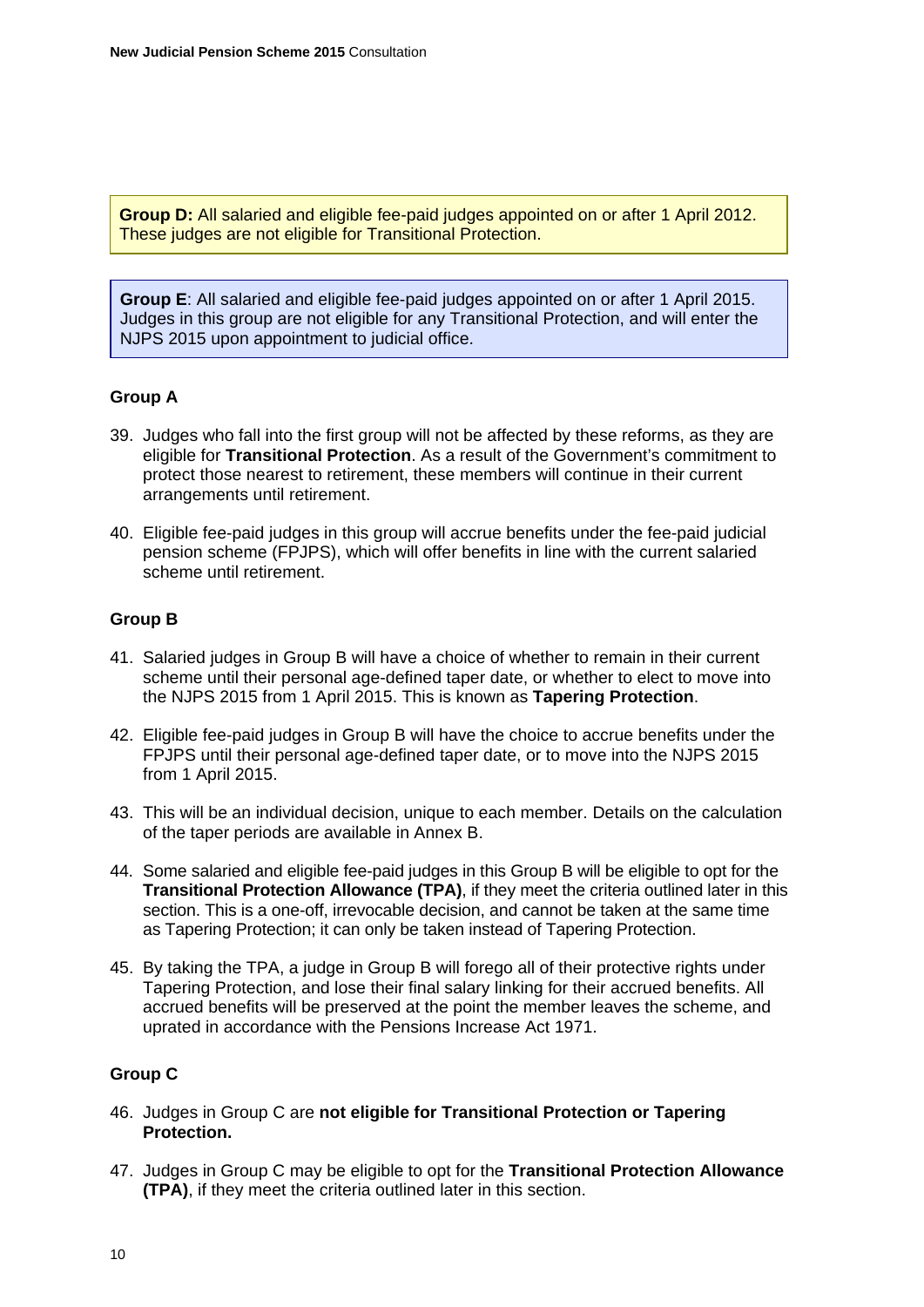**Group D:** All salaried and eligible fee-paid judges appointed on or after 1 April 2012. These judges are not eligible for Transitional Protection.

**Group E**: All salaried and eligible fee-paid judges appointed on or after 1 April 2015. Judges in this group are not eligible for any Transitional Protection, and will enter the NJPS 2015 upon appointment to judicial office.

### Group A

39. Judges who fall into the first group will not be affected by these reforms, as they are eligible for **Transitional Protection**. As a result of the Government's commitment to protect those nearest to retirement, these members will continue in their current arrangements until retirement.

40. Eligible fee-paid judges in this group will accrue benefits under the fee-paid judicial pension scheme (FPJPS), which will offer benefits in line with the current salaried scheme until retirement.

### Group B

41. Salaried judges in Group B will have a choice of whether to remain in their current scheme until their personal age-defined taper date, or whether to elect to move into the NJPS 2015 from 1 April 2015. This is known as **Tapering Protection**.

42. Eligible fee-paid judges in Group B will have the choice to accrue benefits under the FPJPS until their personal age-defined taper date, or to move into the NJPS 2015 from 1 April 2015.

43. This will be an individual decision, unique to each member. Details on the calculation of the taper periods are available in Annex B.

44. Some salaried and eligible fee-paid judges in this Group B will be eligible to opt for the **Transitional Protection Allowance (TPA)**, if they meet the criteria outlined later in this section. This is a one-off, irrevocable decision, and cannot be taken at the same time as Tapering Protection; it can only be taken instead of Tapering Protection.

45. By taking the TPA, a judge in Group B will forego all of their protective rights under Tapering Protection, and lose their final salary linking for their accrued benefits. All accrued benefits will be preserved at the point the member leaves the scheme, and uprated in accordance with the Pensions Increase Act 1971.

### Group C

46. Judges in Group C are **not eligible for Transitional Protection or Tapering Protection.**

47. Judges in Group C may be eligible to opt for the **Transitional Protection Allowance (TPA)**, if they meet the criteria outlined later in this section.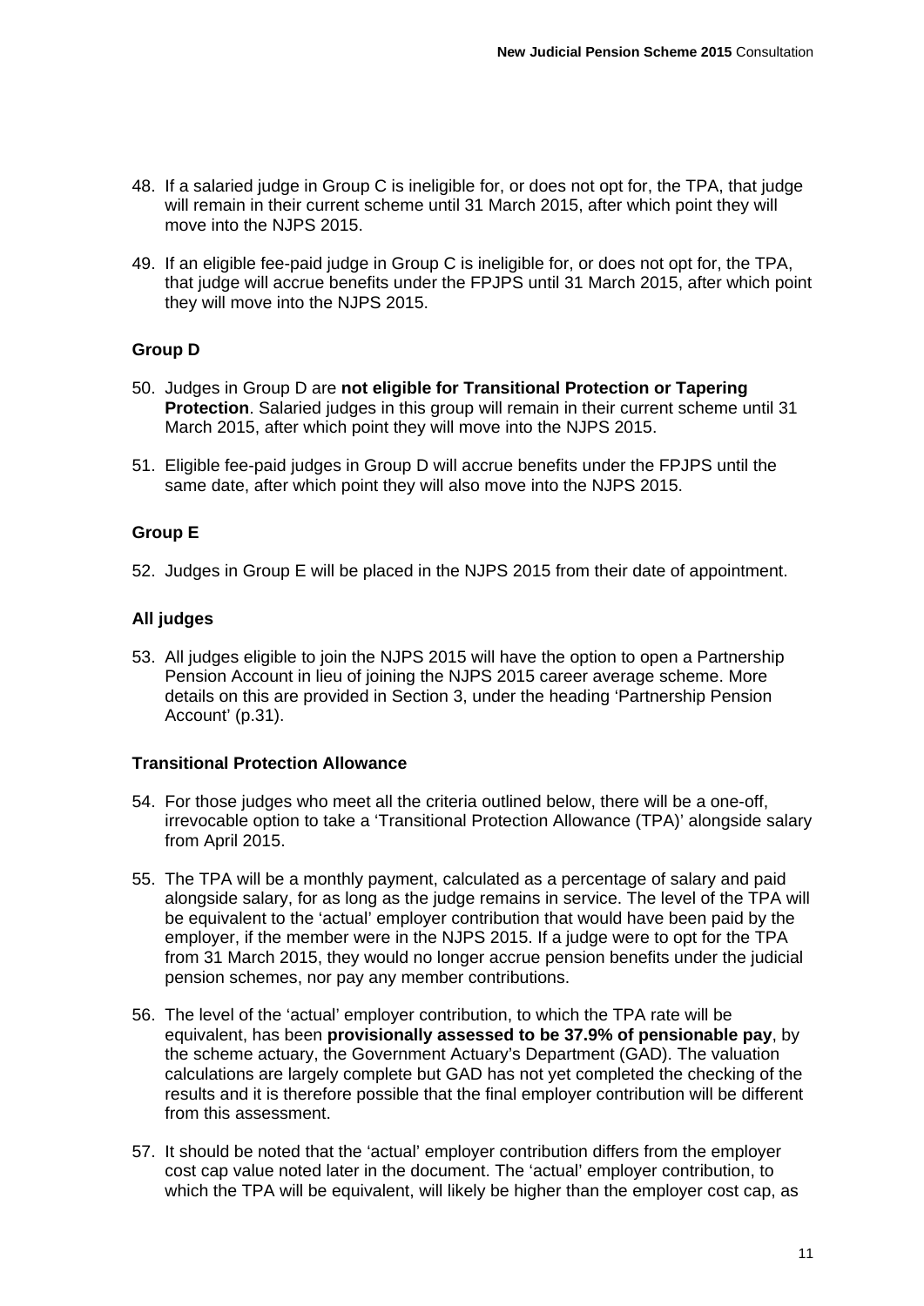48. If a salaried judge in Group C is ineligible for, or does not opt for, the TPA, that judge will remain in their current scheme until 31 March 2015, after which point they will move into the NJPS 2015.

49. If an eligible fee-paid judge in Group C is ineligible for, or does not opt for, the TPA, that judge will accrue benefits under the FPJPS until 31 March 2015, after which point they will move into the NJPS 2015.

### Group D

50. Judges in Group D are **not eligible for Transitional Protection or Tapering Protection**. Salaried judges in this group will remain in their current scheme until 31 March 2015, after which point they will move into the NJPS 2015.

51. Eligible fee-paid judges in Group D will accrue benefits under the FPJPS until the same date, after which point they will also move into the NJPS 2015.

### Group E

52. Judges in Group E will be placed in the NJPS 2015 from their date of appointment.

### All judges

53. All judges eligible to join the NJPS 2015 will have the option to open a Partnership Pension Account in lieu of joining the NJPS 2015 career average scheme. More details on this are provided in Section 3, under the heading 'Partnership Pension Account' (p.31).

### Transitional Protection Allowance

54. For those judges who meet all the criteria outlined below, there will be a one-off, irrevocable option to take a 'Transitional Protection Allowance (TPA)' alongside salary from April 2015.

55. The TPA will be a monthly payment, calculated as a percentage of salary and paid alongside salary, for as long as the judge remains in service. The level of the TPA will be equivalent to the 'actual' employer contribution that would have been paid by the employer, if the member were in the NJPS 2015. If a judge were to opt for the TPA from 31 March 2015, they would no longer accrue pension benefits under the judicial pension schemes, nor pay any member contributions.

56. The level of the 'actual' employer contribution, to which the TPA rate will be equivalent, has been **provisionally assessed to be 37.9% of pensionable pay**, by the scheme actuary, the Government Actuary's Department (GAD). The valuation calculations are largely complete but GAD has not yet completed the checking of the results and it is therefore possible that the final employer contribution will be different from this assessment.

57. It should be noted that the 'actual' employer contribution differs from the employer cost cap value noted later in the document. The 'actual' employer contribution, to which the TPA will be equivalent, will likely be higher than the employer cost cap, as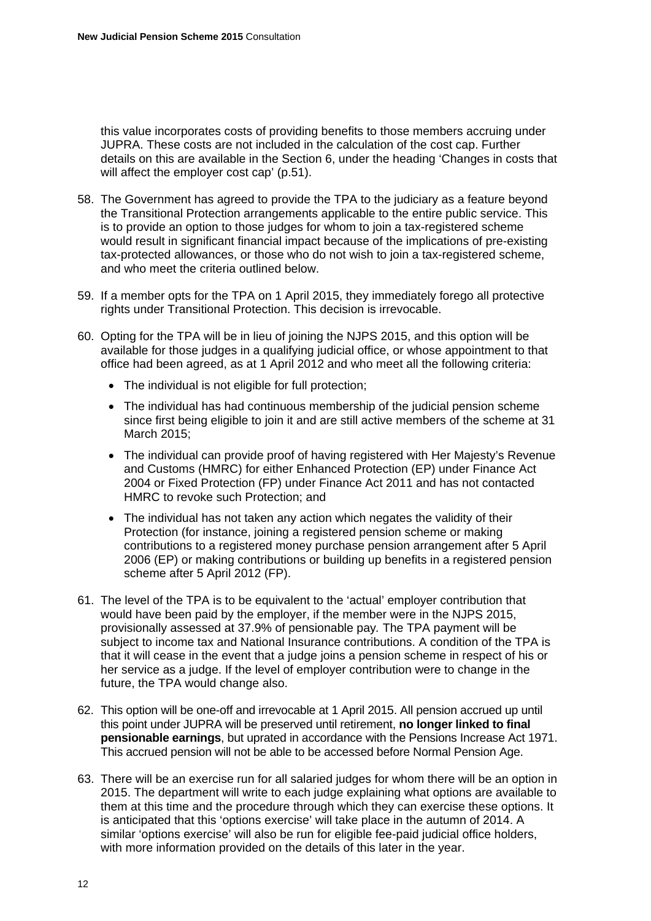this value incorporates costs of providing benefits to those members accruing under JUPRA. These costs are not included in the calculation of the cost cap. Further details on this are available in the Section 6, under the heading 'Changes in costs that will affect the employer cost cap' (p.51).

58. The Government has agreed to provide the TPA to the judiciary as a feature beyond the Transitional Protection arrangements applicable to the entire public service. This is to provide an option to those judges for whom to join a tax-registered scheme would result in significant financial impact because of the implications of pre-existing tax-protected allowances, or those who do not wish to join a tax-registered scheme, and who meet the criteria outlined below.

59. If a member opts for the TPA on 1 April 2015, they immediately forego all protective rights under Transitional Protection. This decision is irrevocable.

60. Opting for the TPA will be in lieu of joining the NJPS 2015, and this option will be available for those judges in a qualifying judicial office, or whose appointment to that office had been agreed, as at 1 April 2012 and who meet all the following criteria:

    - The individual is not eligible for full protection;
    - The individual has had continuous membership of the judicial pension scheme since first being eligible to join it and are still active members of the scheme at 31 March 2015;
    - The individual can provide proof of having registered with Her Majesty's Revenue and Customs (HMRC) for either Enhanced Protection (EP) under Finance Act 2004 or Fixed Protection (FP) under Finance Act 2011 and has not contacted HMRC to revoke such Protection; and
    - The individual has not taken any action which negates the validity of their Protection (for instance, joining a registered pension scheme or making contributions to a registered money purchase pension arrangement after 5 April 2006 (EP) or making contributions or building up benefits in a registered pension scheme after 5 April 2012 (FP).

61. The level of the TPA is to be equivalent to the 'actual' employer contribution that would have been paid by the employer, if the member were in the NJPS 2015, provisionally assessed at 37.9% of pensionable pay. The TPA payment will be subject to income tax and National Insurance contributions. A condition of the TPA is that it will cease in the event that a judge joins a pension scheme in respect of his or her service as a judge. If the level of employer contribution were to change in the future, the TPA would change also.

62. This option will be one-off and irrevocable at 1 April 2015. All pension accrued up until this point under JUPRA will be preserved until retirement, **no longer linked to final pensionable earnings**, but uprated in accordance with the Pensions Increase Act 1971. This accrued pension will not be able to be accessed before Normal Pension Age.

63. There will be an exercise run for all salaried judges for whom there will be an option in 2015. The department will write to each judge explaining what options are available to them at this time and the procedure through which they can exercise these options. It is anticipated that this 'options exercise' will take place in the autumn of 2014. A similar 'options exercise' will also be run for eligible fee-paid judicial office holders, with more information provided on the details of this later in the year.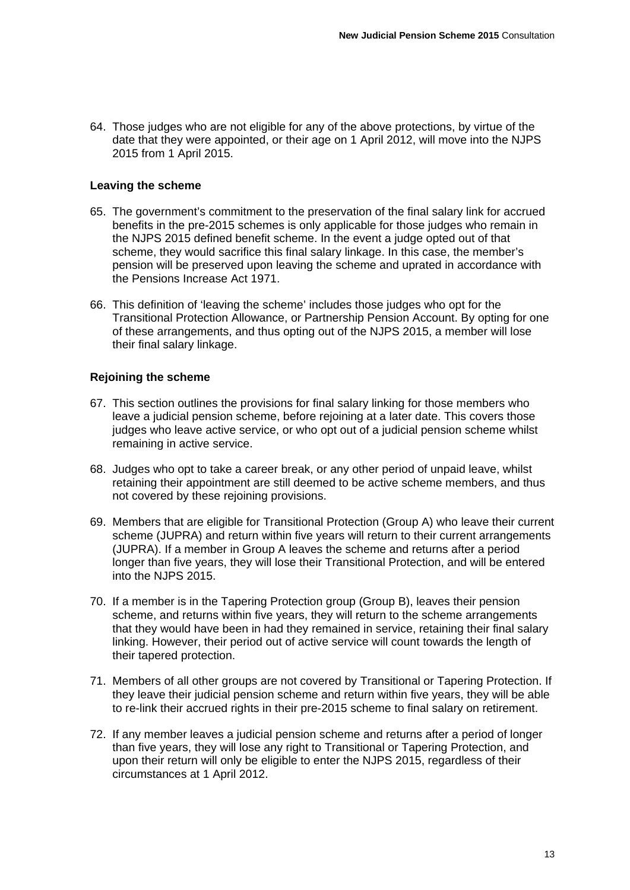64. Those judges who are not eligible for any of the above protections, by virtue of the date that they were appointed, or their age on 1 April 2012, will move into the NJPS 2015 from 1 April 2015.

**Leaving the scheme**

65. The government's commitment to the preservation of the final salary link for accrued benefits in the pre-2015 schemes is only applicable for those judges who remain in the NJPS 2015 defined benefit scheme. In the event a judge opted out of that scheme, they would sacrifice this final salary linkage. In this case, the member's pension will be preserved upon leaving the scheme and uprated in accordance with the Pensions Increase Act 1971.

66. This definition of 'leaving the scheme' includes those judges who opt for the Transitional Protection Allowance, or Partnership Pension Account. By opting for one of these arrangements, and thus opting out of the NJPS 2015, a member will lose their final salary linkage.

**Rejoining the scheme**

67. This section outlines the provisions for final salary linking for those members who leave a judicial pension scheme, before rejoining at a later date. This covers those judges who leave active service, or who opt out of a judicial pension scheme whilst remaining in active service.

68. Judges who opt to take a career break, or any other period of unpaid leave, whilst retaining their appointment are still deemed to be active scheme members, and thus not covered by these rejoining provisions.

69. Members that are eligible for Transitional Protection (Group A) who leave their current scheme (JUPRA) and return within five years will return to their current arrangements (JUPRA). If a member in Group A leaves the scheme and returns after a period longer than five years, they will lose their Transitional Protection, and will be entered into the NJPS 2015.

70. If a member is in the Tapering Protection group (Group B), leaves their pension scheme, and returns within five years, they will return to the scheme arrangements that they would have been in had they remained in service, retaining their final salary linking. However, their period out of active service will count towards the length of their tapered protection.

71. Members of all other groups are not covered by Transitional or Tapering Protection. If they leave their judicial pension scheme and return within five years, they will be able to re-link their accrued rights in their pre-2015 scheme to final salary on retirement.

72. If any member leaves a judicial pension scheme and returns after a period of longer than five years, they will lose any right to Transitional or Tapering Protection, and upon their return will only be eligible to enter the NJPS 2015, regardless of their circumstances at 1 April 2012.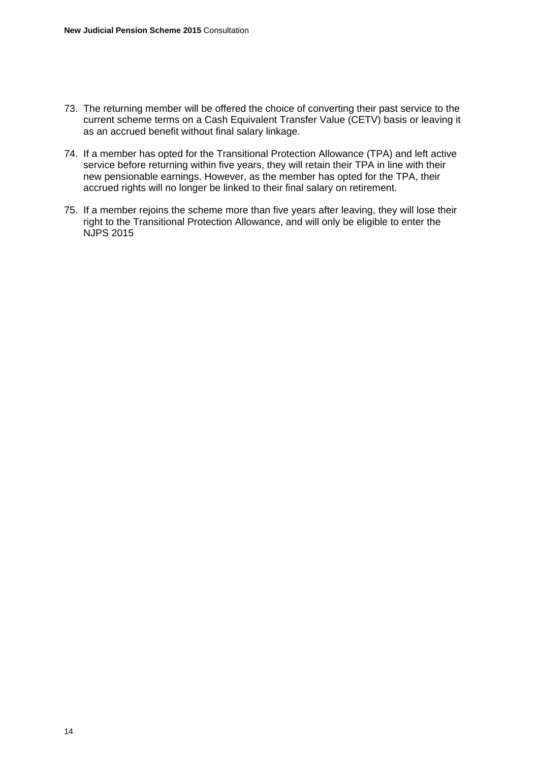73. The returning member will be offered the choice of converting their past service to the current scheme terms on a Cash Equivalent Transfer Value (CETV) basis or leaving it as an accrued benefit without final salary linkage.

74. If a member has opted for the Transitional Protection Allowance (TPA) and left active service before returning within five years, they will retain their TPA in line with their new pensionable earnings. However, as the member has opted for the TPA, their accrued rights will no longer be linked to their final salary on retirement.

75. If a member rejoins the scheme more than five years after leaving, they will lose their right to the Transitional Protection Allowance, and will only be eligible to enter the NJPS 2015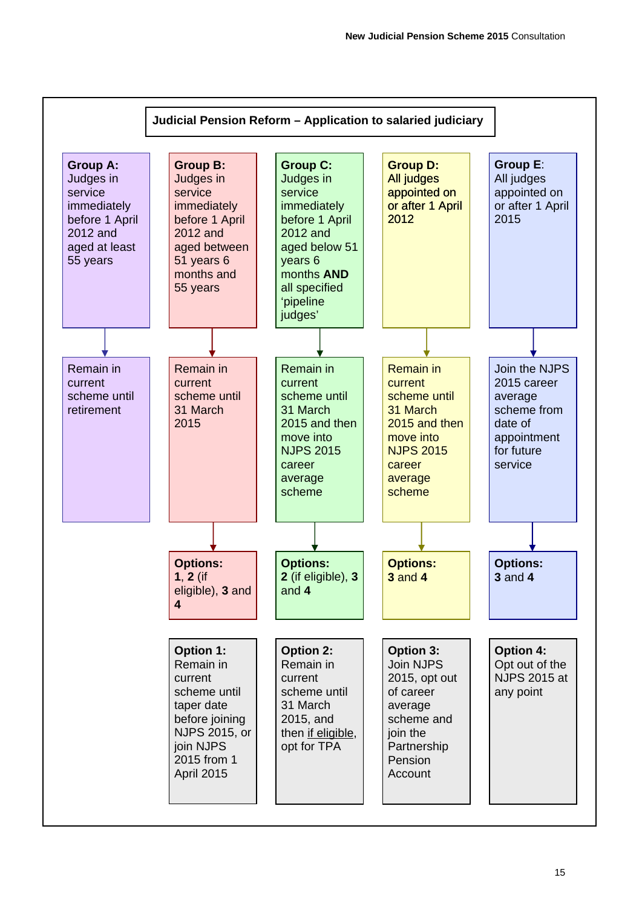## Judicial Pension Reform – Application to salaried judiciary

| Group A | Group B | Group C | Group D | Group E |
|---|---|---|---|---|
| **Group A:** Judges in service immediately before 1 April 2012 and aged at least 55 years | **Group B:** Judges in service immediately before 1 April 2012 and aged between 51 years 6 months and 55 years | **Group C:** Judges in service immediately before 1 April 2012 and aged below 51 years 6 months **AND** all specified 'pipeline judges' | **Group D:** All judges appointed on or after 1 April 2012 | **Group E:** All judges appointed on or after 1 April 2015 |
| Remain in current scheme until retirement | Remain in current scheme until 31 March 2015 | Remain in current scheme until 31 March 2015 and then move into NJPS 2015 career average scheme | Remain in current scheme until 31 March 2015 and then move into NJPS 2015 career average scheme | Join the NJPS 2015 career average scheme from date of appointment for future service |
| | **Options:** **1**, **2** (if eligible), **3** and **4** | **Options:** **2** (if eligible), **3** and **4** | **Options:** **3** and **4** | **Options:** **3** and **4** |

**Option 1:** Remain in current scheme until taper date before joining NJPS 2015, or join NJPS 2015 from 1 April 2015

**Option 2:** Remain in current scheme until 31 March 2015, and then if eligible, opt for TPA

**Option 3:** Join NJPS 2015, opt out of career average scheme and join the Partnership Pension Account

**Option 4:** Opt out of the NJPS 2015 at any point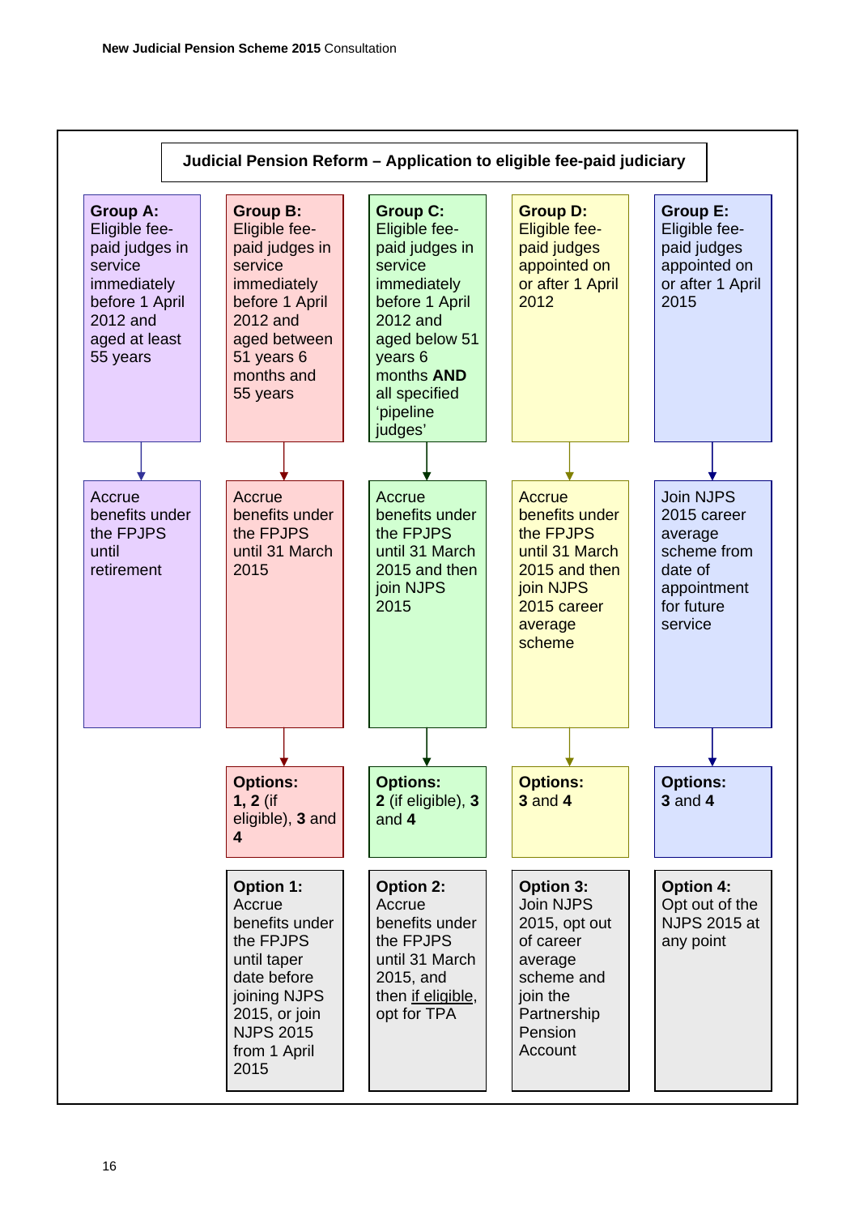## Judicial Pension Reform – Application to eligible fee-paid judiciary

| Group A | Group B | Group C | Group D | Group E |
| --- | --- | --- | --- | --- |
| **Group A:** Eligible fee-paid judges in service immediately before 1 April 2012 and aged at least 55 years | **Group B:** Eligible fee-paid judges in service immediately before 1 April 2012 and aged between 51 years 6 months and 55 years | **Group C:** Eligible fee-paid judges in service immediately before 1 April 2012 and aged below 51 years 6 months **AND** all specified 'pipeline judges' | **Group D:** Eligible fee-paid judges appointed on or after 1 April 2012 | **Group E:** Eligible fee-paid judges appointed on or after 1 April 2015 |
| Accrue benefits under the FPJPS until retirement | Accrue benefits under the FPJPS until 31 March 2015 | Accrue benefits under the FPJPS until 31 March 2015 and then join NJPS 2015 | Accrue benefits under the FPJPS until 31 March 2015 and then join NJPS 2015 career average scheme | Join NJPS 2015 career average scheme from date of appointment for future service |
| | **Options:** **1, 2** (if eligible), **3** and **4** | **Options:** **2** (if eligible), **3** and **4** | **Options:** **3** and **4** | **Options:** **3** and **4** |
| | **Option 1:** Accrue benefits under the FPJPS until taper date before joining NJPS 2015, or join NJPS 2015 from 1 April 2015 | **Option 2:** Accrue benefits under the FPJPS until 31 March 2015, and then if eligible, opt for TPA | **Option 3:** Join NJPS 2015, opt out of career average scheme and join the Partnership Pension Account | **Option 4:** Opt out of the NJPS 2015 at any point |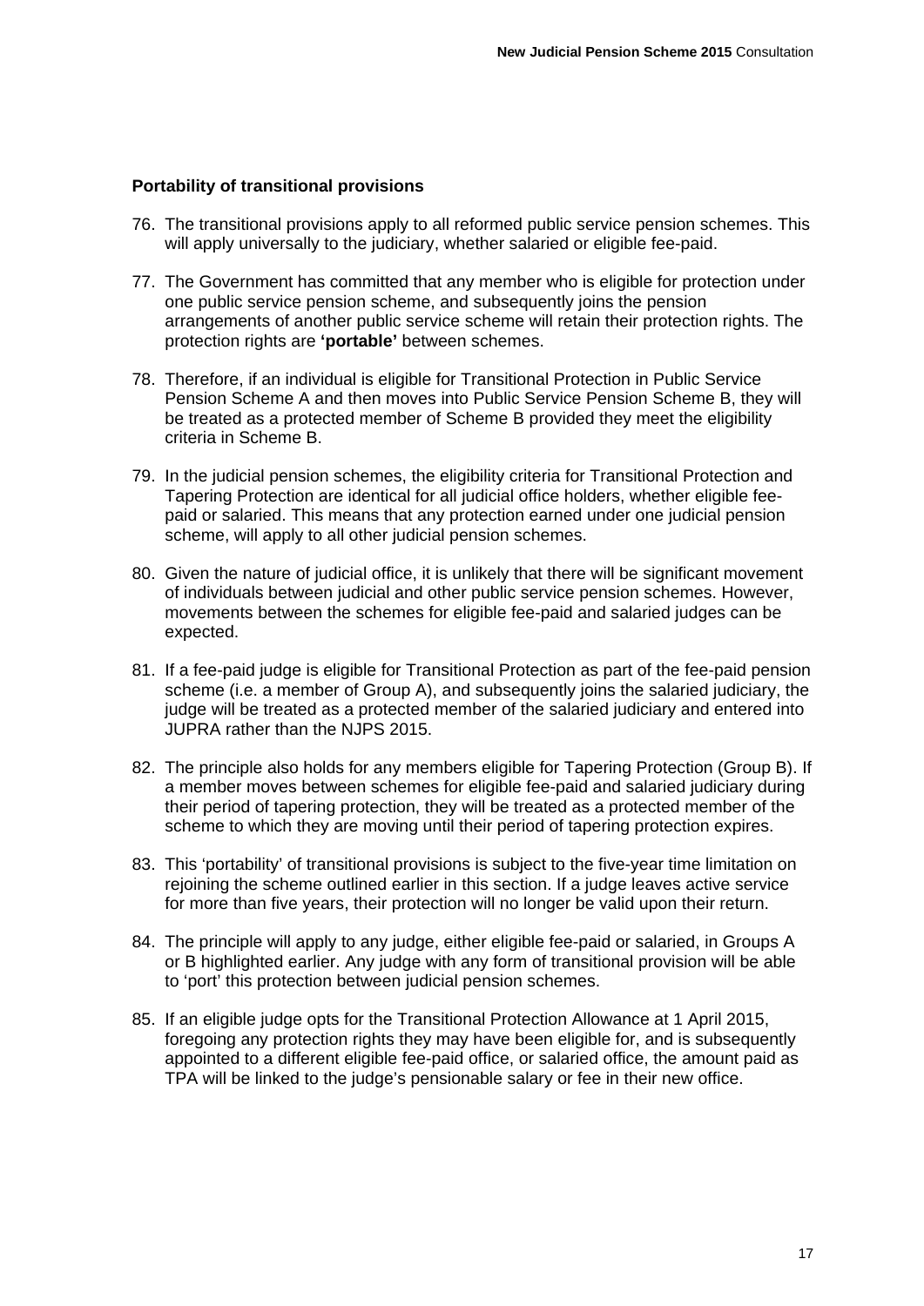**Portability of transitional provisions**

76. The transitional provisions apply to all reformed public service pension schemes. This will apply universally to the judiciary, whether salaried or eligible fee-paid.

77. The Government has committed that any member who is eligible for protection under one public service pension scheme, and subsequently joins the pension arrangements of another public service scheme will retain their protection rights. The protection rights are **'portable'** between schemes.

78. Therefore, if an individual is eligible for Transitional Protection in Public Service Pension Scheme A and then moves into Public Service Pension Scheme B, they will be treated as a protected member of Scheme B provided they meet the eligibility criteria in Scheme B.

79. In the judicial pension schemes, the eligibility criteria for Transitional Protection and Tapering Protection are identical for all judicial office holders, whether eligible fee-paid or salaried. This means that any protection earned under one judicial pension scheme, will apply to all other judicial pension schemes.

80. Given the nature of judicial office, it is unlikely that there will be significant movement of individuals between judicial and other public service pension schemes. However, movements between the schemes for eligible fee-paid and salaried judges can be expected.

81. If a fee-paid judge is eligible for Transitional Protection as part of the fee-paid pension scheme (i.e. a member of Group A), and subsequently joins the salaried judiciary, the judge will be treated as a protected member of the salaried judiciary and entered into JUPRA rather than the NJPS 2015.

82. The principle also holds for any members eligible for Tapering Protection (Group B). If a member moves between schemes for eligible fee-paid and salaried judiciary during their period of tapering protection, they will be treated as a protected member of the scheme to which they are moving until their period of tapering protection expires.

83. This 'portability' of transitional provisions is subject to the five-year time limitation on rejoining the scheme outlined earlier in this section. If a judge leaves active service for more than five years, their protection will no longer be valid upon their return.

84. The principle will apply to any judge, either eligible fee-paid or salaried, in Groups A or B highlighted earlier. Any judge with any form of transitional provision will be able to 'port' this protection between judicial pension schemes.

85. If an eligible judge opts for the Transitional Protection Allowance at 1 April 2015, foregoing any protection rights they may have been eligible for, and is subsequently appointed to a different eligible fee-paid office, or salaried office, the amount paid as TPA will be linked to the judge's pensionable salary or fee in their new office.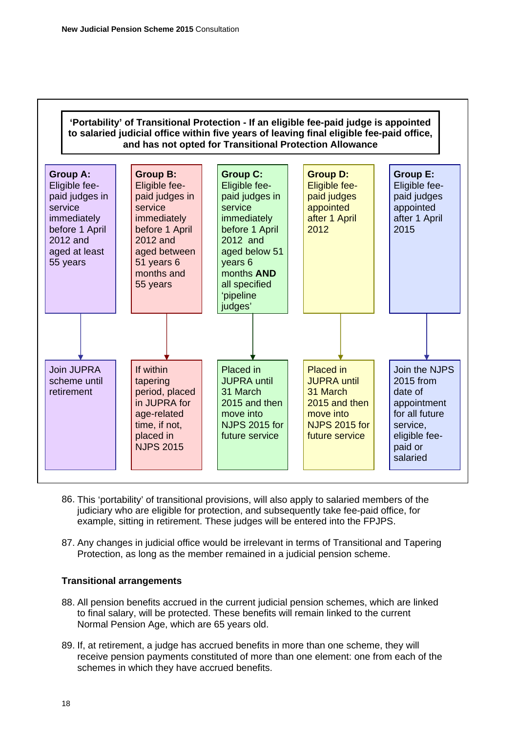**'Portability' of Transitional Protection - If an eligible fee-paid judge is appointed to salaried judicial office within five years of leaving final eligible fee-paid office, and has not opted for Transitional Protection Allowance**

| **Group A:** Eligible fee-paid judges in service immediately before 1 April 2012 and aged at least 55 years | **Group B:** Eligible fee-paid judges in service immediately before 1 April 2012 and aged between 51 years 6 months and 55 years | **Group C:** Eligible fee-paid judges in service immediately before 1 April 2012 and aged below 51 years 6 months **AND** all specified 'pipeline judges' | **Group D:** Eligible fee-paid judges appointed after 1 April 2012 | **Group E:** Eligible fee-paid judges appointed after 1 April 2015 |
|---|---|---|---|---|
| Join JUPRA scheme until retirement | If within tapering period, placed in JUPRA for age-related time, if not, placed in NJPS 2015 | Placed in JUPRA until 31 March 2015 and then move into NJPS 2015 for future service | Placed in JUPRA until 31 March 2015 and then move into NJPS 2015 for future service | Join the NJPS 2015 from date of appointment for all future service, eligible fee-paid or salaried |

86. This 'portability' of transitional provisions, will also apply to salaried members of the judiciary who are eligible for protection, and subsequently take fee-paid office, for example, sitting in retirement. These judges will be entered into the FPJPS.

87. Any changes in judicial office would be irrelevant in terms of Transitional and Tapering Protection, as long as the member remained in a judicial pension scheme.

**Transitional arrangements**

88. All pension benefits accrued in the current judicial pension schemes, which are linked to final salary, will be protected. These benefits will remain linked to the current Normal Pension Age, which are 65 years old.

89. If, at retirement, a judge has accrued benefits in more than one scheme, they will receive pension payments constituted of more than one element: one from each of the schemes in which they have accrued benefits.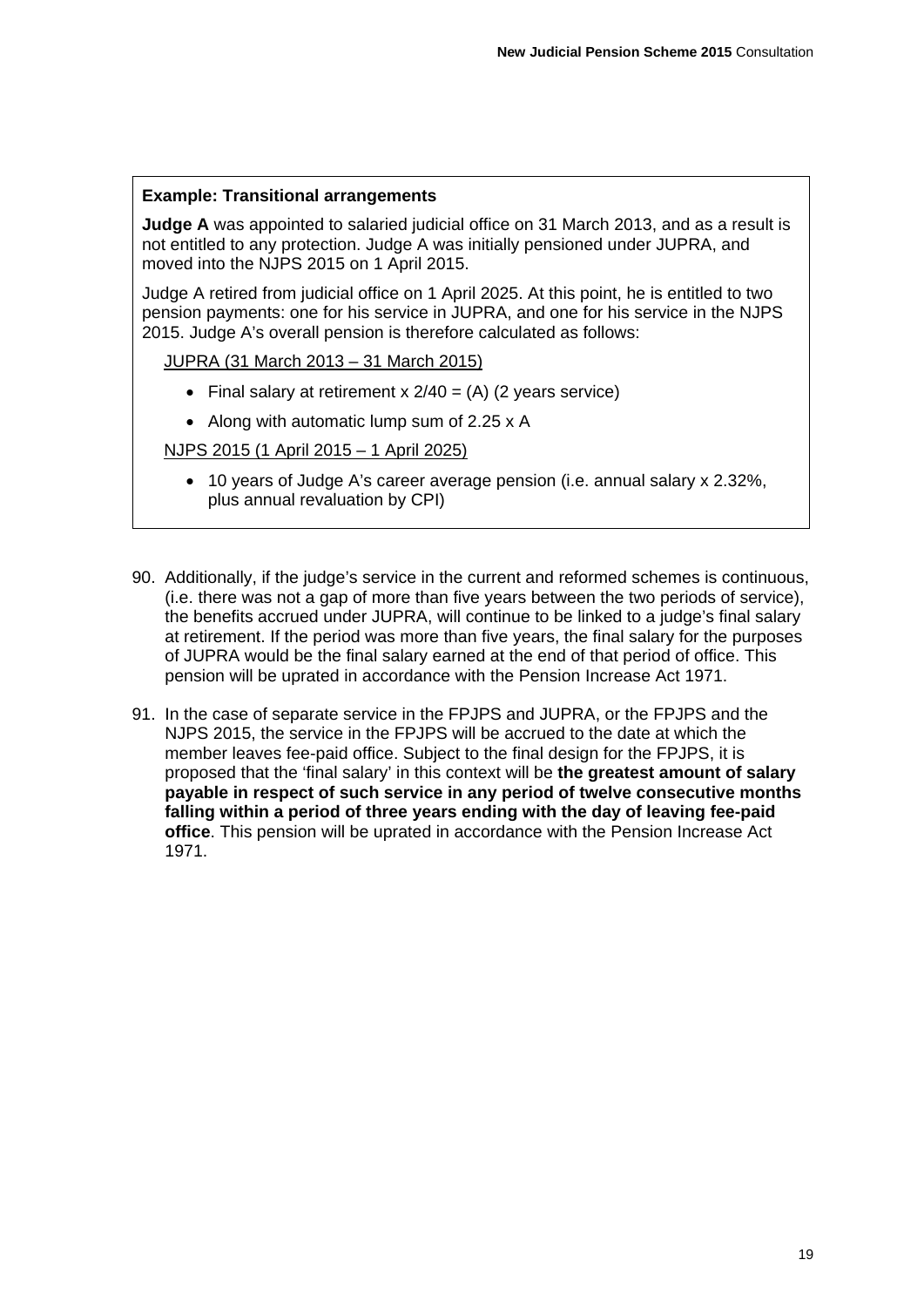**Example: Transitional arrangements**

**Judge A** was appointed to salaried judicial office on 31 March 2013, and as a result is not entitled to any protection. Judge A was initially pensioned under JUPRA, and moved into the NJPS 2015 on 1 April 2015.

Judge A retired from judicial office on 1 April 2025. At this point, he is entitled to two pension payments: one for his service in JUPRA, and one for his service in the NJPS 2015. Judge A's overall pension is therefore calculated as follows:

<u>JUPRA (31 March 2013 – 31 March 2015)</u>

- Final salary at retirement x 2/40 = (A) (2 years service)
- Along with automatic lump sum of 2.25 x A

<u>NJPS 2015 (1 April 2015 – 1 April 2025)</u>

- 10 years of Judge A's career average pension (i.e. annual salary x 2.32%, plus annual revaluation by CPI)

90. Additionally, if the judge's service in the current and reformed schemes is continuous, (i.e. there was not a gap of more than five years between the two periods of service), the benefits accrued under JUPRA, will continue to be linked to a judge's final salary at retirement. If the period was more than five years, the final salary for the purposes of JUPRA would be the final salary earned at the end of that period of office. This pension will be uprated in accordance with the Pension Increase Act 1971.

91. In the case of separate service in the FPJPS and JUPRA, or the FPJPS and the NJPS 2015, the service in the FPJPS will be accrued to the date at which the member leaves fee-paid office. Subject to the final design for the FPJPS, it is proposed that the 'final salary' in this context will be **the greatest amount of salary payable in respect of such service in any period of twelve consecutive months falling within a period of three years ending with the day of leaving fee-paid office**. This pension will be uprated in accordance with the Pension Increase Act 1971.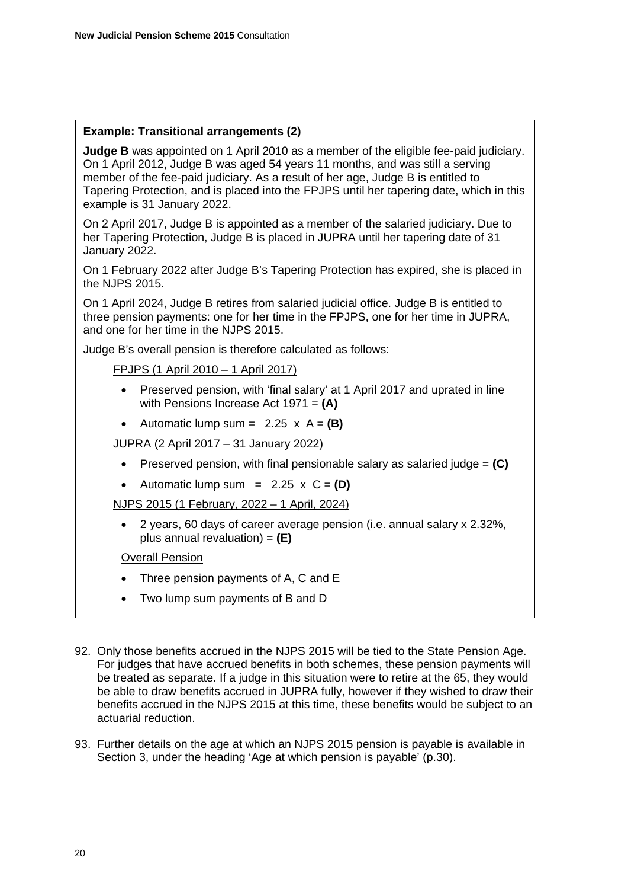**Example: Transitional arrangements (2)**

**Judge B** was appointed on 1 April 2010 as a member of the eligible fee-paid judiciary. On 1 April 2012, Judge B was aged 54 years 11 months, and was still a serving member of the fee-paid judiciary. As a result of her age, Judge B is entitled to Tapering Protection, and is placed into the FPJPS until her tapering date, which in this example is 31 January 2022.

On 2 April 2017, Judge B is appointed as a member of the salaried judiciary. Due to her Tapering Protection, Judge B is placed in JUPRA until her tapering date of 31 January 2022.

On 1 February 2022 after Judge B's Tapering Protection has expired, she is placed in the NJPS 2015.

On 1 April 2024, Judge B retires from salaried judicial office. Judge B is entitled to three pension payments: one for her time in the FPJPS, one for her time in JUPRA, and one for her time in the NJPS 2015.

Judge B's overall pension is therefore calculated as follows:

<u>FPJPS (1 April 2010 – 1 April 2017)</u>

- Preserved pension, with 'final salary' at 1 April 2017 and uprated in line with Pensions Increase Act 1971 = **(A)**
- Automatic lump sum = 2.25 x A = **(B)**

<u>JUPRA (2 April 2017 – 31 January 2022)</u>

- Preserved pension, with final pensionable salary as salaried judge = **(C)**
- Automatic lump sum = 2.25 x C = **(D)**

<u>NJPS 2015 (1 February, 2022 – 1 April, 2024)</u>

- 2 years, 60 days of career average pension (i.e. annual salary x 2.32%, plus annual revaluation) = **(E)**

<u>Overall Pension</u>

- Three pension payments of A, C and E
- Two lump sum payments of B and D

92. Only those benefits accrued in the NJPS 2015 will be tied to the State Pension Age. For judges that have accrued benefits in both schemes, these pension payments will be treated as separate. If a judge in this situation were to retire at the 65, they would be able to draw benefits accrued in JUPRA fully, however if they wished to draw their benefits accrued in the NJPS 2015 at this time, these benefits would be subject to an actuarial reduction.

93. Further details on the age at which an NJPS 2015 pension is payable is available in Section 3, under the heading 'Age at which pension is payable' (p.30).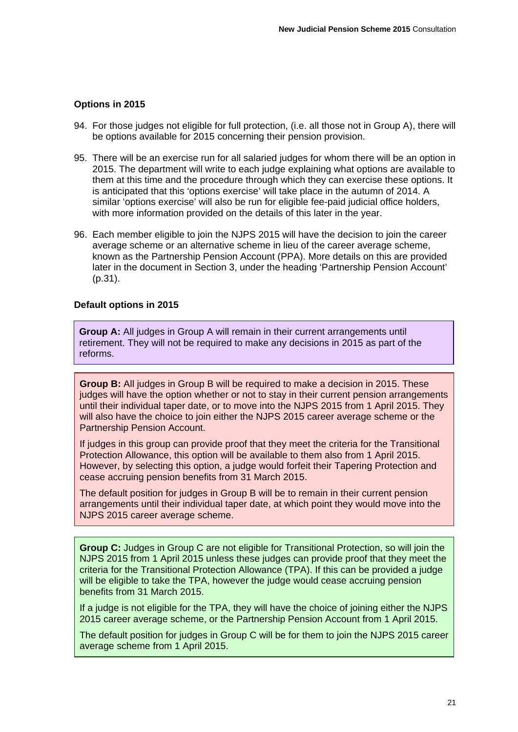### Options in 2015

94. For those judges not eligible for full protection, (i.e. all those not in Group A), there will be options available for 2015 concerning their pension provision.

95. There will be an exercise run for all salaried judges for whom there will be an option in 2015. The department will write to each judge explaining what options are available to them at this time and the procedure through which they can exercise these options. It is anticipated that this 'options exercise' will take place in the autumn of 2014. A similar 'options exercise' will also be run for eligible fee-paid judicial office holders, with more information provided on the details of this later in the year.

96. Each member eligible to join the NJPS 2015 will have the decision to join the career average scheme or an alternative scheme in lieu of the career average scheme, known as the Partnership Pension Account (PPA). More details on this are provided later in the document in Section 3, under the heading 'Partnership Pension Account' (p.31).

### Default options in 2015

**Group A:** All judges in Group A will remain in their current arrangements until retirement. They will not be required to make any decisions in 2015 as part of the reforms.

**Group B:** All judges in Group B will be required to make a decision in 2015. These judges will have the option whether or not to stay in their current pension arrangements until their individual taper date, or to move into the NJPS 2015 from 1 April 2015. They will also have the choice to join either the NJPS 2015 career average scheme or the Partnership Pension Account.

If judges in this group can provide proof that they meet the criteria for the Transitional Protection Allowance, this option will be available to them also from 1 April 2015. However, by selecting this option, a judge would forfeit their Tapering Protection and cease accruing pension benefits from 31 March 2015.

The default position for judges in Group B will be to remain in their current pension arrangements until their individual taper date, at which point they would move into the NJPS 2015 career average scheme.

**Group C:** Judges in Group C are not eligible for Transitional Protection, so will join the NJPS 2015 from 1 April 2015 unless these judges can provide proof that they meet the criteria for the Transitional Protection Allowance (TPA). If this can be provided a judge will be eligible to take the TPA, however the judge would cease accruing pension benefits from 31 March 2015.

If a judge is not eligible for the TPA, they will have the choice of joining either the NJPS 2015 career average scheme, or the Partnership Pension Account from 1 April 2015.

The default position for judges in Group C will be for them to join the NJPS 2015 career average scheme from 1 April 2015.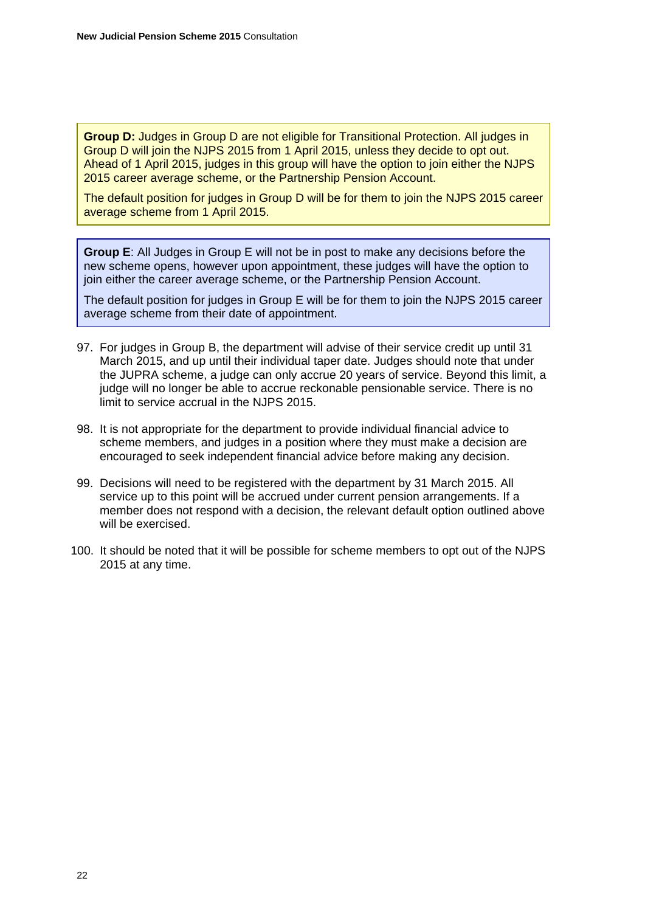**Group D:** Judges in Group D are not eligible for Transitional Protection. All judges in Group D will join the NJPS 2015 from 1 April 2015, unless they decide to opt out. Ahead of 1 April 2015, judges in this group will have the option to join either the NJPS 2015 career average scheme, or the Partnership Pension Account.

The default position for judges in Group D will be for them to join the NJPS 2015 career average scheme from 1 April 2015.

**Group E**: All Judges in Group E will not be in post to make any decisions before the new scheme opens, however upon appointment, these judges will have the option to join either the career average scheme, or the Partnership Pension Account.

The default position for judges in Group E will be for them to join the NJPS 2015 career average scheme from their date of appointment.

97. For judges in Group B, the department will advise of their service credit up until 31 March 2015, and up until their individual taper date. Judges should note that under the JUPRA scheme, a judge can only accrue 20 years of service. Beyond this limit, a judge will no longer be able to accrue reckonable pensionable service. There is no limit to service accrual in the NJPS 2015.

98. It is not appropriate for the department to provide individual financial advice to scheme members, and judges in a position where they must make a decision are encouraged to seek independent financial advice before making any decision.

99. Decisions will need to be registered with the department by 31 March 2015. All service up to this point will be accrued under current pension arrangements. If a member does not respond with a decision, the relevant default option outlined above will be exercised.

100. It should be noted that it will be possible for scheme members to opt out of the NJPS 2015 at any time.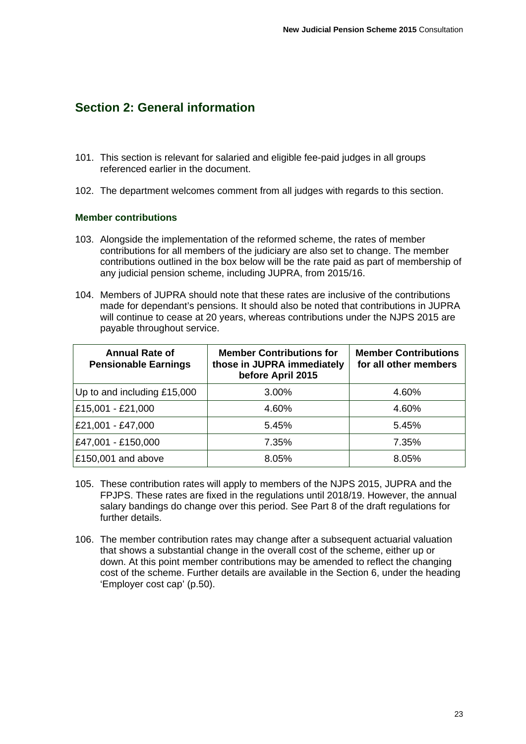## Section 2: General information

101. This section is relevant for salaried and eligible fee-paid judges in all groups referenced earlier in the document.

102. The department welcomes comment from all judges with regards to this section.

### Member contributions

103. Alongside the implementation of the reformed scheme, the rates of member contributions for all members of the judiciary are also set to change. The member contributions outlined in the box below will be the rate paid as part of membership of any judicial pension scheme, including JUPRA, from 2015/16.

104. Members of JUPRA should note that these rates are inclusive of the contributions made for dependant's pensions. It should also be noted that contributions in JUPRA will continue to cease at 20 years, whereas contributions under the NJPS 2015 are payable throughout service.

| Annual Rate of Pensionable Earnings | Member Contributions for those in JUPRA immediately before April 2015 | Member Contributions for all other members |
|---|---|---|
| Up to and including £15,000 | 3.00% | 4.60% |
| £15,001 - £21,000 | 4.60% | 4.60% |
| £21,001 - £47,000 | 5.45% | 5.45% |
| £47,001 - £150,000 | 7.35% | 7.35% |
| £150,001 and above | 8.05% | 8.05% |

105. These contribution rates will apply to members of the NJPS 2015, JUPRA and the FPJPS. These rates are fixed in the regulations until 2018/19. However, the annual salary bandings do change over this period. See Part 8 of the draft regulations for further details.

106. The member contribution rates may change after a subsequent actuarial valuation that shows a substantial change in the overall cost of the scheme, either up or down. At this point member contributions may be amended to reflect the changing cost of the scheme. Further details are available in the Section 6, under the heading 'Employer cost cap' (p.50).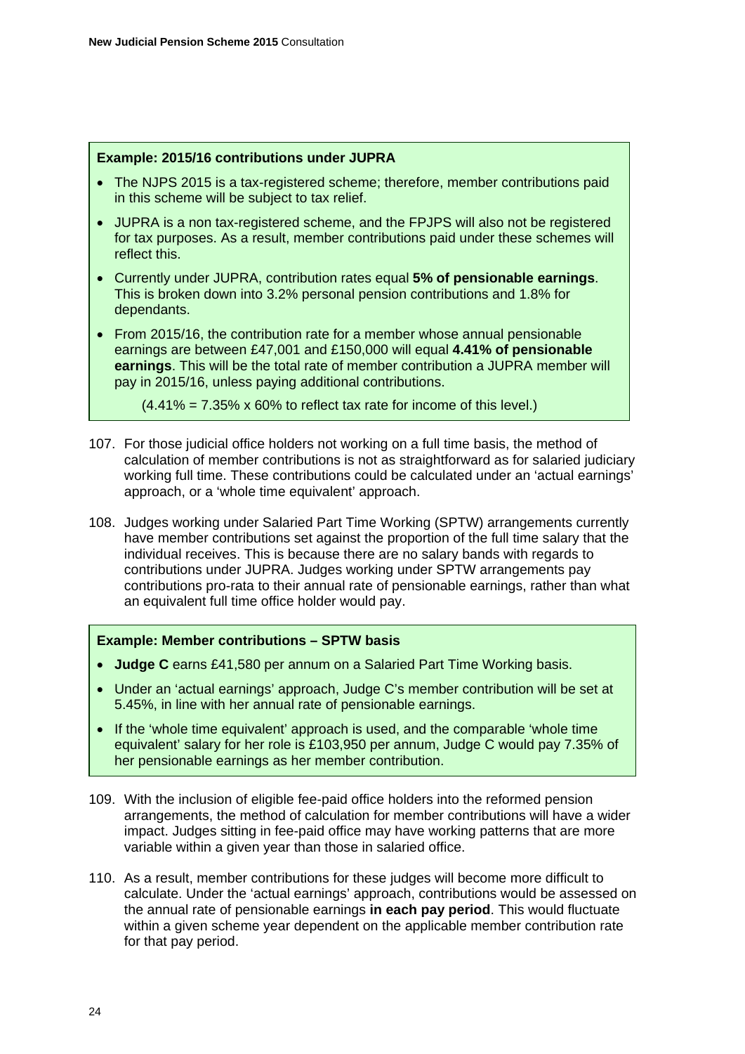**Example: 2015/16 contributions under JUPRA**

- The NJPS 2015 is a tax-registered scheme; therefore, member contributions paid in this scheme will be subject to tax relief.
- JUPRA is a non tax-registered scheme, and the FPJPS will also not be registered for tax purposes. As a result, member contributions paid under these schemes will reflect this.
- Currently under JUPRA, contribution rates equal **5% of pensionable earnings**. This is broken down into 3.2% personal pension contributions and 1.8% for dependants.
- From 2015/16, the contribution rate for a member whose annual pensionable earnings are between £47,001 and £150,000 will equal **4.41% of pensionable earnings**. This will be the total rate of member contribution a JUPRA member will pay in 2015/16, unless paying additional contributions.

  (4.41% = 7.35% x 60% to reflect tax rate for income of this level.)

107. For those judicial office holders not working on a full time basis, the method of calculation of member contributions is not as straightforward as for salaried judiciary working full time. These contributions could be calculated under an 'actual earnings' approach, or a 'whole time equivalent' approach.

108. Judges working under Salaried Part Time Working (SPTW) arrangements currently have member contributions set against the proportion of the full time salary that the individual receives. This is because there are no salary bands with regards to contributions under JUPRA. Judges working under SPTW arrangements pay contributions pro-rata to their annual rate of pensionable earnings, rather than what an equivalent full time office holder would pay.

**Example: Member contributions – SPTW basis**

- **Judge C** earns £41,580 per annum on a Salaried Part Time Working basis.
- Under an 'actual earnings' approach, Judge C's member contribution will be set at 5.45%, in line with her annual rate of pensionable earnings.
- If the 'whole time equivalent' approach is used, and the comparable 'whole time equivalent' salary for her role is £103,950 per annum, Judge C would pay 7.35% of her pensionable earnings as her member contribution.

109. With the inclusion of eligible fee-paid office holders into the reformed pension arrangements, the method of calculation for member contributions will have a wider impact. Judges sitting in fee-paid office may have working patterns that are more variable within a given year than those in salaried office.

110. As a result, member contributions for these judges will become more difficult to calculate. Under the 'actual earnings' approach, contributions would be assessed on the annual rate of pensionable earnings **in each pay period**. This would fluctuate within a given scheme year dependent on the applicable member contribution rate for that pay period.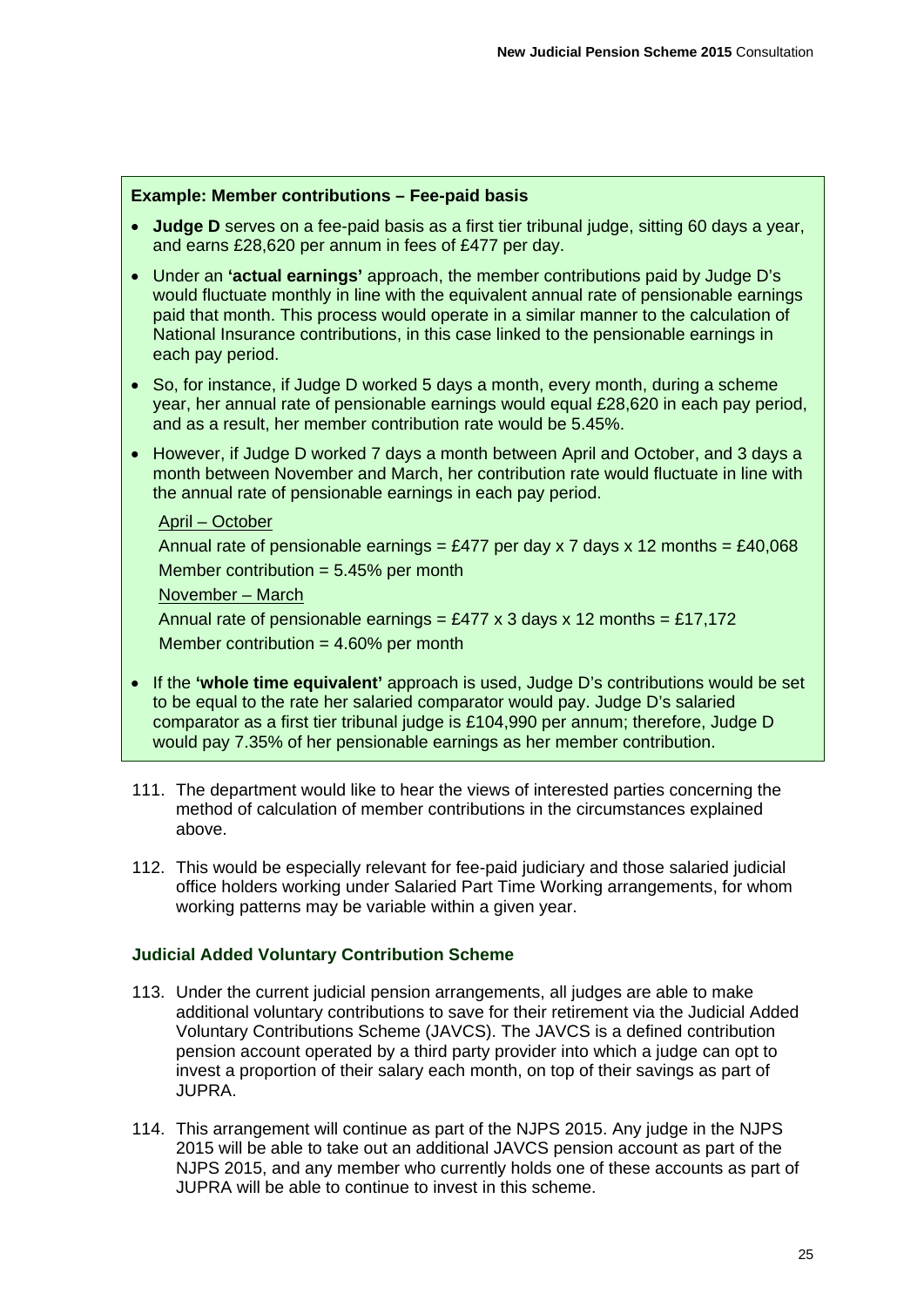**Example: Member contributions – Fee-paid basis**

- **Judge D** serves on a fee-paid basis as a first tier tribunal judge, sitting 60 days a year, and earns £28,620 per annum in fees of £477 per day.
- Under an **'actual earnings'** approach, the member contributions paid by Judge D's would fluctuate monthly in line with the equivalent annual rate of pensionable earnings paid that month. This process would operate in a similar manner to the calculation of National Insurance contributions, in this case linked to the pensionable earnings in each pay period.
- So, for instance, if Judge D worked 5 days a month, every month, during a scheme year, her annual rate of pensionable earnings would equal £28,620 in each pay period, and as a result, her member contribution rate would be 5.45%.
- However, if Judge D worked 7 days a month between April and October, and 3 days a month between November and March, her contribution rate would fluctuate in line with the annual rate of pensionable earnings in each pay period.

  April – October

  Annual rate of pensionable earnings = £477 per day x 7 days x 12 months = £40,068

  Member contribution = 5.45% per month

  November – March

  Annual rate of pensionable earnings = £477 x 3 days x 12 months = £17,172

  Member contribution = 4.60% per month

- If the **'whole time equivalent'** approach is used, Judge D's contributions would be set to be equal to the rate her salaried comparator would pay. Judge D's salaried comparator as a first tier tribunal judge is £104,990 per annum; therefore, Judge D would pay 7.35% of her pensionable earnings as her member contribution.

111. The department would like to hear the views of interested parties concerning the method of calculation of member contributions in the circumstances explained above.

112. This would be especially relevant for fee-paid judiciary and those salaried judicial office holders working under Salaried Part Time Working arrangements, for whom working patterns may be variable within a given year.

### Judicial Added Voluntary Contribution Scheme

113. Under the current judicial pension arrangements, all judges are able to make additional voluntary contributions to save for their retirement via the Judicial Added Voluntary Contributions Scheme (JAVCS). The JAVCS is a defined contribution pension account operated by a third party provider into which a judge can opt to invest a proportion of their salary each month, on top of their savings as part of JUPRA.

114. This arrangement will continue as part of the NJPS 2015. Any judge in the NJPS 2015 will be able to take out an additional JAVCS pension account as part of the NJPS 2015, and any member who currently holds one of these accounts as part of JUPRA will be able to continue to invest in this scheme.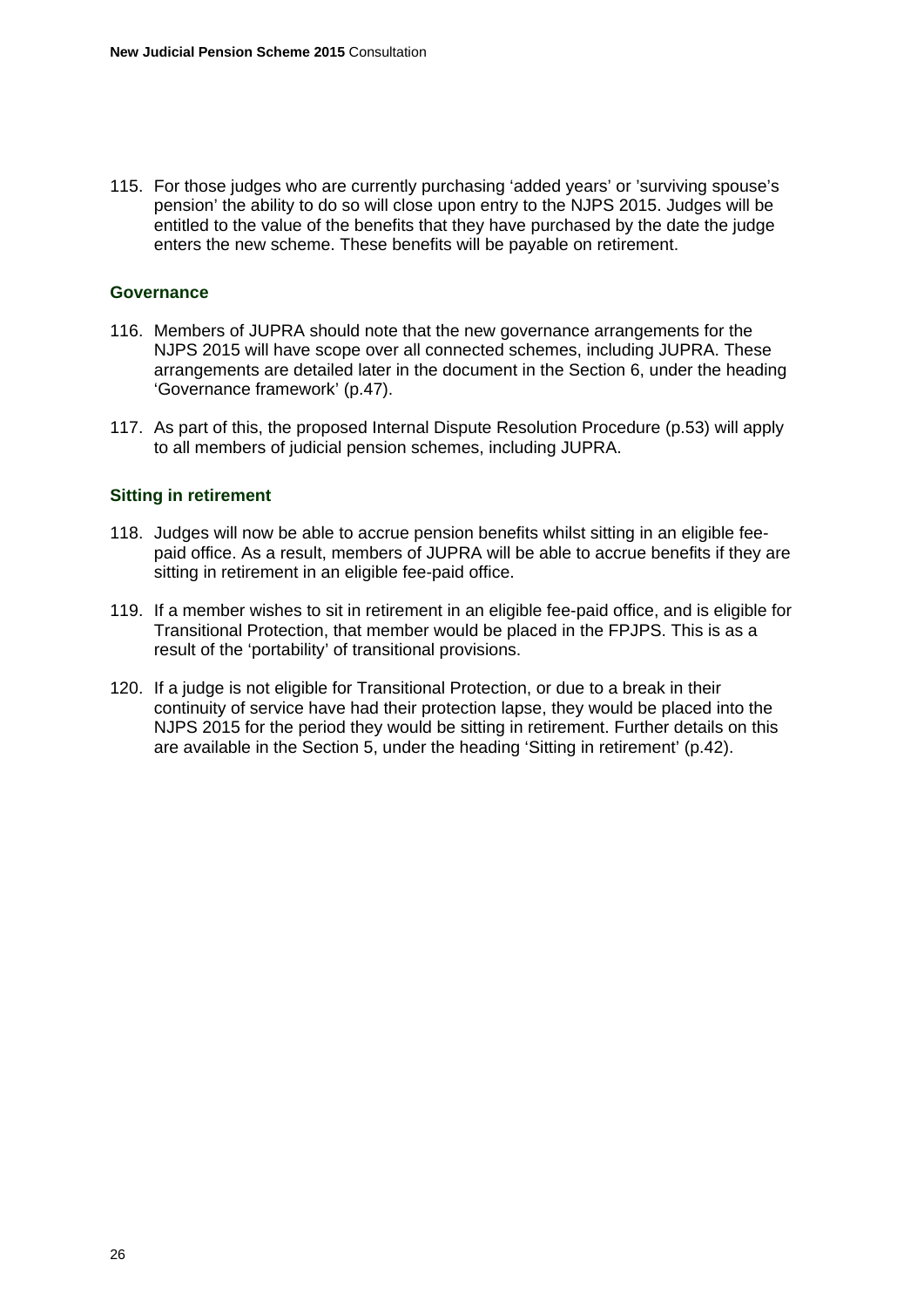115. For those judges who are currently purchasing 'added years' or 'surviving spouse's pension' the ability to do so will close upon entry to the NJPS 2015. Judges will be entitled to the value of the benefits that they have purchased by the date the judge enters the new scheme. These benefits will be payable on retirement.

### Governance

116. Members of JUPRA should note that the new governance arrangements for the NJPS 2015 will have scope over all connected schemes, including JUPRA. These arrangements are detailed later in the document in the Section 6, under the heading 'Governance framework' (p.47).

117. As part of this, the proposed Internal Dispute Resolution Procedure (p.53) will apply to all members of judicial pension schemes, including JUPRA.

### Sitting in retirement

118. Judges will now be able to accrue pension benefits whilst sitting in an eligible fee-paid office. As a result, members of JUPRA will be able to accrue benefits if they are sitting in retirement in an eligible fee-paid office.

119. If a member wishes to sit in retirement in an eligible fee-paid office, and is eligible for Transitional Protection, that member would be placed in the FPJPS. This is as a result of the 'portability' of transitional provisions.

120. If a judge is not eligible for Transitional Protection, or due to a break in their continuity of service have had their protection lapse, they would be placed into the NJPS 2015 for the period they would be sitting in retirement. Further details on this are available in the Section 5, under the heading 'Sitting in retirement' (p.42).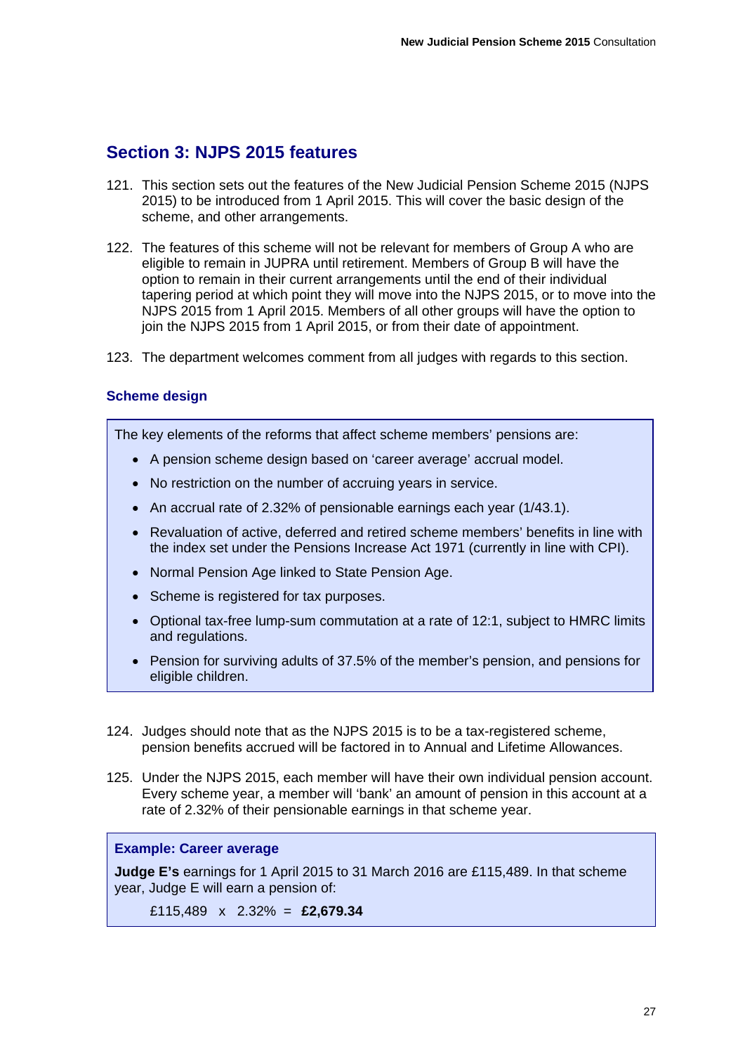## Section 3: NJPS 2015 features

121. This section sets out the features of the New Judicial Pension Scheme 2015 (NJPS 2015) to be introduced from 1 April 2015. This will cover the basic design of the scheme, and other arrangements.

122. The features of this scheme will not be relevant for members of Group A who are eligible to remain in JUPRA until retirement. Members of Group B will have the option to remain in their current arrangements until the end of their individual tapering period at which point they will move into the NJPS 2015, or to move into the NJPS 2015 from 1 April 2015. Members of all other groups will have the option to join the NJPS 2015 from 1 April 2015, or from their date of appointment.

123. The department welcomes comment from all judges with regards to this section.

### Scheme design

The key elements of the reforms that affect scheme members' pensions are:

- A pension scheme design based on 'career average' accrual model.
- No restriction on the number of accruing years in service.
- An accrual rate of 2.32% of pensionable earnings each year (1/43.1).
- Revaluation of active, deferred and retired scheme members' benefits in line with the index set under the Pensions Increase Act 1971 (currently in line with CPI).
- Normal Pension Age linked to State Pension Age.
- Scheme is registered for tax purposes.
- Optional tax-free lump-sum commutation at a rate of 12:1, subject to HMRC limits and regulations.
- Pension for surviving adults of 37.5% of the member's pension, and pensions for eligible children.

124. Judges should note that as the NJPS 2015 is to be a tax-registered scheme, pension benefits accrued will be factored in to Annual and Lifetime Allowances.

125. Under the NJPS 2015, each member will have their own individual pension account. Every scheme year, a member will 'bank' an amount of pension in this account at a rate of 2.32% of their pensionable earnings in that scheme year.

**Example: Career average**

**Judge E's** earnings for 1 April 2015 to 31 March 2016 are £115,489. In that scheme year, Judge E will earn a pension of:

£115,489 x 2.32% = **£2,679.34**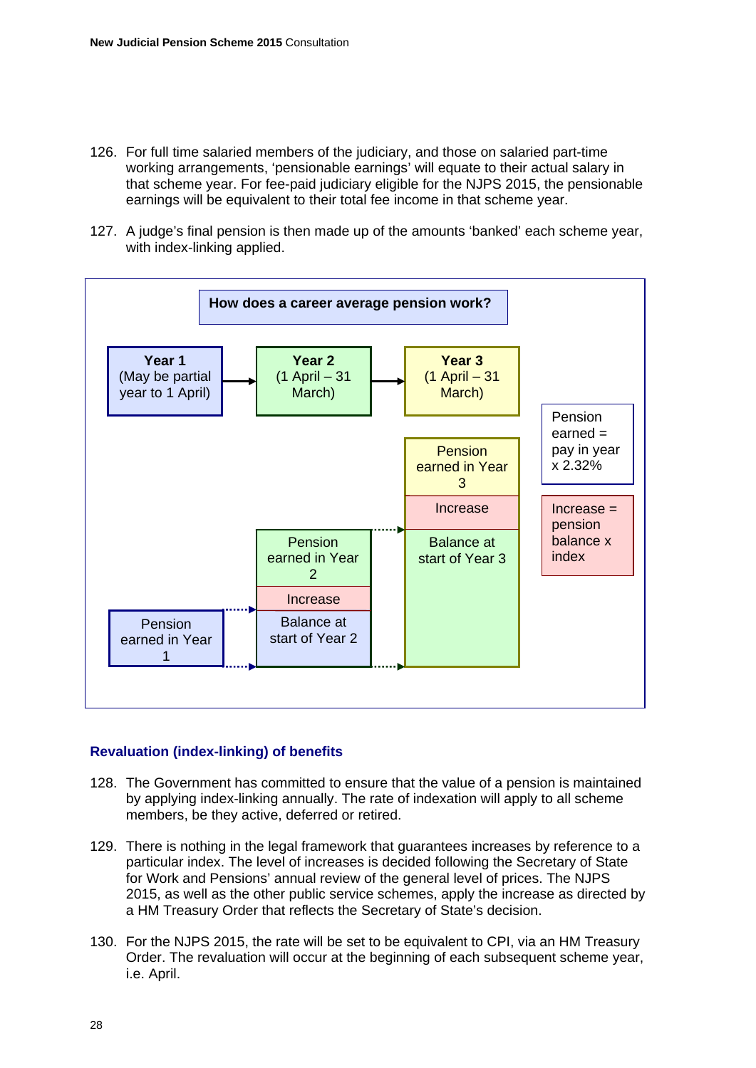126. For full time salaried members of the judiciary, and those on salaried part-time working arrangements, 'pensionable earnings' will equate to their actual salary in that scheme year. For fee-paid judiciary eligible for the NJPS 2015, the pensionable earnings will be equivalent to their total fee income in that scheme year.

127. A judge's final pension is then made up of the amounts 'banked' each scheme year, with index-linking applied.

**How does a career average pension work?**

**Year 1** (May be partial year to 1 April) → **Year 2** (1 April – 31 March) → **Year 3** (1 April – 31 March)

| Year 1 | Year 2 | Year 3 |
|---|---|---|
| | | Pension earned in Year 3 |
| | | Increase |
| | Pension earned in Year 2 | Balance at start of Year 3 |
| | Increase | |
| Pension earned in Year 1 | Balance at start of Year 2 | |

Pension earned = pay in year x 2.32%

Increase = pension balance x index

## Revaluation (index-linking) of benefits

128. The Government has committed to ensure that the value of a pension is maintained by applying index-linking annually. The rate of indexation will apply to all scheme members, be they active, deferred or retired.

129. There is nothing in the legal framework that guarantees increases by reference to a particular index. The level of increases is decided following the Secretary of State for Work and Pensions' annual review of the general level of prices. The NJPS 2015, as well as the other public service schemes, apply the increase as directed by a HM Treasury Order that reflects the Secretary of State's decision.

130. For the NJPS 2015, the rate will be set to be equivalent to CPI, via an HM Treasury Order. The revaluation will occur at the beginning of each subsequent scheme year, i.e. April.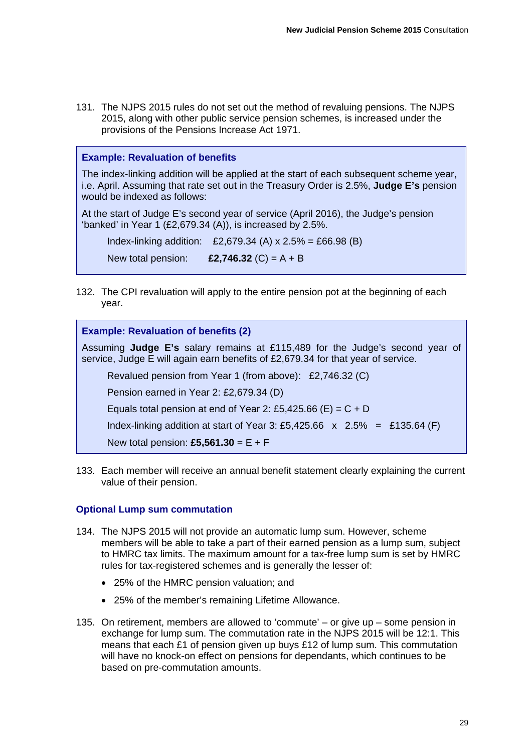131. The NJPS 2015 rules do not set out the method of revaluing pensions. The NJPS 2015, along with other public service pension schemes, is increased under the provisions of the Pensions Increase Act 1971.

> **Example: Revaluation of benefits**
>
> The index-linking addition will be applied at the start of each subsequent scheme year, i.e. April. Assuming that rate set out in the Treasury Order is 2.5%, **Judge E's** pension would be indexed as follows:
>
> At the start of Judge E's second year of service (April 2016), the Judge's pension 'banked' in Year 1 (£2,679.34 (A)), is increased by 2.5%.
>
> Index-linking addition: £2,679.34 (A) x 2.5% = £66.98 (B)
>
> New total pension: **£2,746.32** (C) = A + B

132. The CPI revaluation will apply to the entire pension pot at the beginning of each year.

> **Example: Revaluation of benefits (2)**
>
> Assuming **Judge E's** salary remains at £115,489 for the Judge's second year of service, Judge E will again earn benefits of £2,679.34 for that year of service.
>
> Revalued pension from Year 1 (from above): £2,746.32 (C)
>
> Pension earned in Year 2: £2,679.34 (D)
>
> Equals total pension at end of Year 2: £5,425.66 (E) = C + D
>
> Index-linking addition at start of Year 3: £5,425.66 x 2.5% = £135.64 (F)
>
> New total pension: **£5,561.30** = E + F

133. Each member will receive an annual benefit statement clearly explaining the current value of their pension.

### Optional Lump sum commutation

134. The NJPS 2015 will not provide an automatic lump sum. However, scheme members will be able to take a part of their earned pension as a lump sum, subject to HMRC tax limits. The maximum amount for a tax-free lump sum is set by HMRC rules for tax-registered schemes and is generally the lesser of:

- 25% of the HMRC pension valuation; and
- 25% of the member's remaining Lifetime Allowance.

135. On retirement, members are allowed to 'commute' – or give up – some pension in exchange for lump sum. The commutation rate in the NJPS 2015 will be 12:1. This means that each £1 of pension given up buys £12 of lump sum. This commutation will have no knock-on effect on pensions for dependants, which continues to be based on pre-commutation amounts.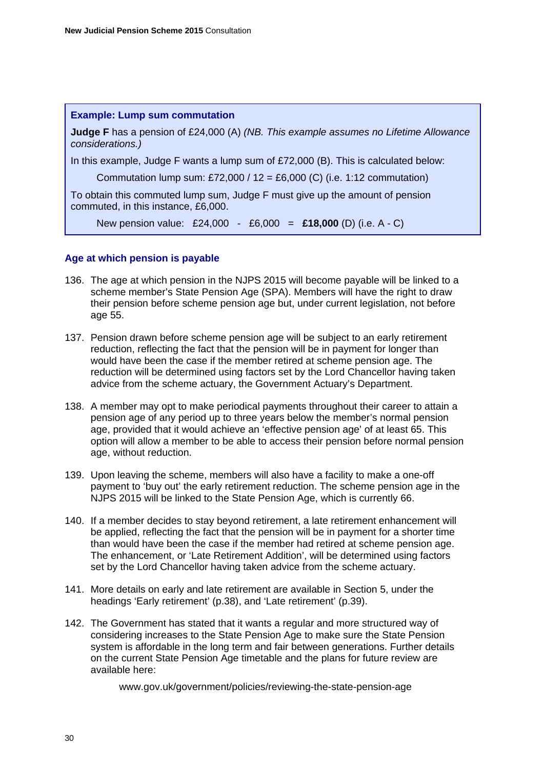**Example: Lump sum commutation**

**Judge F** has a pension of £24,000 (A) *(NB. This example assumes no Lifetime Allowance considerations.)*

In this example, Judge F wants a lump sum of £72,000 (B). This is calculated below:

Commutation lump sum: £72,000 / 12 = £6,000 (C) (i.e. 1:12 commutation)

To obtain this commuted lump sum, Judge F must give up the amount of pension commuted, in this instance, £6,000.

New pension value: £24,000 - £6,000 = **£18,000** (D) (i.e. A - C)

### Age at which pension is payable

136. The age at which pension in the NJPS 2015 will become payable will be linked to a scheme member's State Pension Age (SPA). Members will have the right to draw their pension before scheme pension age but, under current legislation, not before age 55.

137. Pension drawn before scheme pension age will be subject to an early retirement reduction, reflecting the fact that the pension will be in payment for longer than would have been the case if the member retired at scheme pension age. The reduction will be determined using factors set by the Lord Chancellor having taken advice from the scheme actuary, the Government Actuary's Department.

138. A member may opt to make periodical payments throughout their career to attain a pension age of any period up to three years below the member's normal pension age, provided that it would achieve an 'effective pension age' of at least 65. This option will allow a member to be able to access their pension before normal pension age, without reduction.

139. Upon leaving the scheme, members will also have a facility to make a one-off payment to 'buy out' the early retirement reduction. The scheme pension age in the NJPS 2015 will be linked to the State Pension Age, which is currently 66.

140. If a member decides to stay beyond retirement, a late retirement enhancement will be applied, reflecting the fact that the pension will be in payment for a shorter time than would have been the case if the member had retired at scheme pension age. The enhancement, or 'Late Retirement Addition', will be determined using factors set by the Lord Chancellor having taken advice from the scheme actuary.

141. More details on early and late retirement are available in Section 5, under the headings 'Early retirement' (p.38), and 'Late retirement' (p.39).

142. The Government has stated that it wants a regular and more structured way of considering increases to the State Pension Age to make sure the State Pension system is affordable in the long term and fair between generations. Further details on the current State Pension Age timetable and the plans for future review are available here:

www.gov.uk/government/policies/reviewing-the-state-pension-age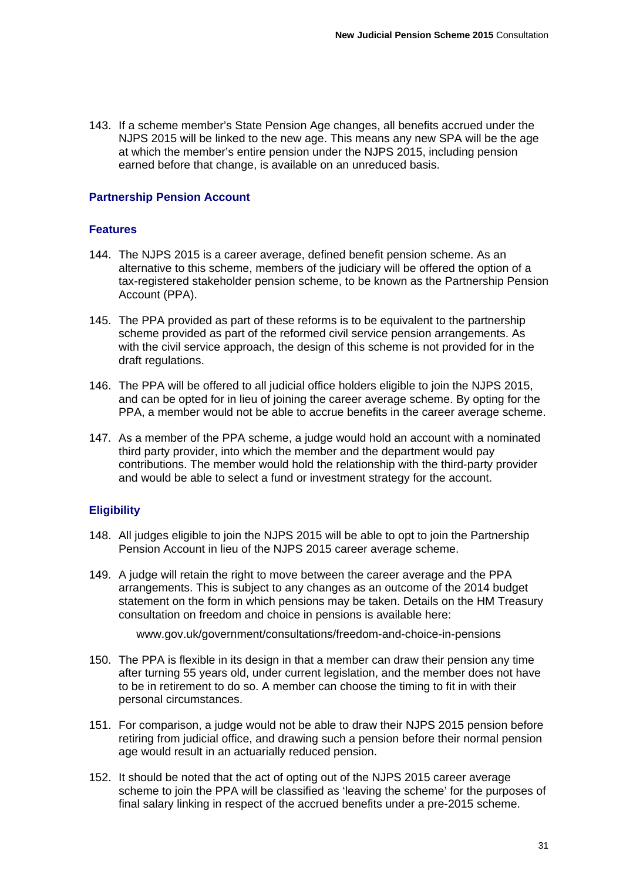143. If a scheme member's State Pension Age changes, all benefits accrued under the NJPS 2015 will be linked to the new age. This means any new SPA will be the age at which the member's entire pension under the NJPS 2015, including pension earned before that change, is available on an unreduced basis.

## Partnership Pension Account

### Features

144. The NJPS 2015 is a career average, defined benefit pension scheme. As an alternative to this scheme, members of the judiciary will be offered the option of a tax-registered stakeholder pension scheme, to be known as the Partnership Pension Account (PPA).

145. The PPA provided as part of these reforms is to be equivalent to the partnership scheme provided as part of the reformed civil service pension arrangements. As with the civil service approach, the design of this scheme is not provided for in the draft regulations.

146. The PPA will be offered to all judicial office holders eligible to join the NJPS 2015, and can be opted for in lieu of joining the career average scheme. By opting for the PPA, a member would not be able to accrue benefits in the career average scheme.

147. As a member of the PPA scheme, a judge would hold an account with a nominated third party provider, into which the member and the department would pay contributions. The member would hold the relationship with the third-party provider and would be able to select a fund or investment strategy for the account.

### Eligibility

148. All judges eligible to join the NJPS 2015 will be able to opt to join the Partnership Pension Account in lieu of the NJPS 2015 career average scheme.

149. A judge will retain the right to move between the career average and the PPA arrangements. This is subject to any changes as an outcome of the 2014 budget statement on the form in which pensions may be taken. Details on the HM Treasury consultation on freedom and choice in pensions is available here:

    www.gov.uk/government/consultations/freedom-and-choice-in-pensions

150. The PPA is flexible in its design in that a member can draw their pension any time after turning 55 years old, under current legislation, and the member does not have to be in retirement to do so. A member can choose the timing to fit in with their personal circumstances.

151. For comparison, a judge would not be able to draw their NJPS 2015 pension before retiring from judicial office, and drawing such a pension before their normal pension age would result in an actuarially reduced pension.

152. It should be noted that the act of opting out of the NJPS 2015 career average scheme to join the PPA will be classified as 'leaving the scheme' for the purposes of final salary linking in respect of the accrued benefits under a pre-2015 scheme.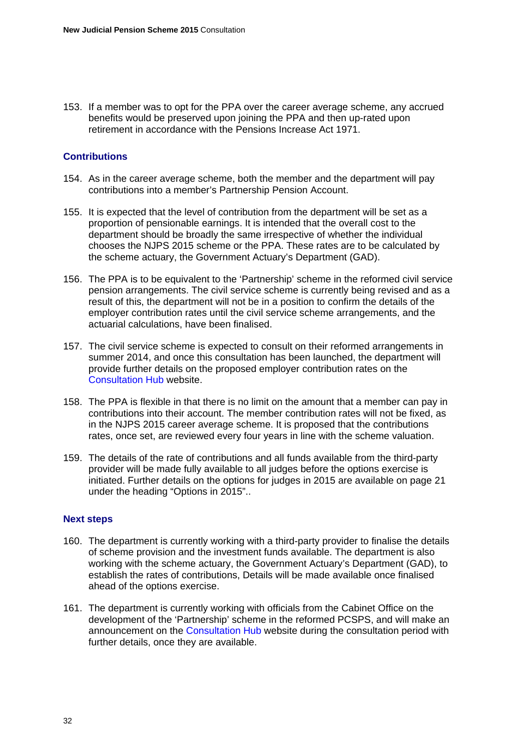153. If a member was to opt for the PPA over the career average scheme, any accrued benefits would be preserved upon joining the PPA and then up-rated upon retirement in accordance with the Pensions Increase Act 1971.

### Contributions

154. As in the career average scheme, both the member and the department will pay contributions into a member's Partnership Pension Account.

155. It is expected that the level of contribution from the department will be set as a proportion of pensionable earnings. It is intended that the overall cost to the department should be broadly the same irrespective of whether the individual chooses the NJPS 2015 scheme or the PPA. These rates are to be calculated by the scheme actuary, the Government Actuary's Department (GAD).

156. The PPA is to be equivalent to the 'Partnership' scheme in the reformed civil service pension arrangements. The civil service scheme is currently being revised and as a result of this, the department will not be in a position to confirm the details of the employer contribution rates until the civil service scheme arrangements, and the actuarial calculations, have been finalised.

157. The civil service scheme is expected to consult on their reformed arrangements in summer 2014, and once this consultation has been launched, the department will provide further details on the proposed employer contribution rates on the Consultation Hub website.

158. The PPA is flexible in that there is no limit on the amount that a member can pay in contributions into their account. The member contribution rates will not be fixed, as in the NJPS 2015 career average scheme. It is proposed that the contributions rates, once set, are reviewed every four years in line with the scheme valuation.

159. The details of the rate of contributions and all funds available from the third-party provider will be made fully available to all judges before the options exercise is initiated. Further details on the options for judges in 2015 are available on page 21 under the heading "Options in 2015"..

### Next steps

160. The department is currently working with a third-party provider to finalise the details of scheme provision and the investment funds available. The department is also working with the scheme actuary, the Government Actuary's Department (GAD), to establish the rates of contributions, Details will be made available once finalised ahead of the options exercise.

161. The department is currently working with officials from the Cabinet Office on the development of the 'Partnership' scheme in the reformed PCSPS, and will make an announcement on the Consultation Hub website during the consultation period with further details, once they are available.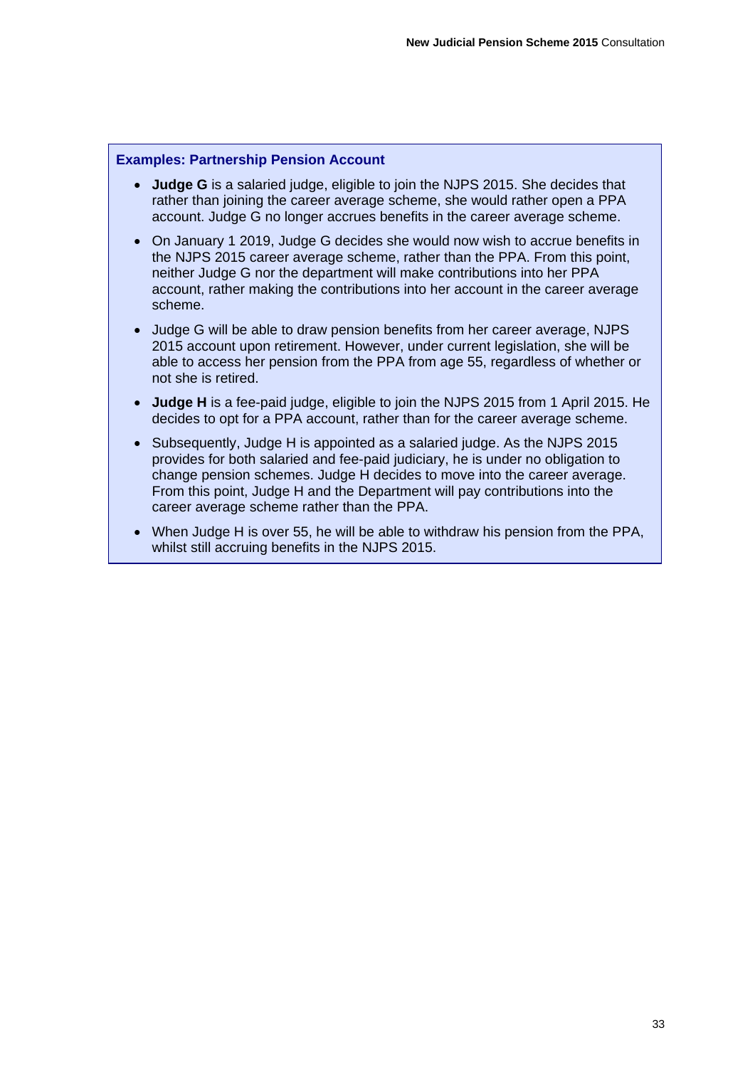**Examples: Partnership Pension Account**

- **Judge G** is a salaried judge, eligible to join the NJPS 2015. She decides that rather than joining the career average scheme, she would rather open a PPA account. Judge G no longer accrues benefits in the career average scheme.
- On January 1 2019, Judge G decides she would now wish to accrue benefits in the NJPS 2015 career average scheme, rather than the PPA. From this point, neither Judge G nor the department will make contributions into her PPA account, rather making the contributions into her account in the career average scheme.
- Judge G will be able to draw pension benefits from her career average, NJPS 2015 account upon retirement. However, under current legislation, she will be able to access her pension from the PPA from age 55, regardless of whether or not she is retired.
- **Judge H** is a fee-paid judge, eligible to join the NJPS 2015 from 1 April 2015. He decides to opt for a PPA account, rather than for the career average scheme.
- Subsequently, Judge H is appointed as a salaried judge. As the NJPS 2015 provides for both salaried and fee-paid judiciary, he is under no obligation to change pension schemes. Judge H decides to move into the career average. From this point, Judge H and the Department will pay contributions into the career average scheme rather than the PPA.
- When Judge H is over 55, he will be able to withdraw his pension from the PPA, whilst still accruing benefits in the NJPS 2015.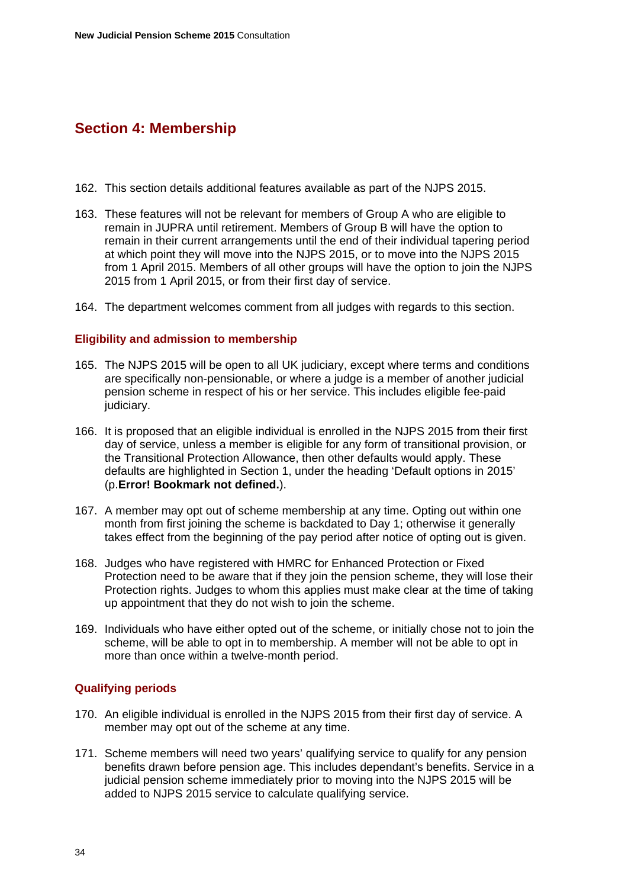## Section 4: Membership

162. This section details additional features available as part of the NJPS 2015.

163. These features will not be relevant for members of Group A who are eligible to remain in JUPRA until retirement. Members of Group B will have the option to remain in their current arrangements until the end of their individual tapering period at which point they will move into the NJPS 2015, or to move into the NJPS 2015 from 1 April 2015. Members of all other groups will have the option to join the NJPS 2015 from 1 April 2015, or from their first day of service.

164. The department welcomes comment from all judges with regards to this section.

### Eligibility and admission to membership

165. The NJPS 2015 will be open to all UK judiciary, except where terms and conditions are specifically non-pensionable, or where a judge is a member of another judicial pension scheme in respect of his or her service. This includes eligible fee-paid judiciary.

166. It is proposed that an eligible individual is enrolled in the NJPS 2015 from their first day of service, unless a member is eligible for any form of transitional provision, or the Transitional Protection Allowance, then other defaults would apply. These defaults are highlighted in Section 1, under the heading 'Default options in 2015' (p.**Error! Bookmark not defined.**).

167. A member may opt out of scheme membership at any time. Opting out within one month from first joining the scheme is backdated to Day 1; otherwise it generally takes effect from the beginning of the pay period after notice of opting out is given.

168. Judges who have registered with HMRC for Enhanced Protection or Fixed Protection need to be aware that if they join the pension scheme, they will lose their Protection rights. Judges to whom this applies must make clear at the time of taking up appointment that they do not wish to join the scheme.

169. Individuals who have either opted out of the scheme, or initially chose not to join the scheme, will be able to opt in to membership. A member will not be able to opt in more than once within a twelve-month period.

### Qualifying periods

170. An eligible individual is enrolled in the NJPS 2015 from their first day of service. A member may opt out of the scheme at any time.

171. Scheme members will need two years' qualifying service to qualify for any pension benefits drawn before pension age. This includes dependant's benefits. Service in a judicial pension scheme immediately prior to moving into the NJPS 2015 will be added to NJPS 2015 service to calculate qualifying service.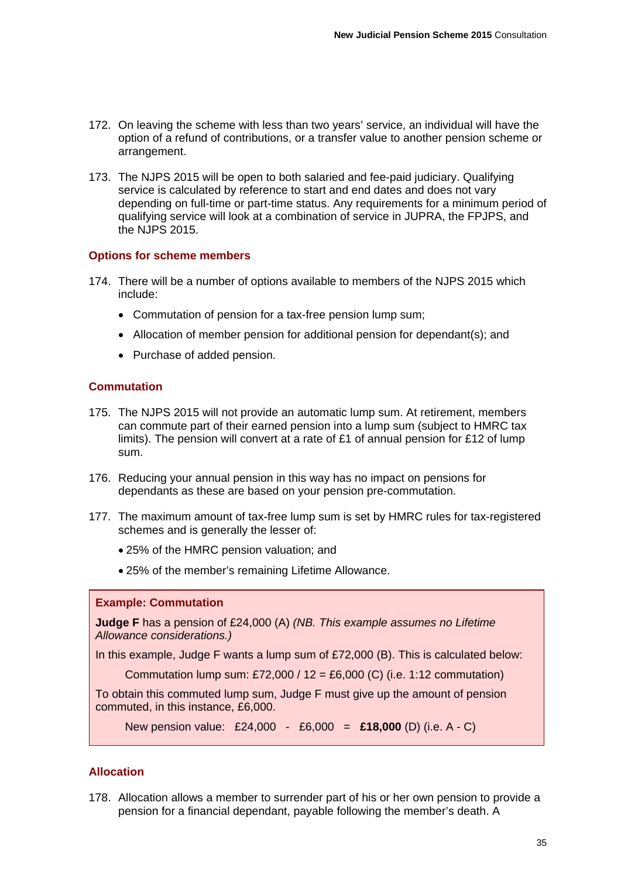172. On leaving the scheme with less than two years' service, an individual will have the option of a refund of contributions, or a transfer value to another pension scheme or arrangement.

173. The NJPS 2015 will be open to both salaried and fee-paid judiciary. Qualifying service is calculated by reference to start and end dates and does not vary depending on full-time or part-time status. Any requirements for a minimum period of qualifying service will look at a combination of service in JUPRA, the FPJPS, and the NJPS 2015.

### Options for scheme members

174. There will be a number of options available to members of the NJPS 2015 which include:

- Commutation of pension for a tax-free pension lump sum;
- Allocation of member pension for additional pension for dependant(s); and
- Purchase of added pension.

### Commutation

175. The NJPS 2015 will not provide an automatic lump sum. At retirement, members can commute part of their earned pension into a lump sum (subject to HMRC tax limits). The pension will convert at a rate of £1 of annual pension for £12 of lump sum.

176. Reducing your annual pension in this way has no impact on pensions for dependants as these are based on your pension pre-commutation.

177. The maximum amount of tax-free lump sum is set by HMRC rules for tax-registered schemes and is generally the lesser of:

- 25% of the HMRC pension valuation; and
- 25% of the member's remaining Lifetime Allowance.

> **Example: Commutation**
>
> **Judge F** has a pension of £24,000 (A) *(NB. This example assumes no Lifetime Allowance considerations.)*
>
> In this example, Judge F wants a lump sum of £72,000 (B). This is calculated below:
>
> Commutation lump sum: £72,000 / 12 = £6,000 (C) (i.e. 1:12 commutation)
>
> To obtain this commuted lump sum, Judge F must give up the amount of pension commuted, in this instance, £6,000.
>
> New pension value: £24,000 - £6,000 = **£18,000** (D) (i.e. A - C)

### Allocation

178. Allocation allows a member to surrender part of his or her own pension to provide a pension for a financial dependant, payable following the member's death. A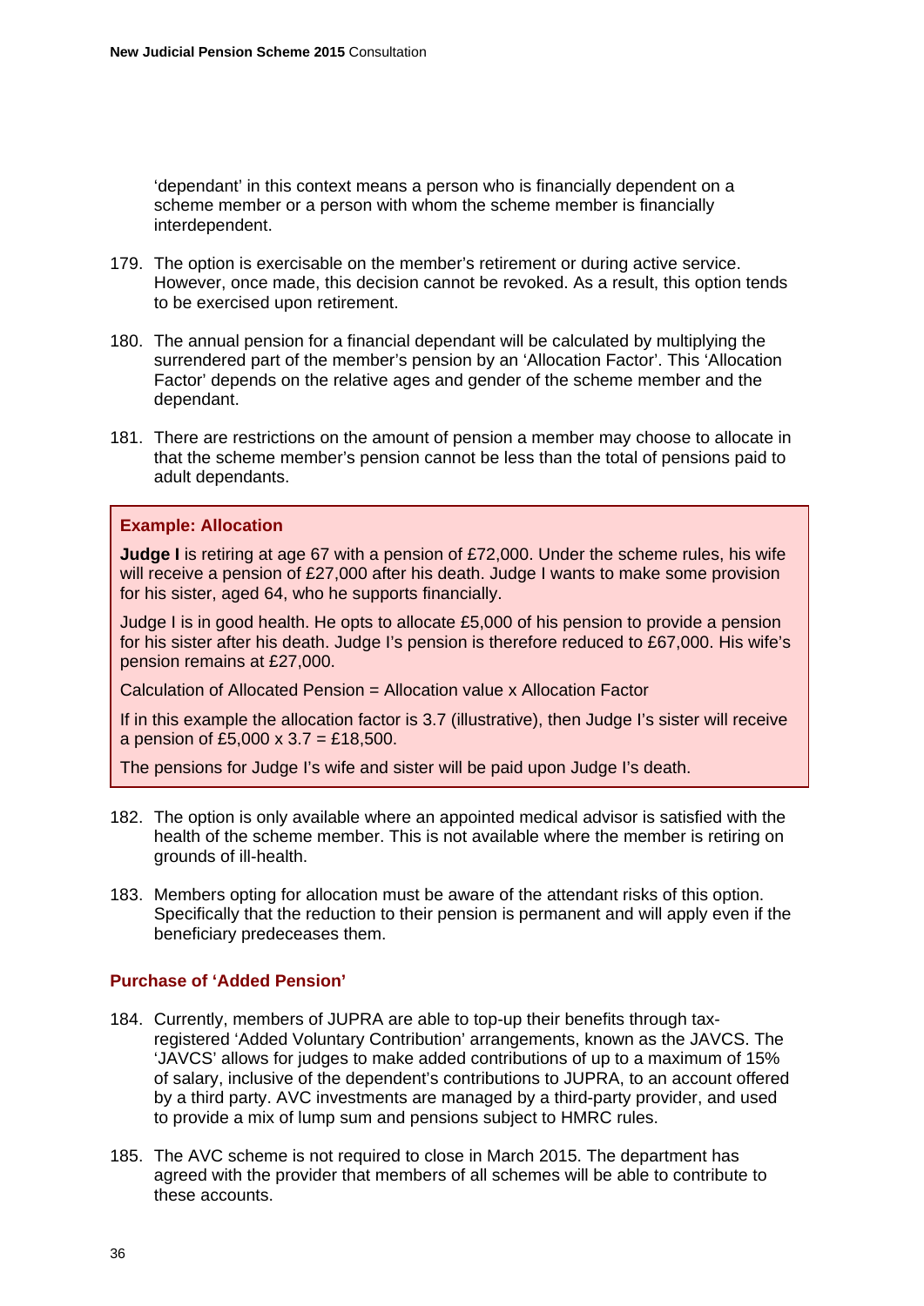'dependant' in this context means a person who is financially dependent on a scheme member or a person with whom the scheme member is financially interdependent.

179. The option is exercisable on the member's retirement or during active service. However, once made, this decision cannot be revoked. As a result, this option tends to be exercised upon retirement.

180. The annual pension for a financial dependant will be calculated by multiplying the surrendered part of the member's pension by an 'Allocation Factor'. This 'Allocation Factor' depends on the relative ages and gender of the scheme member and the dependant.

181. There are restrictions on the amount of pension a member may choose to allocate in that the scheme member's pension cannot be less than the total of pensions paid to adult dependants.

> **Example: Allocation**
>
> **Judge I** is retiring at age 67 with a pension of £72,000. Under the scheme rules, his wife will receive a pension of £27,000 after his death. Judge I wants to make some provision for his sister, aged 64, who he supports financially.
>
> Judge I is in good health. He opts to allocate £5,000 of his pension to provide a pension for his sister after his death. Judge I's pension is therefore reduced to £67,000. His wife's pension remains at £27,000.
>
> Calculation of Allocated Pension = Allocation value x Allocation Factor
>
> If in this example the allocation factor is 3.7 (illustrative), then Judge I's sister will receive a pension of £5,000 x 3.7 = £18,500.
>
> The pensions for Judge I's wife and sister will be paid upon Judge I's death.

182. The option is only available where an appointed medical advisor is satisfied with the health of the scheme member. This is not available where the member is retiring on grounds of ill-health.

183. Members opting for allocation must be aware of the attendant risks of this option. Specifically that the reduction to their pension is permanent and will apply even if the beneficiary predeceases them.

### Purchase of 'Added Pension'

184. Currently, members of JUPRA are able to top-up their benefits through tax-registered 'Added Voluntary Contribution' arrangements, known as the JAVCS. The 'JAVCS' allows for judges to make added contributions of up to a maximum of 15% of salary, inclusive of the dependent's contributions to JUPRA, to an account offered by a third party. AVC investments are managed by a third-party provider, and used to provide a mix of lump sum and pensions subject to HMRC rules.

185. The AVC scheme is not required to close in March 2015. The department has agreed with the provider that members of all schemes will be able to contribute to these accounts.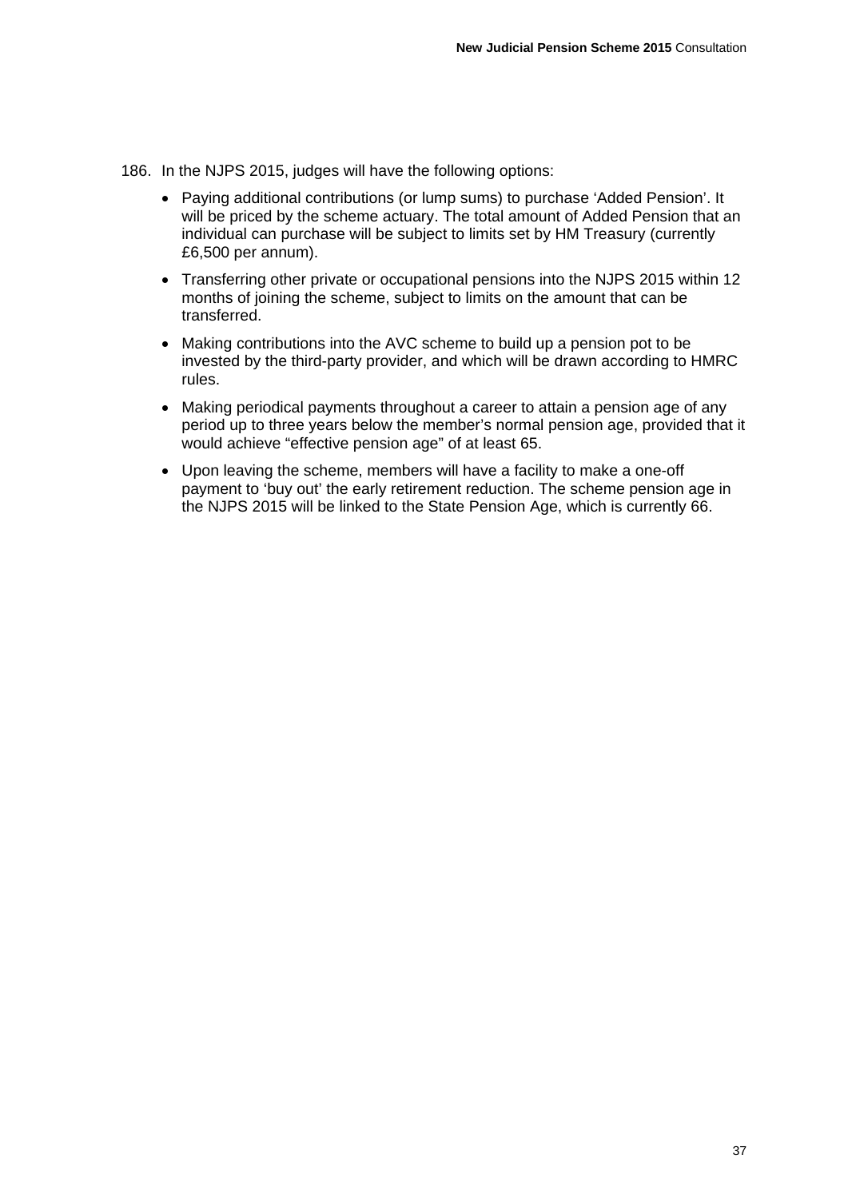186. In the NJPS 2015, judges will have the following options:

- Paying additional contributions (or lump sums) to purchase 'Added Pension'. It will be priced by the scheme actuary. The total amount of Added Pension that an individual can purchase will be subject to limits set by HM Treasury (currently £6,500 per annum).
- Transferring other private or occupational pensions into the NJPS 2015 within 12 months of joining the scheme, subject to limits on the amount that can be transferred.
- Making contributions into the AVC scheme to build up a pension pot to be invested by the third-party provider, and which will be drawn according to HMRC rules.
- Making periodical payments throughout a career to attain a pension age of any period up to three years below the member's normal pension age, provided that it would achieve "effective pension age" of at least 65.
- Upon leaving the scheme, members will have a facility to make a one-off payment to 'buy out' the early retirement reduction. The scheme pension age in the NJPS 2015 will be linked to the State Pension Age, which is currently 66.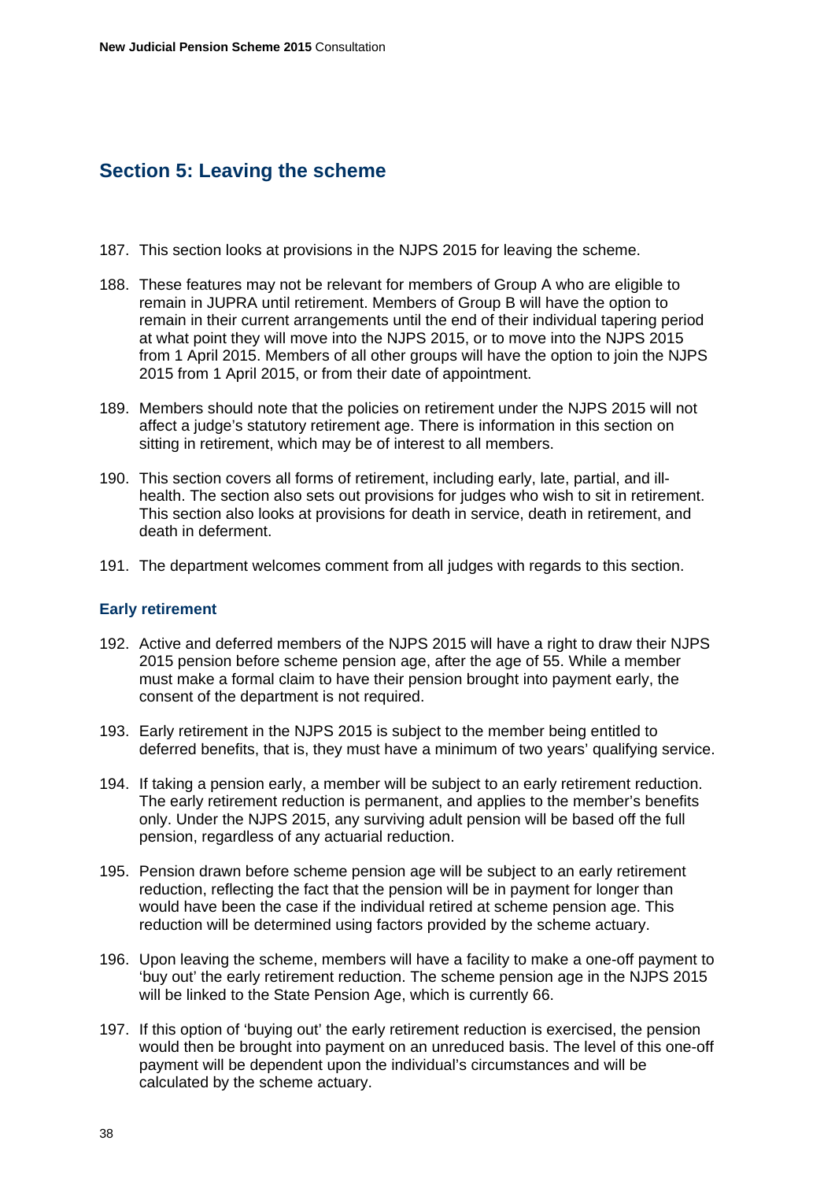## Section 5: Leaving the scheme

187. This section looks at provisions in the NJPS 2015 for leaving the scheme.

188. These features may not be relevant for members of Group A who are eligible to remain in JUPRA until retirement. Members of Group B will have the option to remain in their current arrangements until the end of their individual tapering period at what point they will move into the NJPS 2015, or to move into the NJPS 2015 from 1 April 2015. Members of all other groups will have the option to join the NJPS 2015 from 1 April 2015, or from their date of appointment.

189. Members should note that the policies on retirement under the NJPS 2015 will not affect a judge's statutory retirement age. There is information in this section on sitting in retirement, which may be of interest to all members.

190. This section covers all forms of retirement, including early, late, partial, and ill-health. The section also sets out provisions for judges who wish to sit in retirement. This section also looks at provisions for death in service, death in retirement, and death in deferment.

191. The department welcomes comment from all judges with regards to this section.

### Early retirement

192. Active and deferred members of the NJPS 2015 will have a right to draw their NJPS 2015 pension before scheme pension age, after the age of 55. While a member must make a formal claim to have their pension brought into payment early, the consent of the department is not required.

193. Early retirement in the NJPS 2015 is subject to the member being entitled to deferred benefits, that is, they must have a minimum of two years' qualifying service.

194. If taking a pension early, a member will be subject to an early retirement reduction. The early retirement reduction is permanent, and applies to the member's benefits only. Under the NJPS 2015, any surviving adult pension will be based off the full pension, regardless of any actuarial reduction.

195. Pension drawn before scheme pension age will be subject to an early retirement reduction, reflecting the fact that the pension will be in payment for longer than would have been the case if the individual retired at scheme pension age. This reduction will be determined using factors provided by the scheme actuary.

196. Upon leaving the scheme, members will have a facility to make a one-off payment to 'buy out' the early retirement reduction. The scheme pension age in the NJPS 2015 will be linked to the State Pension Age, which is currently 66.

197. If this option of 'buying out' the early retirement reduction is exercised, the pension would then be brought into payment on an unreduced basis. The level of this one-off payment will be dependent upon the individual's circumstances and will be calculated by the scheme actuary.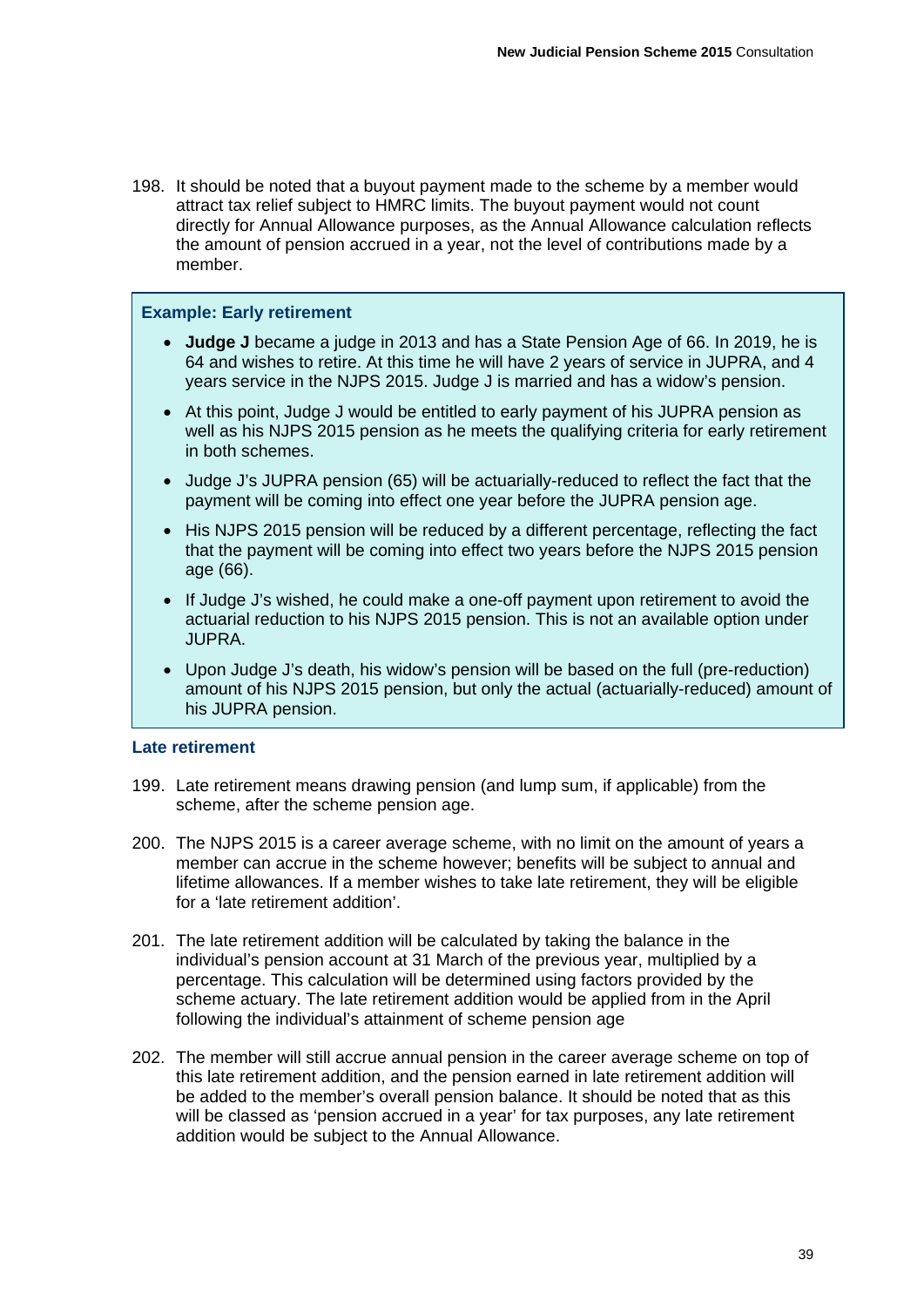198. It should be noted that a buyout payment made to the scheme by a member would attract tax relief subject to HMRC limits. The buyout payment would not count directly for Annual Allowance purposes, as the Annual Allowance calculation reflects the amount of pension accrued in a year, not the level of contributions made by a member.

> **Example: Early retirement**
>
> - **Judge J** became a judge in 2013 and has a State Pension Age of 66. In 2019, he is 64 and wishes to retire. At this time he will have 2 years of service in JUPRA, and 4 years service in the NJPS 2015. Judge J is married and has a widow's pension.
> - At this point, Judge J would be entitled to early payment of his JUPRA pension as well as his NJPS 2015 pension as he meets the qualifying criteria for early retirement in both schemes.
> - Judge J's JUPRA pension (65) will be actuarially-reduced to reflect the fact that the payment will be coming into effect one year before the JUPRA pension age.
> - His NJPS 2015 pension will be reduced by a different percentage, reflecting the fact that the payment will be coming into effect two years before the NJPS 2015 pension age (66).
> - If Judge J's wished, he could make a one-off payment upon retirement to avoid the actuarial reduction to his NJPS 2015 pension. This is not an available option under JUPRA.
> - Upon Judge J's death, his widow's pension will be based on the full (pre-reduction) amount of his NJPS 2015 pension, but only the actual (actuarially-reduced) amount of his JUPRA pension.

### Late retirement

199. Late retirement means drawing pension (and lump sum, if applicable) from the scheme, after the scheme pension age.

200. The NJPS 2015 is a career average scheme, with no limit on the amount of years a member can accrue in the scheme however; benefits will be subject to annual and lifetime allowances. If a member wishes to take late retirement, they will be eligible for a 'late retirement addition'.

201. The late retirement addition will be calculated by taking the balance in the individual's pension account at 31 March of the previous year, multiplied by a percentage. This calculation will be determined using factors provided by the scheme actuary. The late retirement addition would be applied from in the April following the individual's attainment of scheme pension age

202. The member will still accrue annual pension in the career average scheme on top of this late retirement addition, and the pension earned in late retirement addition will be added to the member's overall pension balance. It should be noted that as this will be classed as 'pension accrued in a year' for tax purposes, any late retirement addition would be subject to the Annual Allowance.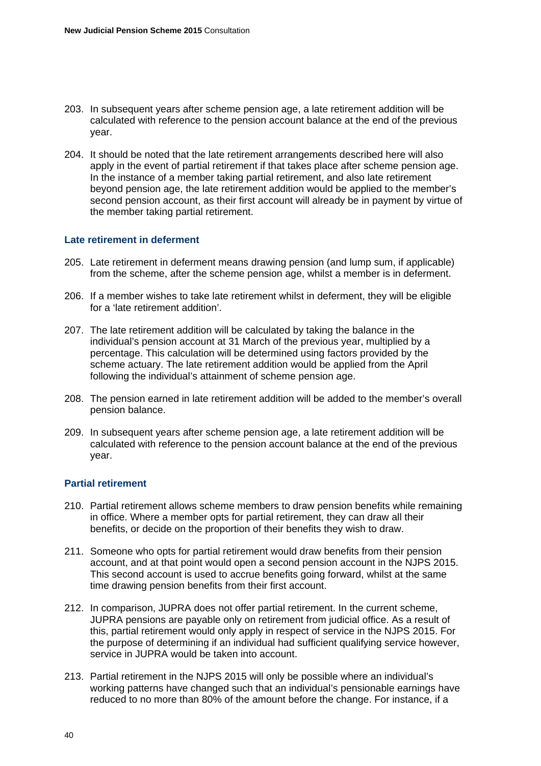203. In subsequent years after scheme pension age, a late retirement addition will be calculated with reference to the pension account balance at the end of the previous year.

204. It should be noted that the late retirement arrangements described here will also apply in the event of partial retirement if that takes place after scheme pension age. In the instance of a member taking partial retirement, and also late retirement beyond pension age, the late retirement addition would be applied to the member's second pension account, as their first account will already be in payment by virtue of the member taking partial retirement.

### Late retirement in deferment

205. Late retirement in deferment means drawing pension (and lump sum, if applicable) from the scheme, after the scheme pension age, whilst a member is in deferment.

206. If a member wishes to take late retirement whilst in deferment, they will be eligible for a 'late retirement addition'.

207. The late retirement addition will be calculated by taking the balance in the individual's pension account at 31 March of the previous year, multiplied by a percentage. This calculation will be determined using factors provided by the scheme actuary. The late retirement addition would be applied from the April following the individual's attainment of scheme pension age.

208. The pension earned in late retirement addition will be added to the member's overall pension balance.

209. In subsequent years after scheme pension age, a late retirement addition will be calculated with reference to the pension account balance at the end of the previous year.

### Partial retirement

210. Partial retirement allows scheme members to draw pension benefits while remaining in office. Where a member opts for partial retirement, they can draw all their benefits, or decide on the proportion of their benefits they wish to draw.

211. Someone who opts for partial retirement would draw benefits from their pension account, and at that point would open a second pension account in the NJPS 2015. This second account is used to accrue benefits going forward, whilst at the same time drawing pension benefits from their first account.

212. In comparison, JUPRA does not offer partial retirement. In the current scheme, JUPRA pensions are payable only on retirement from judicial office. As a result of this, partial retirement would only apply in respect of service in the NJPS 2015. For the purpose of determining if an individual had sufficient qualifying service however, service in JUPRA would be taken into account.

213. Partial retirement in the NJPS 2015 will only be possible where an individual's working patterns have changed such that an individual's pensionable earnings have reduced to no more than 80% of the amount before the change. For instance, if a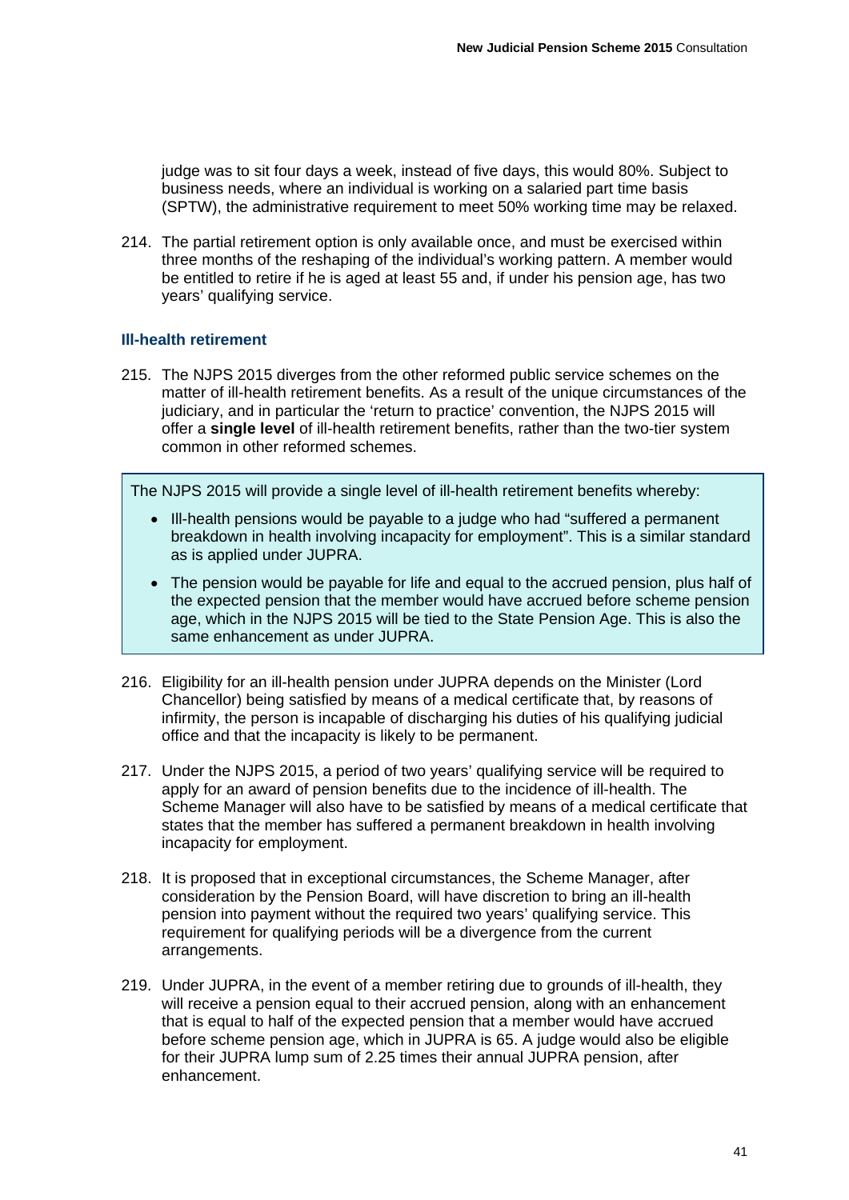judge was to sit four days a week, instead of five days, this would 80%. Subject to business needs, where an individual is working on a salaried part time basis (SPTW), the administrative requirement to meet 50% working time may be relaxed.

214. The partial retirement option is only available once, and must be exercised within three months of the reshaping of the individual's working pattern. A member would be entitled to retire if he is aged at least 55 and, if under his pension age, has two years' qualifying service.

### Ill-health retirement

215. The NJPS 2015 diverges from the other reformed public service schemes on the matter of ill-health retirement benefits. As a result of the unique circumstances of the judiciary, and in particular the 'return to practice' convention, the NJPS 2015 will offer a **single level** of ill-health retirement benefits, rather than the two-tier system common in other reformed schemes.

> The NJPS 2015 will provide a single level of ill-health retirement benefits whereby:
>
> - Ill-health pensions would be payable to a judge who had "suffered a permanent breakdown in health involving incapacity for employment". This is a similar standard as is applied under JUPRA.
> - The pension would be payable for life and equal to the accrued pension, plus half of the expected pension that the member would have accrued before scheme pension age, which in the NJPS 2015 will be tied to the State Pension Age. This is also the same enhancement as under JUPRA.

216. Eligibility for an ill-health pension under JUPRA depends on the Minister (Lord Chancellor) being satisfied by means of a medical certificate that, by reasons of infirmity, the person is incapable of discharging his duties of his qualifying judicial office and that the incapacity is likely to be permanent.

217. Under the NJPS 2015, a period of two years' qualifying service will be required to apply for an award of pension benefits due to the incidence of ill-health. The Scheme Manager will also have to be satisfied by means of a medical certificate that states that the member has suffered a permanent breakdown in health involving incapacity for employment.

218. It is proposed that in exceptional circumstances, the Scheme Manager, after consideration by the Pension Board, will have discretion to bring an ill-health pension into payment without the required two years' qualifying service. This requirement for qualifying periods will be a divergence from the current arrangements.

219. Under JUPRA, in the event of a member retiring due to grounds of ill-health, they will receive a pension equal to their accrued pension, along with an enhancement that is equal to half of the expected pension that a member would have accrued before scheme pension age, which in JUPRA is 65. A judge would also be eligible for their JUPRA lump sum of 2.25 times their annual JUPRA pension, after enhancement.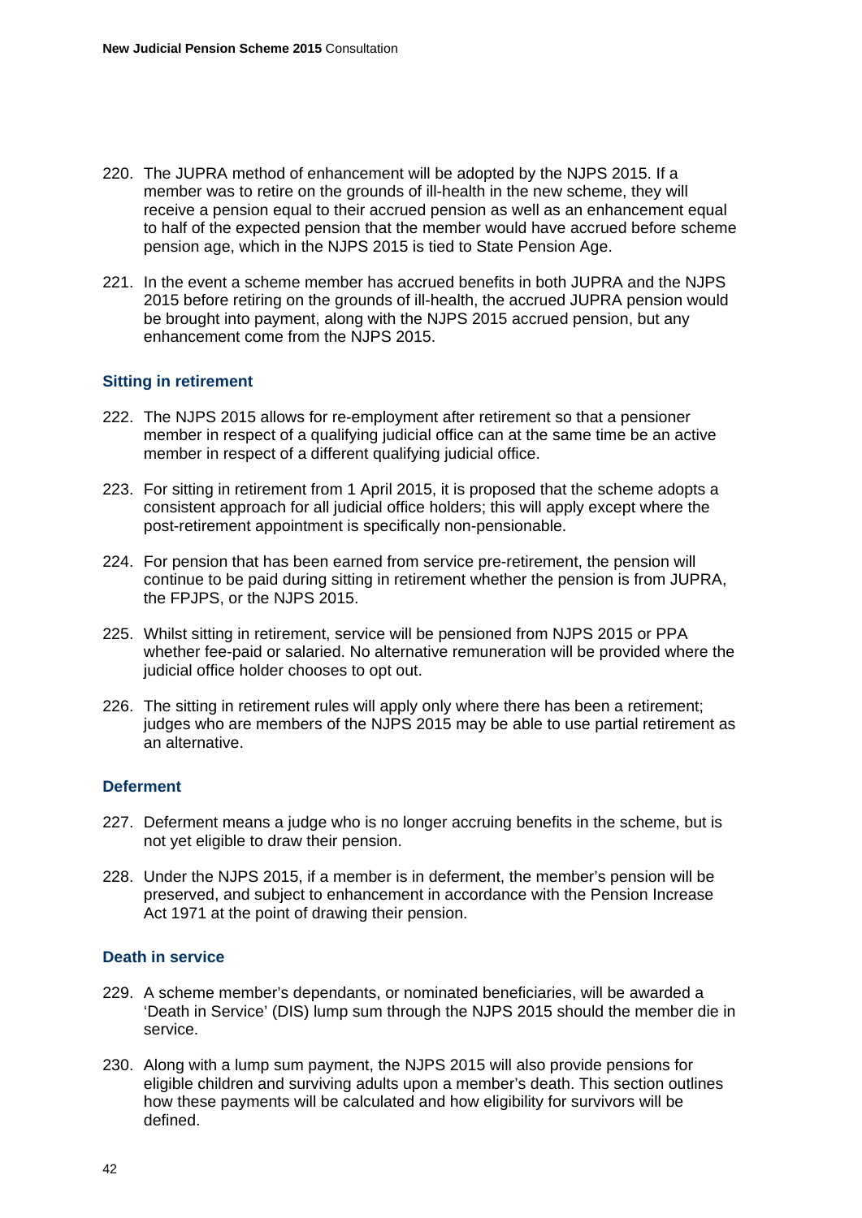220. The JUPRA method of enhancement will be adopted by the NJPS 2015. If a member was to retire on the grounds of ill-health in the new scheme, they will receive a pension equal to their accrued pension as well as an enhancement equal to half of the expected pension that the member would have accrued before scheme pension age, which in the NJPS 2015 is tied to State Pension Age.

221. In the event a scheme member has accrued benefits in both JUPRA and the NJPS 2015 before retiring on the grounds of ill-health, the accrued JUPRA pension would be brought into payment, along with the NJPS 2015 accrued pension, but any enhancement come from the NJPS 2015.

### Sitting in retirement

222. The NJPS 2015 allows for re-employment after retirement so that a pensioner member in respect of a qualifying judicial office can at the same time be an active member in respect of a different qualifying judicial office.

223. For sitting in retirement from 1 April 2015, it is proposed that the scheme adopts a consistent approach for all judicial office holders; this will apply except where the post-retirement appointment is specifically non-pensionable.

224. For pension that has been earned from service pre-retirement, the pension will continue to be paid during sitting in retirement whether the pension is from JUPRA, the FPJPS, or the NJPS 2015.

225. Whilst sitting in retirement, service will be pensioned from NJPS 2015 or PPA whether fee-paid or salaried. No alternative remuneration will be provided where the judicial office holder chooses to opt out.

226. The sitting in retirement rules will apply only where there has been a retirement; judges who are members of the NJPS 2015 may be able to use partial retirement as an alternative.

### Deferment

227. Deferment means a judge who is no longer accruing benefits in the scheme, but is not yet eligible to draw their pension.

228. Under the NJPS 2015, if a member is in deferment, the member's pension will be preserved, and subject to enhancement in accordance with the Pension Increase Act 1971 at the point of drawing their pension.

### Death in service

229. A scheme member's dependants, or nominated beneficiaries, will be awarded a 'Death in Service' (DIS) lump sum through the NJPS 2015 should the member die in service.

230. Along with a lump sum payment, the NJPS 2015 will also provide pensions for eligible children and surviving adults upon a member's death. This section outlines how these payments will be calculated and how eligibility for survivors will be defined.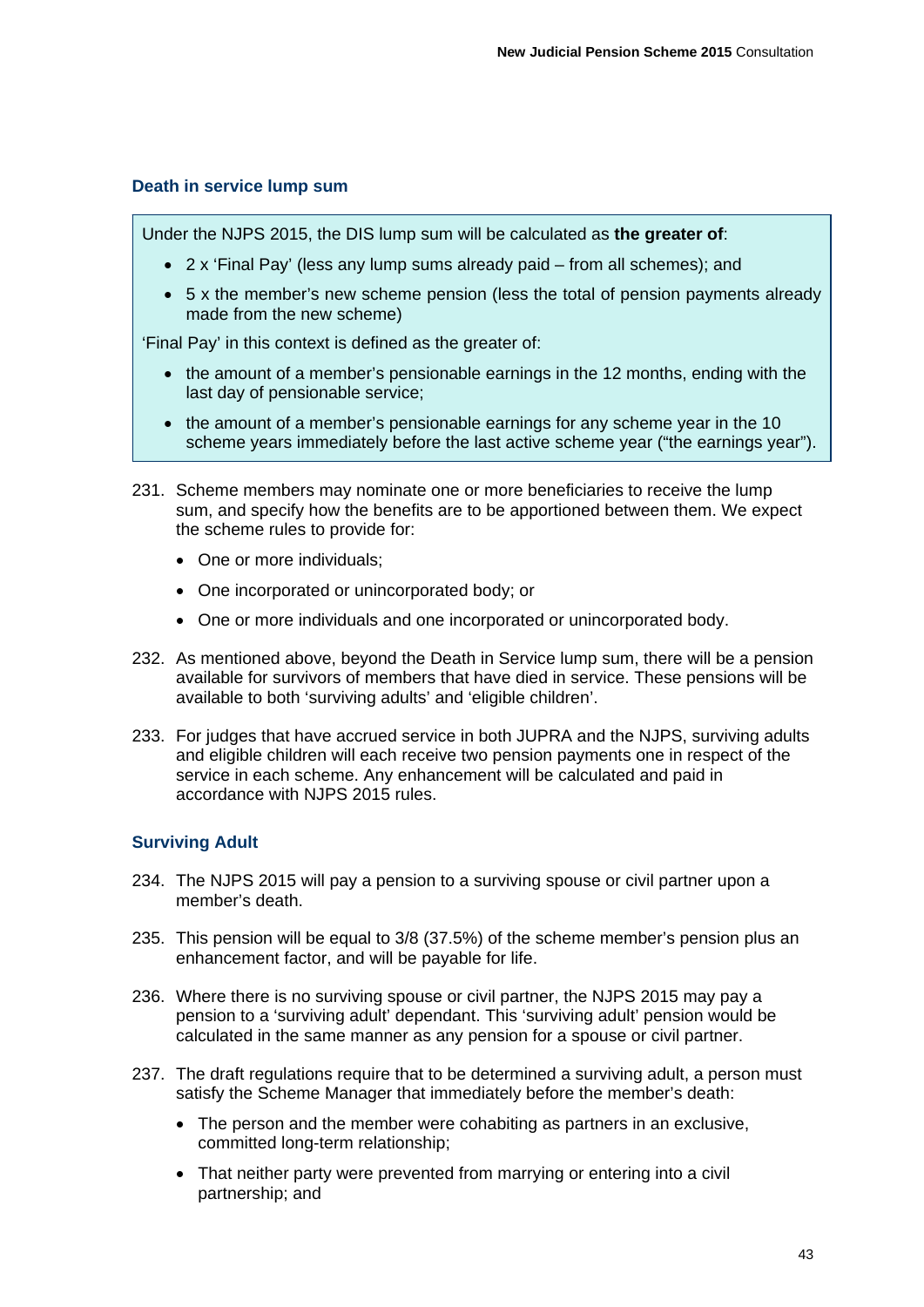### Death in service lump sum

Under the NJPS 2015, the DIS lump sum will be calculated as **the greater of**:

- 2 x 'Final Pay' (less any lump sums already paid – from all schemes); and
- 5 x the member's new scheme pension (less the total of pension payments already made from the new scheme)

'Final Pay' in this context is defined as the greater of:

- the amount of a member's pensionable earnings in the 12 months, ending with the last day of pensionable service;
- the amount of a member's pensionable earnings for any scheme year in the 10 scheme years immediately before the last active scheme year ("the earnings year").

231. Scheme members may nominate one or more beneficiaries to receive the lump sum, and specify how the benefits are to be apportioned between them. We expect the scheme rules to provide for:
   - One or more individuals;
   - One incorporated or unincorporated body; or
   - One or more individuals and one incorporated or unincorporated body.

232. As mentioned above, beyond the Death in Service lump sum, there will be a pension available for survivors of members that have died in service. These pensions will be available to both 'surviving adults' and 'eligible children'.

233. For judges that have accrued service in both JUPRA and the NJPS, surviving adults and eligible children will each receive two pension payments one in respect of the service in each scheme. Any enhancement will be calculated and paid in accordance with NJPS 2015 rules.

### Surviving Adult

234. The NJPS 2015 will pay a pension to a surviving spouse or civil partner upon a member's death.

235. This pension will be equal to 3/8 (37.5%) of the scheme member's pension plus an enhancement factor, and will be payable for life.

236. Where there is no surviving spouse or civil partner, the NJPS 2015 may pay a pension to a 'surviving adult' dependant. This 'surviving adult' pension would be calculated in the same manner as any pension for a spouse or civil partner.

237. The draft regulations require that to be determined a surviving adult, a person must satisfy the Scheme Manager that immediately before the member's death:
   - The person and the member were cohabiting as partners in an exclusive, committed long-term relationship;
   - That neither party were prevented from marrying or entering into a civil partnership; and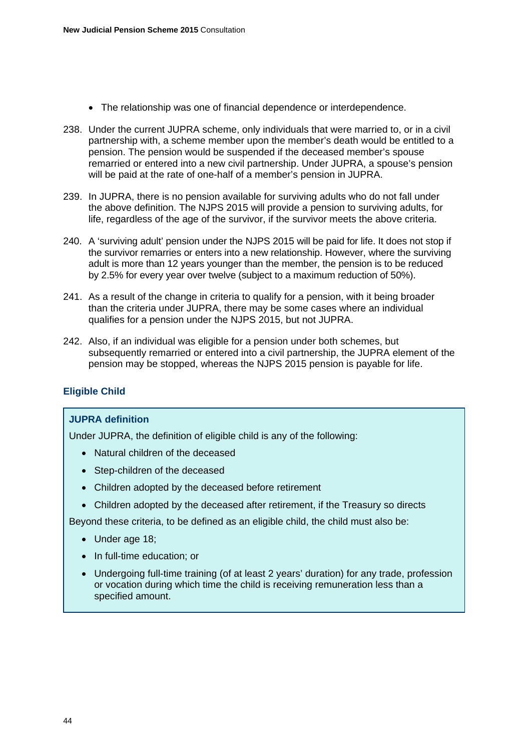- The relationship was one of financial dependence or interdependence.

238. Under the current JUPRA scheme, only individuals that were married to, or in a civil partnership with, a scheme member upon the member's death would be entitled to a pension. The pension would be suspended if the deceased member's spouse remarried or entered into a new civil partnership. Under JUPRA, a spouse's pension will be paid at the rate of one-half of a member's pension in JUPRA.

239. In JUPRA, there is no pension available for surviving adults who do not fall under the above definition. The NJPS 2015 will provide a pension to surviving adults, for life, regardless of the age of the survivor, if the survivor meets the above criteria.

240. A 'surviving adult' pension under the NJPS 2015 will be paid for life. It does not stop if the survivor remarries or enters into a new relationship. However, where the surviving adult is more than 12 years younger than the member, the pension is to be reduced by 2.5% for every year over twelve (subject to a maximum reduction of 50%).

241. As a result of the change in criteria to qualify for a pension, with it being broader than the criteria under JUPRA, there may be some cases where an individual qualifies for a pension under the NJPS 2015, but not JUPRA.

242. Also, if an individual was eligible for a pension under both schemes, but subsequently remarried or entered into a civil partnership, the JUPRA element of the pension may be stopped, whereas the NJPS 2015 pension is payable for life.

### Eligible Child

**JUPRA definition**

Under JUPRA, the definition of eligible child is any of the following:

- Natural children of the deceased
- Step-children of the deceased
- Children adopted by the deceased before retirement
- Children adopted by the deceased after retirement, if the Treasury so directs

Beyond these criteria, to be defined as an eligible child, the child must also be:

- Under age 18;
- In full-time education; or
- Undergoing full-time training (of at least 2 years' duration) for any trade, profession or vocation during which time the child is receiving remuneration less than a specified amount.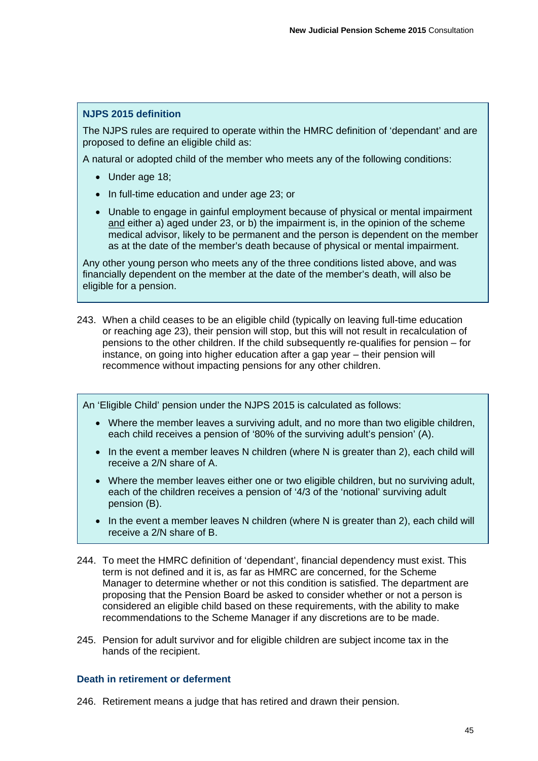**NJPS 2015 definition**

The NJPS rules are required to operate within the HMRC definition of 'dependant' and are proposed to define an eligible child as:

A natural or adopted child of the member who meets any of the following conditions:

- Under age 18;
- In full-time education and under age 23; or
- Unable to engage in gainful employment because of physical or mental impairment and either a) aged under 23, or b) the impairment is, in the opinion of the scheme medical advisor, likely to be permanent and the person is dependent on the member as at the date of the member's death because of physical or mental impairment.

Any other young person who meets any of the three conditions listed above, and was financially dependent on the member at the date of the member's death, will also be eligible for a pension.

243. When a child ceases to be an eligible child (typically on leaving full-time education or reaching age 23), their pension will stop, but this will not result in recalculation of pensions to the other children. If the child subsequently re-qualifies for pension – for instance, on going into higher education after a gap year – their pension will recommence without impacting pensions for any other children.

An 'Eligible Child' pension under the NJPS 2015 is calculated as follows:

- Where the member leaves a surviving adult, and no more than two eligible children, each child receives a pension of '80% of the surviving adult's pension' (A).
- In the event a member leaves N children (where N is greater than 2), each child will receive a 2/N share of A.
- Where the member leaves either one or two eligible children, but no surviving adult, each of the children receives a pension of '4/3 of the 'notional' surviving adult pension (B).
- In the event a member leaves N children (where N is greater than 2), each child will receive a 2/N share of B.

244. To meet the HMRC definition of 'dependant', financial dependency must exist. This term is not defined and it is, as far as HMRC are concerned, for the Scheme Manager to determine whether or not this condition is satisfied. The department are proposing that the Pension Board be asked to consider whether or not a person is considered an eligible child based on these requirements, with the ability to make recommendations to the Scheme Manager if any discretions are to be made.

245. Pension for adult survivor and for eligible children are subject income tax in the hands of the recipient.

### Death in retirement or deferment

246. Retirement means a judge that has retired and drawn their pension.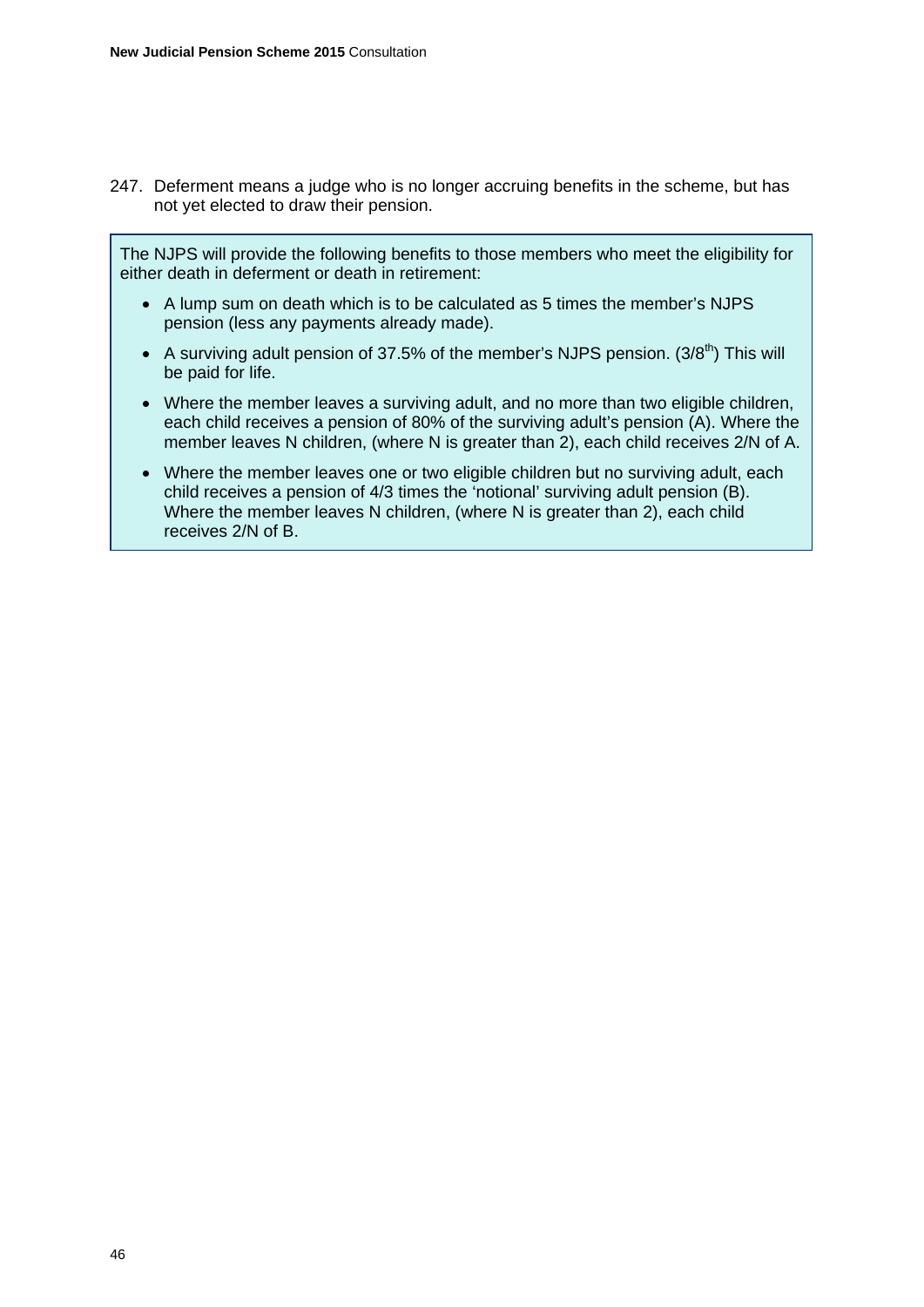247. Deferment means a judge who is no longer accruing benefits in the scheme, but has not yet elected to draw their pension.

> The NJPS will provide the following benefits to those members who meet the eligibility for either death in deferment or death in retirement:
>
> - A lump sum on death which is to be calculated as 5 times the member's NJPS pension (less any payments already made).
> - A surviving adult pension of 37.5% of the member's NJPS pension. ($3/8^{th}$) This will be paid for life.
> - Where the member leaves a surviving adult, and no more than two eligible children, each child receives a pension of 80% of the surviving adult's pension (A). Where the member leaves N children, (where N is greater than 2), each child receives 2/N of A.
> - Where the member leaves one or two eligible children but no surviving adult, each child receives a pension of 4/3 times the 'notional' surviving adult pension (B). Where the member leaves N children, (where N is greater than 2), each child receives 2/N of B.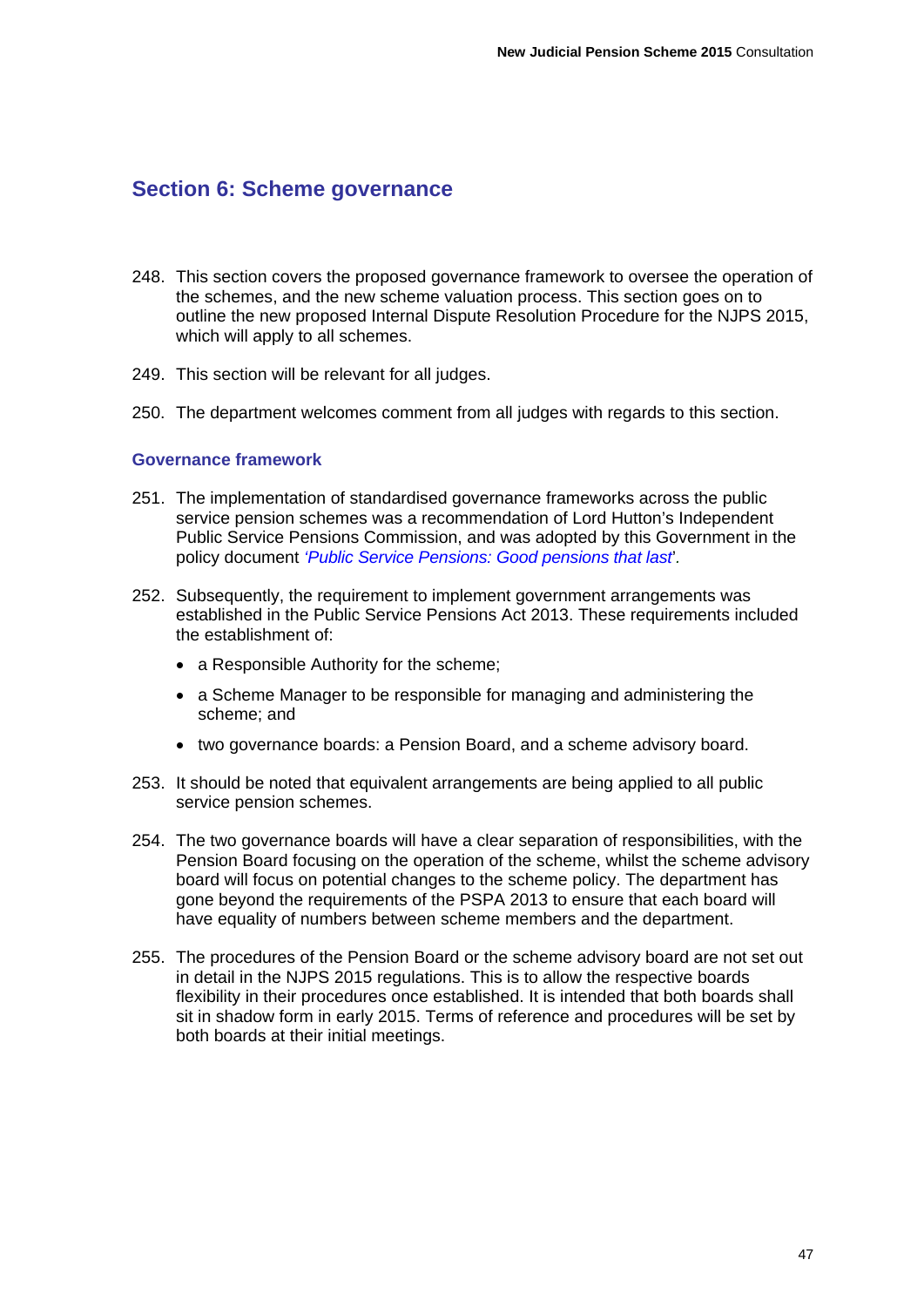## Section 6: Scheme governance

248. This section covers the proposed governance framework to oversee the operation of the schemes, and the new scheme valuation process. This section goes on to outline the new proposed Internal Dispute Resolution Procedure for the NJPS 2015, which will apply to all schemes.

249. This section will be relevant for all judges.

250. The department welcomes comment from all judges with regards to this section.

### Governance framework

251. The implementation of standardised governance frameworks across the public service pension schemes was a recommendation of Lord Hutton's Independent Public Service Pensions Commission, and was adopted by this Government in the policy document *'Public Service Pensions: Good pensions that last'*.

252. Subsequently, the requirement to implement government arrangements was established in the Public Service Pensions Act 2013. These requirements included the establishment of:

    - a Responsible Authority for the scheme;
    - a Scheme Manager to be responsible for managing and administering the scheme; and
    - two governance boards: a Pension Board, and a scheme advisory board.

253. It should be noted that equivalent arrangements are being applied to all public service pension schemes.

254. The two governance boards will have a clear separation of responsibilities, with the Pension Board focusing on the operation of the scheme, whilst the scheme advisory board will focus on potential changes to the scheme policy. The department has gone beyond the requirements of the PSPA 2013 to ensure that each board will have equality of numbers between scheme members and the department.

255. The procedures of the Pension Board or the scheme advisory board are not set out in detail in the NJPS 2015 regulations. This is to allow the respective boards flexibility in their procedures once established. It is intended that both boards shall sit in shadow form in early 2015. Terms of reference and procedures will be set by both boards at their initial meetings.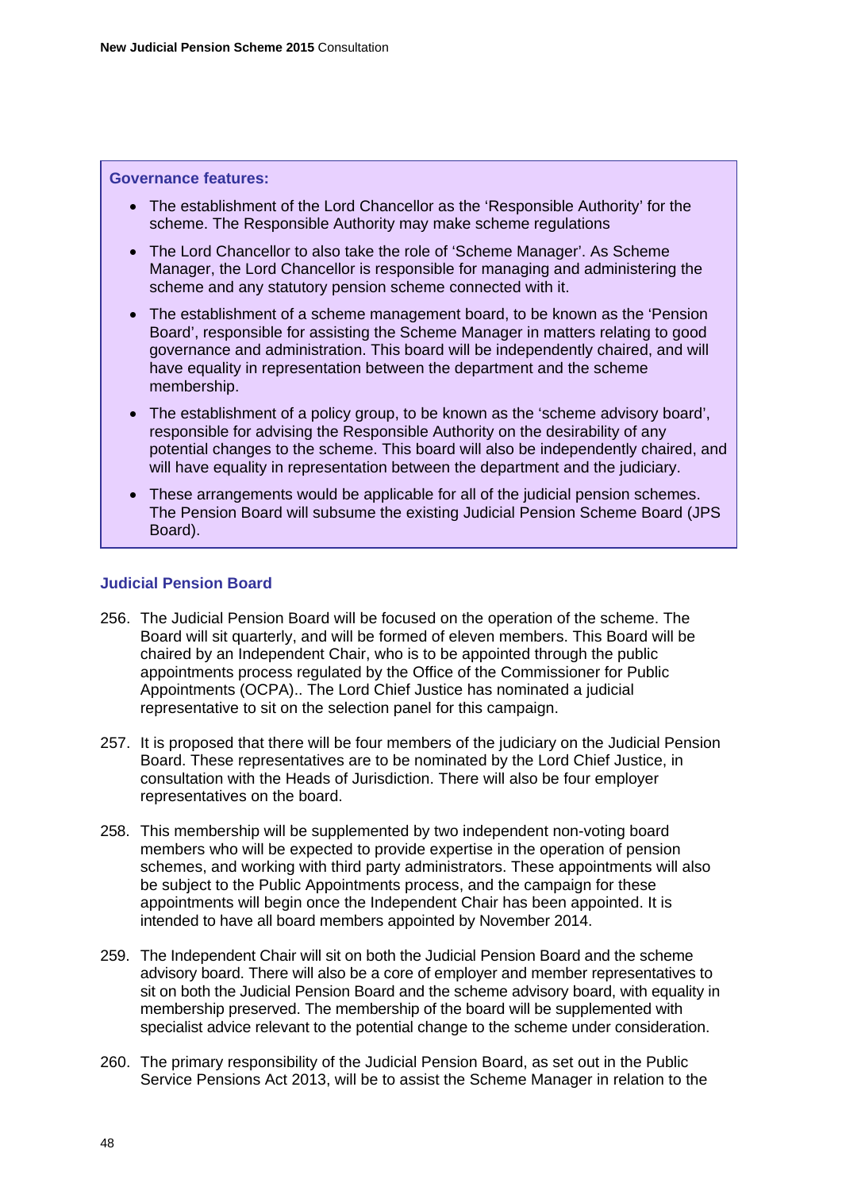**Governance features:**

- The establishment of the Lord Chancellor as the 'Responsible Authority' for the scheme. The Responsible Authority may make scheme regulations
- The Lord Chancellor to also take the role of 'Scheme Manager'. As Scheme Manager, the Lord Chancellor is responsible for managing and administering the scheme and any statutory pension scheme connected with it.
- The establishment of a scheme management board, to be known as the 'Pension Board', responsible for assisting the Scheme Manager in matters relating to good governance and administration. This board will be independently chaired, and will have equality in representation between the department and the scheme membership.
- The establishment of a policy group, to be known as the 'scheme advisory board', responsible for advising the Responsible Authority on the desirability of any potential changes to the scheme. This board will also be independently chaired, and will have equality in representation between the department and the judiciary.
- These arrangements would be applicable for all of the judicial pension schemes. The Pension Board will subsume the existing Judicial Pension Scheme Board (JPS Board).

### Judicial Pension Board

256. The Judicial Pension Board will be focused on the operation of the scheme. The Board will sit quarterly, and will be formed of eleven members. This Board will be chaired by an Independent Chair, who is to be appointed through the public appointments process regulated by the Office of the Commissioner for Public Appointments (OCPA).. The Lord Chief Justice has nominated a judicial representative to sit on the selection panel for this campaign.

257. It is proposed that there will be four members of the judiciary on the Judicial Pension Board. These representatives are to be nominated by the Lord Chief Justice, in consultation with the Heads of Jurisdiction. There will also be four employer representatives on the board.

258. This membership will be supplemented by two independent non-voting board members who will be expected to provide expertise in the operation of pension schemes, and working with third party administrators. These appointments will also be subject to the Public Appointments process, and the campaign for these appointments will begin once the Independent Chair has been appointed. It is intended to have all board members appointed by November 2014.

259. The Independent Chair will sit on both the Judicial Pension Board and the scheme advisory board. There will also be a core of employer and member representatives to sit on both the Judicial Pension Board and the scheme advisory board, with equality in membership preserved. The membership of the board will be supplemented with specialist advice relevant to the potential change to the scheme under consideration.

260. The primary responsibility of the Judicial Pension Board, as set out in the Public Service Pensions Act 2013, will be to assist the Scheme Manager in relation to the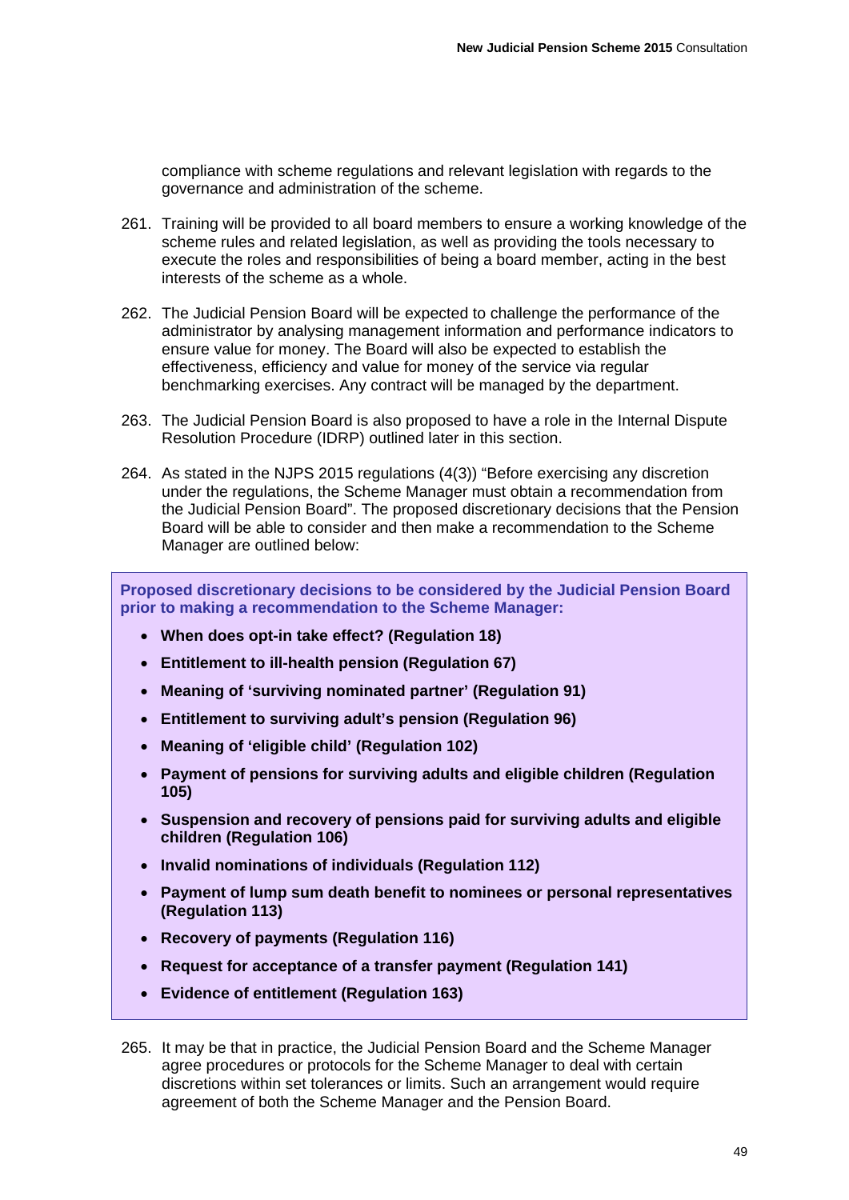compliance with scheme regulations and relevant legislation with regards to the governance and administration of the scheme.

261. Training will be provided to all board members to ensure a working knowledge of the scheme rules and related legislation, as well as providing the tools necessary to execute the roles and responsibilities of being a board member, acting in the best interests of the scheme as a whole.

262. The Judicial Pension Board will be expected to challenge the performance of the administrator by analysing management information and performance indicators to ensure value for money. The Board will also be expected to establish the effectiveness, efficiency and value for money of the service via regular benchmarking exercises. Any contract will be managed by the department.

263. The Judicial Pension Board is also proposed to have a role in the Internal Dispute Resolution Procedure (IDRP) outlined later in this section.

264. As stated in the NJPS 2015 regulations (4(3)) "Before exercising any discretion under the regulations, the Scheme Manager must obtain a recommendation from the Judicial Pension Board". The proposed discretionary decisions that the Pension Board will be able to consider and then make a recommendation to the Scheme Manager are outlined below:

**Proposed discretionary decisions to be considered by the Judicial Pension Board prior to making a recommendation to the Scheme Manager:**

- **When does opt-in take effect? (Regulation 18)**
- **Entitlement to ill-health pension (Regulation 67)**
- **Meaning of 'surviving nominated partner' (Regulation 91)**
- **Entitlement to surviving adult's pension (Regulation 96)**
- **Meaning of 'eligible child' (Regulation 102)**
- **Payment of pensions for surviving adults and eligible children (Regulation 105)**
- **Suspension and recovery of pensions paid for surviving adults and eligible children (Regulation 106)**
- **Invalid nominations of individuals (Regulation 112)**
- **Payment of lump sum death benefit to nominees or personal representatives (Regulation 113)**
- **Recovery of payments (Regulation 116)**
- **Request for acceptance of a transfer payment (Regulation 141)**
- **Evidence of entitlement (Regulation 163)**

265. It may be that in practice, the Judicial Pension Board and the Scheme Manager agree procedures or protocols for the Scheme Manager to deal with certain discretions within set tolerances or limits. Such an arrangement would require agreement of both the Scheme Manager and the Pension Board.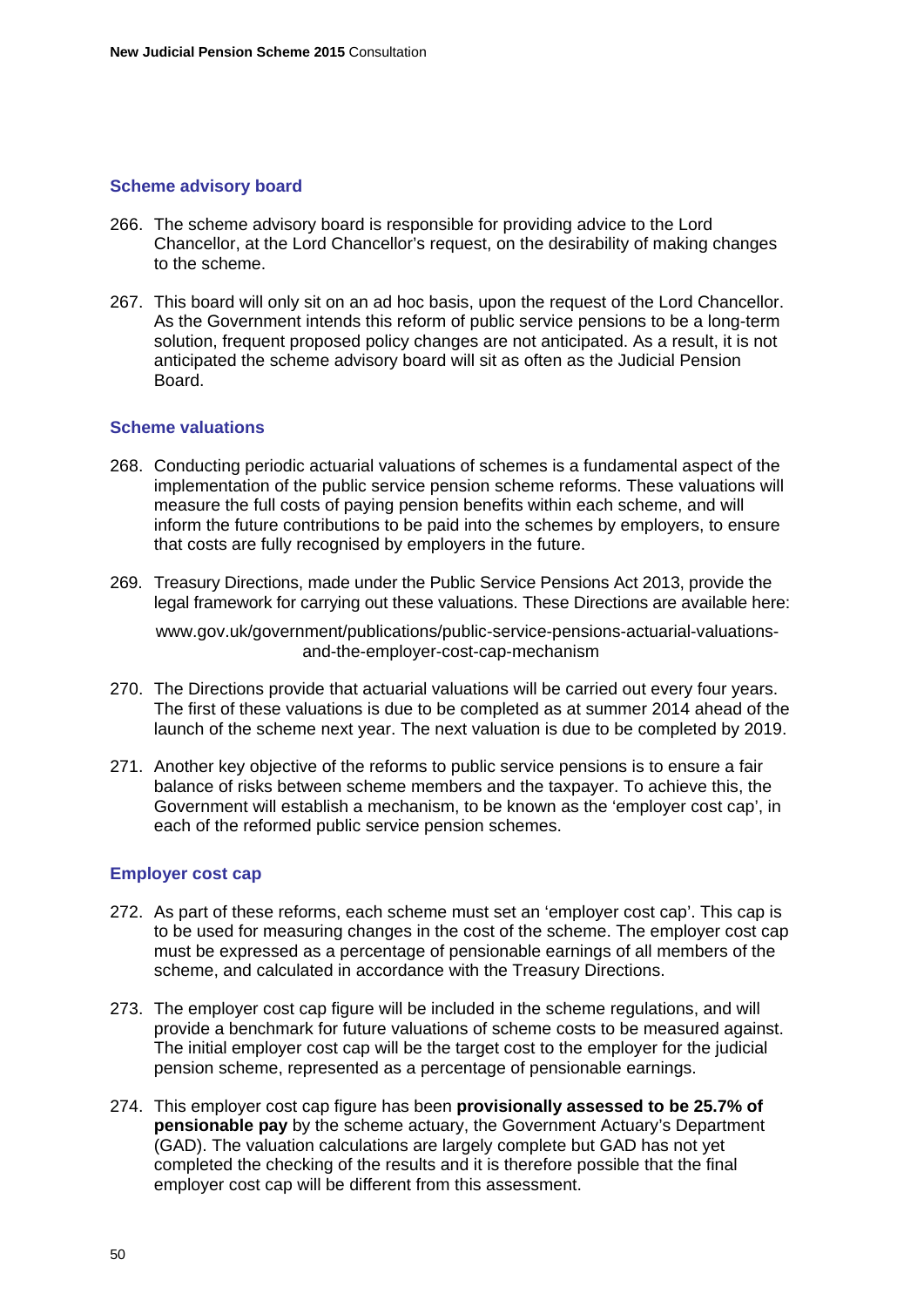### Scheme advisory board

266. The scheme advisory board is responsible for providing advice to the Lord Chancellor, at the Lord Chancellor's request, on the desirability of making changes to the scheme.

267. This board will only sit on an ad hoc basis, upon the request of the Lord Chancellor. As the Government intends this reform of public service pensions to be a long-term solution, frequent proposed policy changes are not anticipated. As a result, it is not anticipated the scheme advisory board will sit as often as the Judicial Pension Board.

### Scheme valuations

268. Conducting periodic actuarial valuations of schemes is a fundamental aspect of the implementation of the public service pension scheme reforms. These valuations will measure the full costs of paying pension benefits within each scheme, and will inform the future contributions to be paid into the schemes by employers, to ensure that costs are fully recognised by employers in the future.

269. Treasury Directions, made under the Public Service Pensions Act 2013, provide the legal framework for carrying out these valuations. These Directions are available here:

     www.gov.uk/government/publications/public-service-pensions-actuarial-valuations-and-the-employer-cost-cap-mechanism

270. The Directions provide that actuarial valuations will be carried out every four years. The first of these valuations is due to be completed as at summer 2014 ahead of the launch of the scheme next year. The next valuation is due to be completed by 2019.

271. Another key objective of the reforms to public service pensions is to ensure a fair balance of risks between scheme members and the taxpayer. To achieve this, the Government will establish a mechanism, to be known as the 'employer cost cap', in each of the reformed public service pension schemes.

### Employer cost cap

272. As part of these reforms, each scheme must set an 'employer cost cap'. This cap is to be used for measuring changes in the cost of the scheme. The employer cost cap must be expressed as a percentage of pensionable earnings of all members of the scheme, and calculated in accordance with the Treasury Directions.

273. The employer cost cap figure will be included in the scheme regulations, and will provide a benchmark for future valuations of scheme costs to be measured against. The initial employer cost cap will be the target cost to the employer for the judicial pension scheme, represented as a percentage of pensionable earnings.

274. This employer cost cap figure has been **provisionally assessed to be 25.7% of pensionable pay** by the scheme actuary, the Government Actuary's Department (GAD). The valuation calculations are largely complete but GAD has not yet completed the checking of the results and it is therefore possible that the final employer cost cap will be different from this assessment.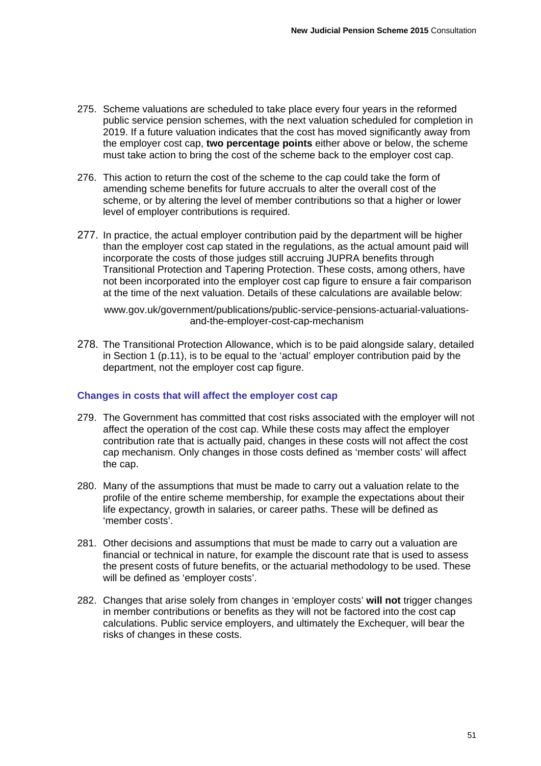275. Scheme valuations are scheduled to take place every four years in the reformed public service pension schemes, with the next valuation scheduled for completion in 2019. If a future valuation indicates that the cost has moved significantly away from the employer cost cap, **two percentage points** either above or below, the scheme must take action to bring the cost of the scheme back to the employer cost cap.

276. This action to return the cost of the scheme to the cap could take the form of amending scheme benefits for future accruals to alter the overall cost of the scheme, or by altering the level of member contributions so that a higher or lower level of employer contributions is required.

277. In practice, the actual employer contribution paid by the department will be higher than the employer cost cap stated in the regulations, as the actual amount paid will incorporate the costs of those judges still accruing JUPRA benefits through Transitional Protection and Tapering Protection. These costs, among others, have not been incorporated into the employer cost cap figure to ensure a fair comparison at the time of the next valuation. Details of these calculations are available below:

     www.gov.uk/government/publications/public-service-pensions-actuarial-valuations-and-the-employer-cost-cap-mechanism

278. The Transitional Protection Allowance, which is to be paid alongside salary, detailed in Section 1 (p.11), is to be equal to the 'actual' employer contribution paid by the department, not the employer cost cap figure.

### Changes in costs that will affect the employer cost cap

279. The Government has committed that cost risks associated with the employer will not affect the operation of the cost cap. While these costs may affect the employer contribution rate that is actually paid, changes in these costs will not affect the cost cap mechanism. Only changes in those costs defined as 'member costs' will affect the cap.

280. Many of the assumptions that must be made to carry out a valuation relate to the profile of the entire scheme membership, for example the expectations about their life expectancy, growth in salaries, or career paths. These will be defined as 'member costs'.

281. Other decisions and assumptions that must be made to carry out a valuation are financial or technical in nature, for example the discount rate that is used to assess the present costs of future benefits, or the actuarial methodology to be used. These will be defined as 'employer costs'.

282. Changes that arise solely from changes in 'employer costs' **will not** trigger changes in member contributions or benefits as they will not be factored into the cost cap calculations. Public service employers, and ultimately the Exchequer, will bear the risks of changes in these costs.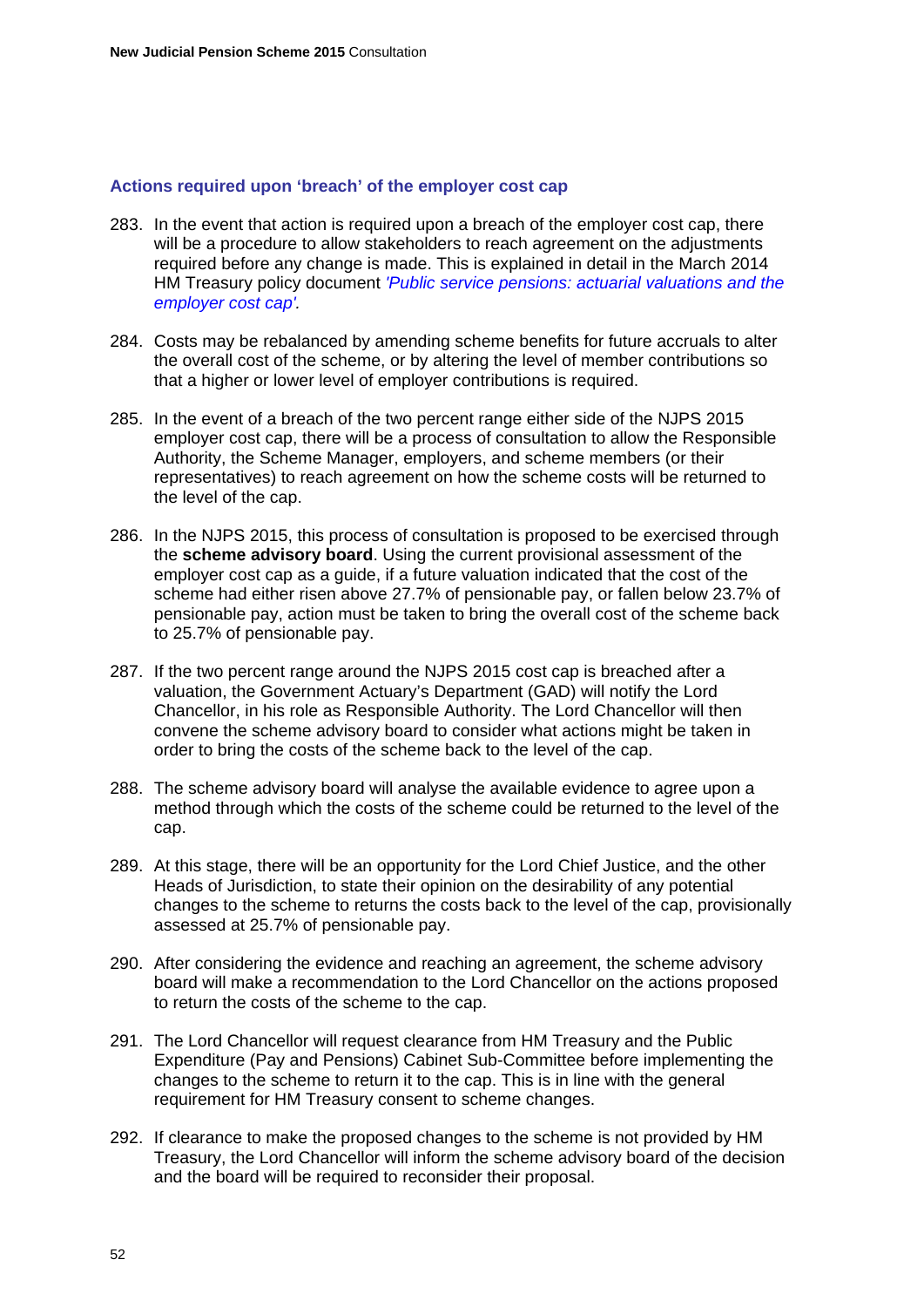### Actions required upon 'breach' of the employer cost cap

283. In the event that action is required upon a breach of the employer cost cap, there will be a procedure to allow stakeholders to reach agreement on the adjustments required before any change is made. This is explained in detail in the March 2014 HM Treasury policy document *'Public service pensions: actuarial valuations and the employer cost cap'.*

284. Costs may be rebalanced by amending scheme benefits for future accruals to alter the overall cost of the scheme, or by altering the level of member contributions so that a higher or lower level of employer contributions is required.

285. In the event of a breach of the two percent range either side of the NJPS 2015 employer cost cap, there will be a process of consultation to allow the Responsible Authority, the Scheme Manager, employers, and scheme members (or their representatives) to reach agreement on how the scheme costs will be returned to the level of the cap.

286. In the NJPS 2015, this process of consultation is proposed to be exercised through the **scheme advisory board**. Using the current provisional assessment of the employer cost cap as a guide, if a future valuation indicated that the cost of the scheme had either risen above 27.7% of pensionable pay, or fallen below 23.7% of pensionable pay, action must be taken to bring the overall cost of the scheme back to 25.7% of pensionable pay.

287. If the two percent range around the NJPS 2015 cost cap is breached after a valuation, the Government Actuary's Department (GAD) will notify the Lord Chancellor, in his role as Responsible Authority. The Lord Chancellor will then convene the scheme advisory board to consider what actions might be taken in order to bring the costs of the scheme back to the level of the cap.

288. The scheme advisory board will analyse the available evidence to agree upon a method through which the costs of the scheme could be returned to the level of the cap.

289. At this stage, there will be an opportunity for the Lord Chief Justice, and the other Heads of Jurisdiction, to state their opinion on the desirability of any potential changes to the scheme to returns the costs back to the level of the cap, provisionally assessed at 25.7% of pensionable pay.

290. After considering the evidence and reaching an agreement, the scheme advisory board will make a recommendation to the Lord Chancellor on the actions proposed to return the costs of the scheme to the cap.

291. The Lord Chancellor will request clearance from HM Treasury and the Public Expenditure (Pay and Pensions) Cabinet Sub-Committee before implementing the changes to the scheme to return it to the cap. This is in line with the general requirement for HM Treasury consent to scheme changes.

292. If clearance to make the proposed changes to the scheme is not provided by HM Treasury, the Lord Chancellor will inform the scheme advisory board of the decision and the board will be required to reconsider their proposal.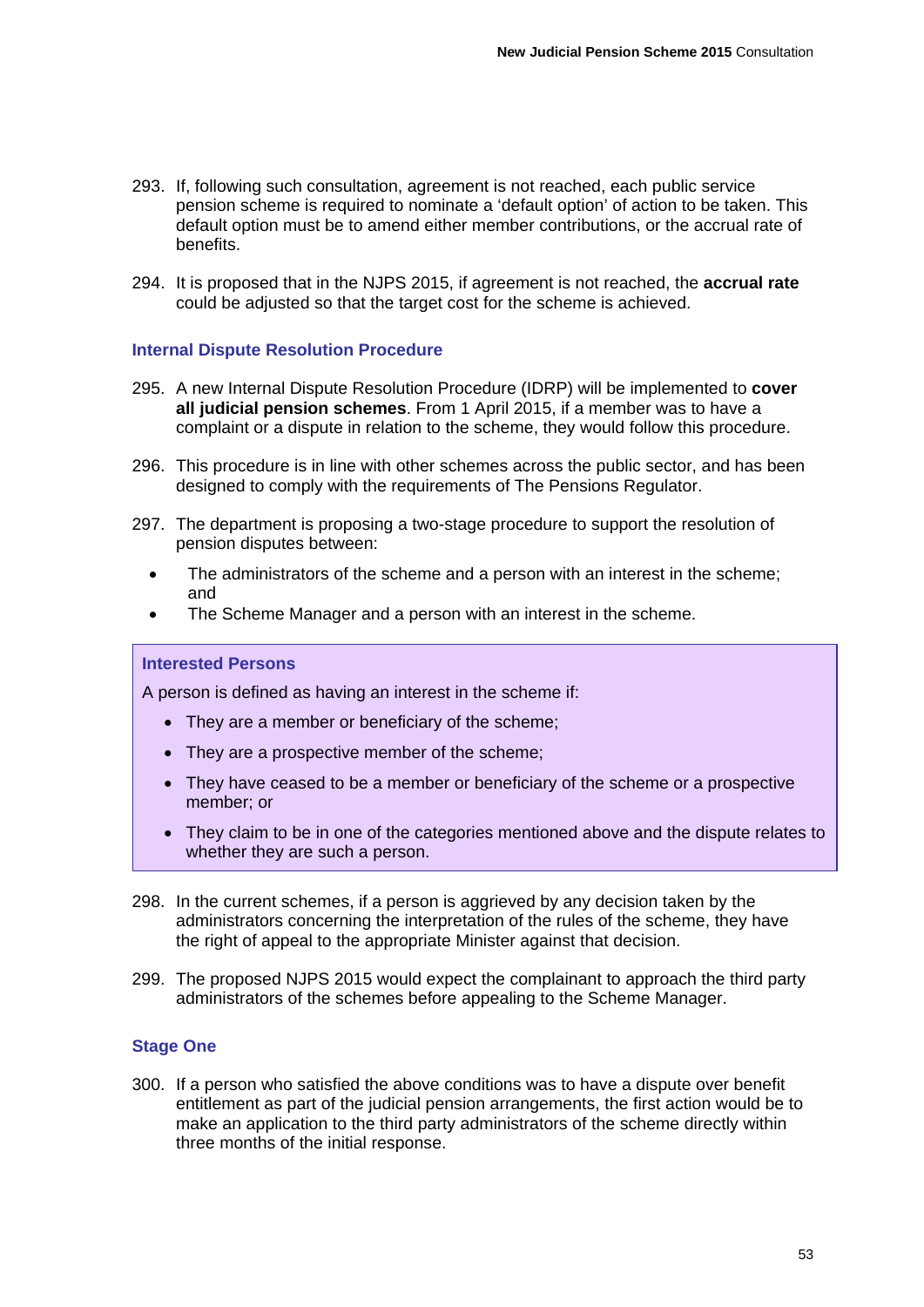293. If, following such consultation, agreement is not reached, each public service pension scheme is required to nominate a 'default option' of action to be taken. This default option must be to amend either member contributions, or the accrual rate of benefits.

294. It is proposed that in the NJPS 2015, if agreement is not reached, the **accrual rate** could be adjusted so that the target cost for the scheme is achieved.

### Internal Dispute Resolution Procedure

295. A new Internal Dispute Resolution Procedure (IDRP) will be implemented to **cover all judicial pension schemes**. From 1 April 2015, if a member was to have a complaint or a dispute in relation to the scheme, they would follow this procedure.

296. This procedure is in line with other schemes across the public sector, and has been designed to comply with the requirements of The Pensions Regulator.

297. The department is proposing a two-stage procedure to support the resolution of pension disputes between:

- The administrators of the scheme and a person with an interest in the scheme; and
- The Scheme Manager and a person with an interest in the scheme.

> **Interested Persons**
>
> A person is defined as having an interest in the scheme if:
>
> - They are a member or beneficiary of the scheme;
> - They are a prospective member of the scheme;
> - They have ceased to be a member or beneficiary of the scheme or a prospective member; or
> - They claim to be in one of the categories mentioned above and the dispute relates to whether they are such a person.

298. In the current schemes, if a person is aggrieved by any decision taken by the administrators concerning the interpretation of the rules of the scheme, they have the right of appeal to the appropriate Minister against that decision.

299. The proposed NJPS 2015 would expect the complainant to approach the third party administrators of the schemes before appealing to the Scheme Manager.

### Stage One

300. If a person who satisfied the above conditions was to have a dispute over benefit entitlement as part of the judicial pension arrangements, the first action would be to make an application to the third party administrators of the scheme directly within three months of the initial response.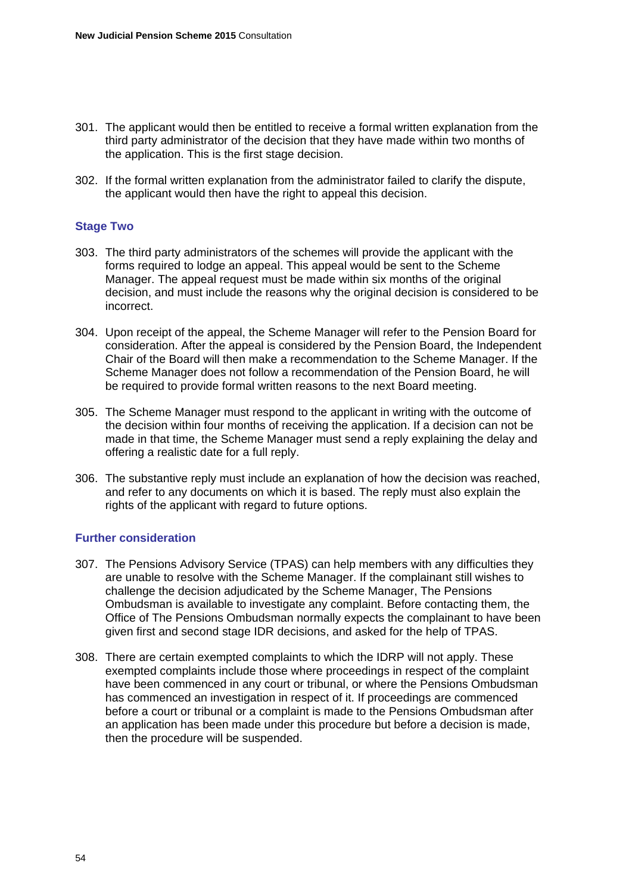301. The applicant would then be entitled to receive a formal written explanation from the third party administrator of the decision that they have made within two months of the application. This is the first stage decision.

302. If the formal written explanation from the administrator failed to clarify the dispute, the applicant would then have the right to appeal this decision.

### Stage Two

303. The third party administrators of the schemes will provide the applicant with the forms required to lodge an appeal. This appeal would be sent to the Scheme Manager. The appeal request must be made within six months of the original decision, and must include the reasons why the original decision is considered to be incorrect.

304. Upon receipt of the appeal, the Scheme Manager will refer to the Pension Board for consideration. After the appeal is considered by the Pension Board, the Independent Chair of the Board will then make a recommendation to the Scheme Manager. If the Scheme Manager does not follow a recommendation of the Pension Board, he will be required to provide formal written reasons to the next Board meeting.

305. The Scheme Manager must respond to the applicant in writing with the outcome of the decision within four months of receiving the application. If a decision can not be made in that time, the Scheme Manager must send a reply explaining the delay and offering a realistic date for a full reply.

306. The substantive reply must include an explanation of how the decision was reached, and refer to any documents on which it is based. The reply must also explain the rights of the applicant with regard to future options.

### Further consideration

307. The Pensions Advisory Service (TPAS) can help members with any difficulties they are unable to resolve with the Scheme Manager. If the complainant still wishes to challenge the decision adjudicated by the Scheme Manager, The Pensions Ombudsman is available to investigate any complaint. Before contacting them, the Office of The Pensions Ombudsman normally expects the complainant to have been given first and second stage IDR decisions, and asked for the help of TPAS.

308. There are certain exempted complaints to which the IDRP will not apply. These exempted complaints include those where proceedings in respect of the complaint have been commenced in any court or tribunal, or where the Pensions Ombudsman has commenced an investigation in respect of it. If proceedings are commenced before a court or tribunal or a complaint is made to the Pensions Ombudsman after an application has been made under this procedure but before a decision is made, then the procedure will be suspended.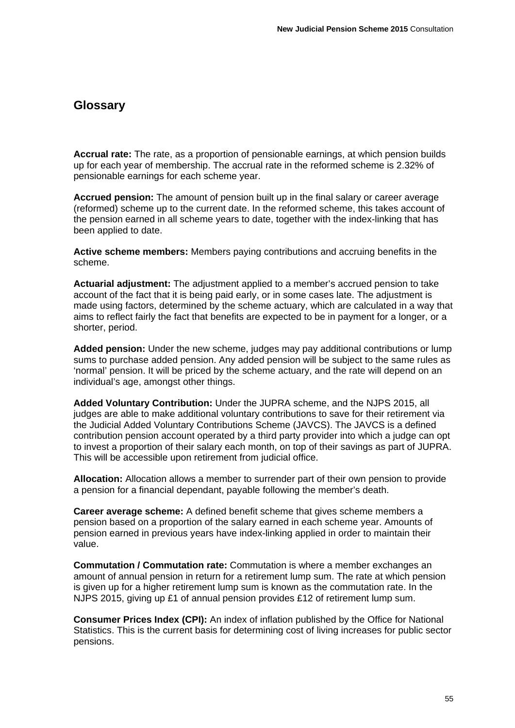## Glossary

**Accrual rate:** The rate, as a proportion of pensionable earnings, at which pension builds up for each year of membership. The accrual rate in the reformed scheme is 2.32% of pensionable earnings for each scheme year.

**Accrued pension:** The amount of pension built up in the final salary or career average (reformed) scheme up to the current date. In the reformed scheme, this takes account of the pension earned in all scheme years to date, together with the index-linking that has been applied to date.

**Active scheme members:** Members paying contributions and accruing benefits in the scheme.

**Actuarial adjustment:** The adjustment applied to a member's accrued pension to take account of the fact that it is being paid early, or in some cases late. The adjustment is made using factors, determined by the scheme actuary, which are calculated in a way that aims to reflect fairly the fact that benefits are expected to be in payment for a longer, or a shorter, period.

**Added pension:** Under the new scheme, judges may pay additional contributions or lump sums to purchase added pension. Any added pension will be subject to the same rules as 'normal' pension. It will be priced by the scheme actuary, and the rate will depend on an individual's age, amongst other things.

**Added Voluntary Contribution:** Under the JUPRA scheme, and the NJPS 2015, all judges are able to make additional voluntary contributions to save for their retirement via the Judicial Added Voluntary Contributions Scheme (JAVCS). The JAVCS is a defined contribution pension account operated by a third party provider into which a judge can opt to invest a proportion of their salary each month, on top of their savings as part of JUPRA. This will be accessible upon retirement from judicial office.

**Allocation:** Allocation allows a member to surrender part of their own pension to provide a pension for a financial dependant, payable following the member's death.

**Career average scheme:** A defined benefit scheme that gives scheme members a pension based on a proportion of the salary earned in each scheme year. Amounts of pension earned in previous years have index-linking applied in order to maintain their value.

**Commutation / Commutation rate:** Commutation is where a member exchanges an amount of annual pension in return for a retirement lump sum. The rate at which pension is given up for a higher retirement lump sum is known as the commutation rate. In the NJPS 2015, giving up £1 of annual pension provides £12 of retirement lump sum.

**Consumer Prices Index (CPI):** An index of inflation published by the Office for National Statistics. This is the current basis for determining cost of living increases for public sector pensions.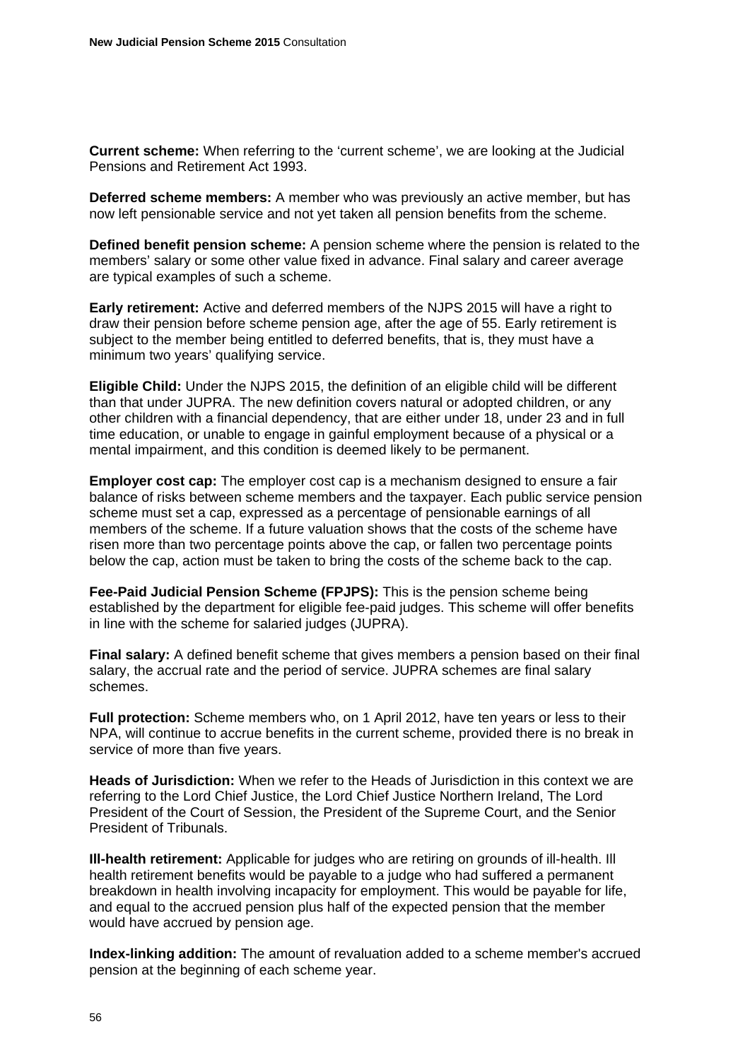**Current scheme:** When referring to the 'current scheme', we are looking at the Judicial Pensions and Retirement Act 1993.

**Deferred scheme members:** A member who was previously an active member, but has now left pensionable service and not yet taken all pension benefits from the scheme.

**Defined benefit pension scheme:** A pension scheme where the pension is related to the members' salary or some other value fixed in advance. Final salary and career average are typical examples of such a scheme.

**Early retirement:** Active and deferred members of the NJPS 2015 will have a right to draw their pension before scheme pension age, after the age of 55. Early retirement is subject to the member being entitled to deferred benefits, that is, they must have a minimum two years' qualifying service.

**Eligible Child:** Under the NJPS 2015, the definition of an eligible child will be different than that under JUPRA. The new definition covers natural or adopted children, or any other children with a financial dependency, that are either under 18, under 23 and in full time education, or unable to engage in gainful employment because of a physical or a mental impairment, and this condition is deemed likely to be permanent.

**Employer cost cap:** The employer cost cap is a mechanism designed to ensure a fair balance of risks between scheme members and the taxpayer. Each public service pension scheme must set a cap, expressed as a percentage of pensionable earnings of all members of the scheme. If a future valuation shows that the costs of the scheme have risen more than two percentage points above the cap, or fallen two percentage points below the cap, action must be taken to bring the costs of the scheme back to the cap.

**Fee-Paid Judicial Pension Scheme (FPJPS):** This is the pension scheme being established by the department for eligible fee-paid judges. This scheme will offer benefits in line with the scheme for salaried judges (JUPRA).

**Final salary:** A defined benefit scheme that gives members a pension based on their final salary, the accrual rate and the period of service. JUPRA schemes are final salary schemes.

**Full protection:** Scheme members who, on 1 April 2012, have ten years or less to their NPA, will continue to accrue benefits in the current scheme, provided there is no break in service of more than five years.

**Heads of Jurisdiction:** When we refer to the Heads of Jurisdiction in this context we are referring to the Lord Chief Justice, the Lord Chief Justice Northern Ireland, The Lord President of the Court of Session, the President of the Supreme Court, and the Senior President of Tribunals.

**Ill-health retirement:** Applicable for judges who are retiring on grounds of ill-health. Ill health retirement benefits would be payable to a judge who had suffered a permanent breakdown in health involving incapacity for employment. This would be payable for life, and equal to the accrued pension plus half of the expected pension that the member would have accrued by pension age.

**Index-linking addition:** The amount of revaluation added to a scheme member's accrued pension at the beginning of each scheme year.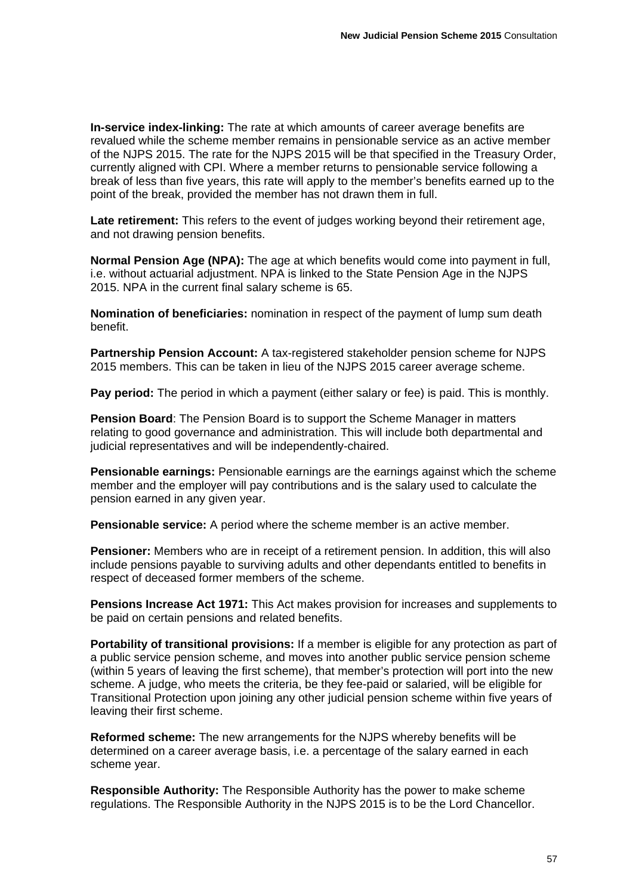**In-service index-linking:** The rate at which amounts of career average benefits are revalued while the scheme member remains in pensionable service as an active member of the NJPS 2015. The rate for the NJPS 2015 will be that specified in the Treasury Order, currently aligned with CPI. Where a member returns to pensionable service following a break of less than five years, this rate will apply to the member's benefits earned up to the point of the break, provided the member has not drawn them in full.

**Late retirement:** This refers to the event of judges working beyond their retirement age, and not drawing pension benefits.

**Normal Pension Age (NPA):** The age at which benefits would come into payment in full, i.e. without actuarial adjustment. NPA is linked to the State Pension Age in the NJPS 2015. NPA in the current final salary scheme is 65.

**Nomination of beneficiaries:** nomination in respect of the payment of lump sum death benefit.

**Partnership Pension Account:** A tax-registered stakeholder pension scheme for NJPS 2015 members. This can be taken in lieu of the NJPS 2015 career average scheme.

**Pay period:** The period in which a payment (either salary or fee) is paid. This is monthly.

**Pension Board**: The Pension Board is to support the Scheme Manager in matters relating to good governance and administration. This will include both departmental and judicial representatives and will be independently-chaired.

**Pensionable earnings:** Pensionable earnings are the earnings against which the scheme member and the employer will pay contributions and is the salary used to calculate the pension earned in any given year.

**Pensionable service:** A period where the scheme member is an active member.

**Pensioner:** Members who are in receipt of a retirement pension. In addition, this will also include pensions payable to surviving adults and other dependants entitled to benefits in respect of deceased former members of the scheme.

**Pensions Increase Act 1971:** This Act makes provision for increases and supplements to be paid on certain pensions and related benefits.

**Portability of transitional provisions:** If a member is eligible for any protection as part of a public service pension scheme, and moves into another public service pension scheme (within 5 years of leaving the first scheme), that member's protection will port into the new scheme. A judge, who meets the criteria, be they fee-paid or salaried, will be eligible for Transitional Protection upon joining any other judicial pension scheme within five years of leaving their first scheme.

**Reformed scheme:** The new arrangements for the NJPS whereby benefits will be determined on a career average basis, i.e. a percentage of the salary earned in each scheme year.

**Responsible Authority:** The Responsible Authority has the power to make scheme regulations. The Responsible Authority in the NJPS 2015 is to be the Lord Chancellor.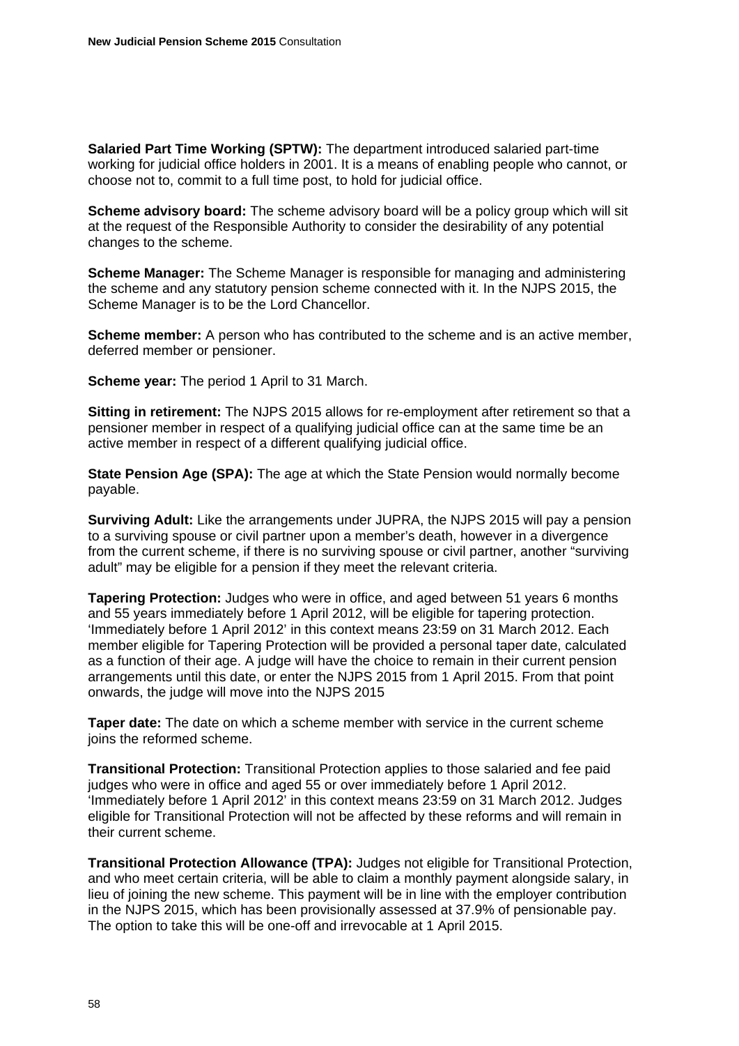**Salaried Part Time Working (SPTW):** The department introduced salaried part-time working for judicial office holders in 2001. It is a means of enabling people who cannot, or choose not to, commit to a full time post, to hold for judicial office.

**Scheme advisory board:** The scheme advisory board will be a policy group which will sit at the request of the Responsible Authority to consider the desirability of any potential changes to the scheme.

**Scheme Manager:** The Scheme Manager is responsible for managing and administering the scheme and any statutory pension scheme connected with it. In the NJPS 2015, the Scheme Manager is to be the Lord Chancellor.

**Scheme member:** A person who has contributed to the scheme and is an active member, deferred member or pensioner.

**Scheme year:** The period 1 April to 31 March.

**Sitting in retirement:** The NJPS 2015 allows for re-employment after retirement so that a pensioner member in respect of a qualifying judicial office can at the same time be an active member in respect of a different qualifying judicial office.

**State Pension Age (SPA):** The age at which the State Pension would normally become payable.

**Surviving Adult:** Like the arrangements under JUPRA, the NJPS 2015 will pay a pension to a surviving spouse or civil partner upon a member's death, however in a divergence from the current scheme, if there is no surviving spouse or civil partner, another "surviving adult" may be eligible for a pension if they meet the relevant criteria.

**Tapering Protection:** Judges who were in office, and aged between 51 years 6 months and 55 years immediately before 1 April 2012, will be eligible for tapering protection. 'Immediately before 1 April 2012' in this context means 23:59 on 31 March 2012. Each member eligible for Tapering Protection will be provided a personal taper date, calculated as a function of their age. A judge will have the choice to remain in their current pension arrangements until this date, or enter the NJPS 2015 from 1 April 2015. From that point onwards, the judge will move into the NJPS 2015

**Taper date:** The date on which a scheme member with service in the current scheme joins the reformed scheme.

**Transitional Protection:** Transitional Protection applies to those salaried and fee paid judges who were in office and aged 55 or over immediately before 1 April 2012. 'Immediately before 1 April 2012' in this context means 23:59 on 31 March 2012. Judges eligible for Transitional Protection will not be affected by these reforms and will remain in their current scheme.

**Transitional Protection Allowance (TPA):** Judges not eligible for Transitional Protection, and who meet certain criteria, will be able to claim a monthly payment alongside salary, in lieu of joining the new scheme. This payment will be in line with the employer contribution in the NJPS 2015, which has been provisionally assessed at 37.9% of pensionable pay. The option to take this will be one-off and irrevocable at 1 April 2015.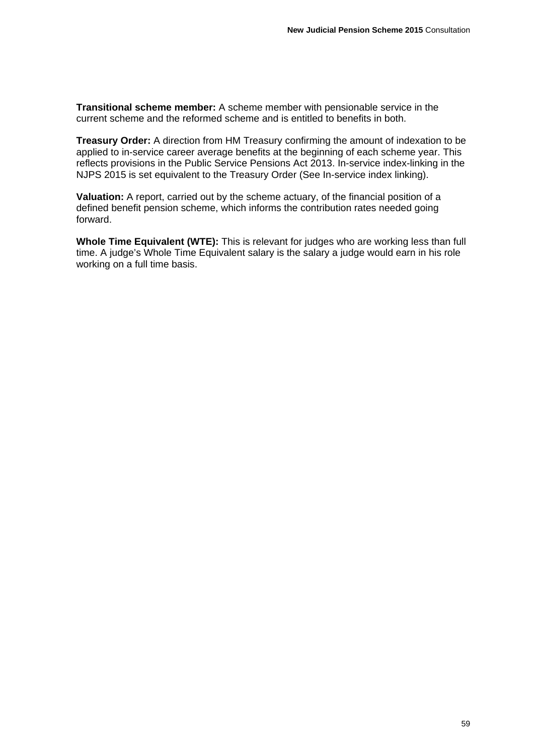**Transitional scheme member:** A scheme member with pensionable service in the current scheme and the reformed scheme and is entitled to benefits in both.

**Treasury Order:** A direction from HM Treasury confirming the amount of indexation to be applied to in-service career average benefits at the beginning of each scheme year. This reflects provisions in the Public Service Pensions Act 2013. In-service index-linking in the NJPS 2015 is set equivalent to the Treasury Order (See In-service index linking).

**Valuation:** A report, carried out by the scheme actuary, of the financial position of a defined benefit pension scheme, which informs the contribution rates needed going forward.

**Whole Time Equivalent (WTE):** This is relevant for judges who are working less than full time. A judge's Whole Time Equivalent salary is the salary a judge would earn in his role working on a full time basis.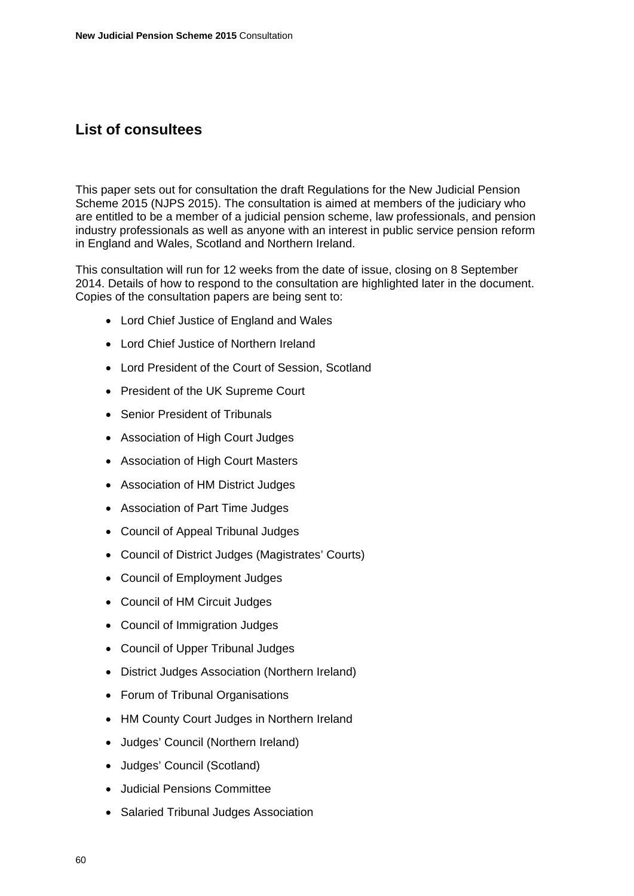## List of consultees

This paper sets out for consultation the draft Regulations for the New Judicial Pension Scheme 2015 (NJPS 2015). The consultation is aimed at members of the judiciary who are entitled to be a member of a judicial pension scheme, law professionals, and pension industry professionals as well as anyone with an interest in public service pension reform in England and Wales, Scotland and Northern Ireland.

This consultation will run for 12 weeks from the date of issue, closing on 8 September 2014. Details of how to respond to the consultation are highlighted later in the document. Copies of the consultation papers are being sent to:

- Lord Chief Justice of England and Wales
- Lord Chief Justice of Northern Ireland
- Lord President of the Court of Session, Scotland
- President of the UK Supreme Court
- Senior President of Tribunals
- Association of High Court Judges
- Association of High Court Masters
- Association of HM District Judges
- Association of Part Time Judges
- Council of Appeal Tribunal Judges
- Council of District Judges (Magistrates' Courts)
- Council of Employment Judges
- Council of HM Circuit Judges
- Council of Immigration Judges
- Council of Upper Tribunal Judges
- District Judges Association (Northern Ireland)
- Forum of Tribunal Organisations
- HM County Court Judges in Northern Ireland
- Judges' Council (Northern Ireland)
- Judges' Council (Scotland)
- Judicial Pensions Committee
- Salaried Tribunal Judges Association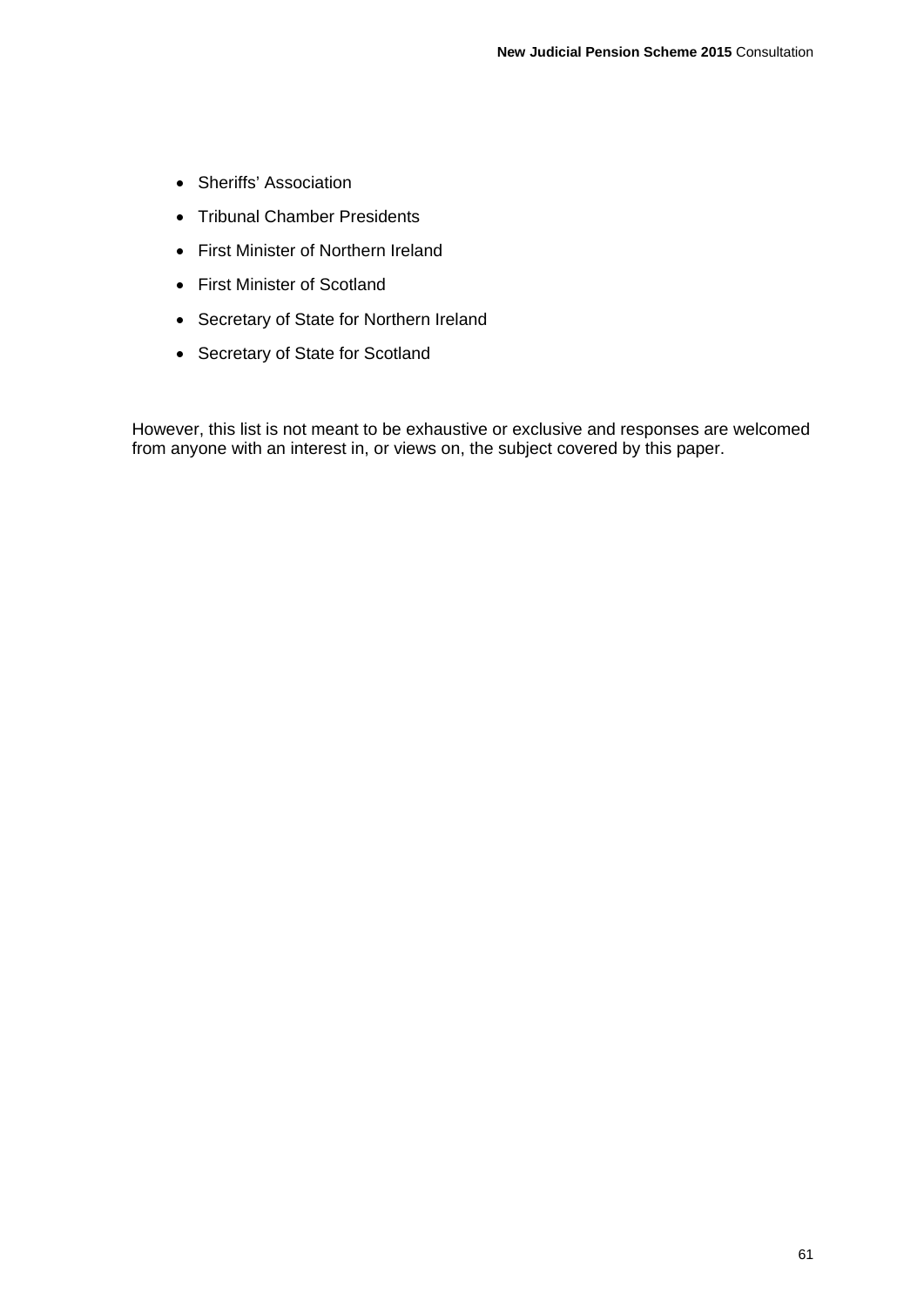- Sheriffs' Association
- Tribunal Chamber Presidents
- First Minister of Northern Ireland
- First Minister of Scotland
- Secretary of State for Northern Ireland
- Secretary of State for Scotland

However, this list is not meant to be exhaustive or exclusive and responses are welcomed from anyone with an interest in, or views on, the subject covered by this paper.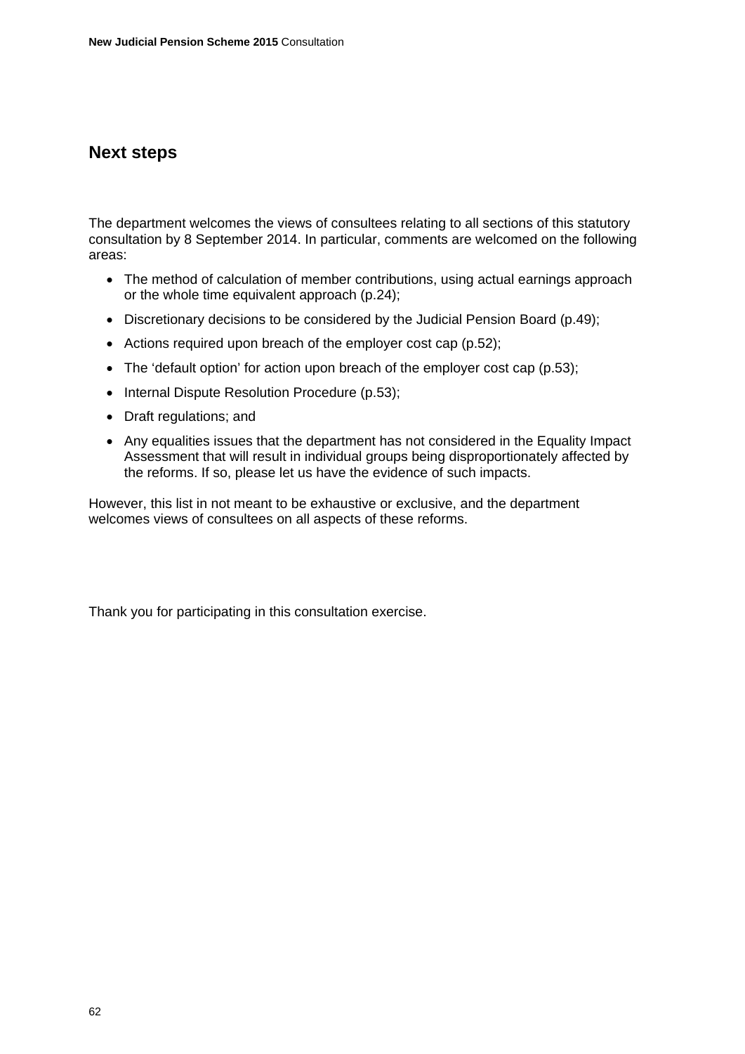## Next steps

The department welcomes the views of consultees relating to all sections of this statutory consultation by 8 September 2014. In particular, comments are welcomed on the following areas:

- The method of calculation of member contributions, using actual earnings approach or the whole time equivalent approach (p.24);
- Discretionary decisions to be considered by the Judicial Pension Board (p.49);
- Actions required upon breach of the employer cost cap (p.52);
- The 'default option' for action upon breach of the employer cost cap (p.53);
- Internal Dispute Resolution Procedure (p.53);
- Draft regulations; and
- Any equalities issues that the department has not considered in the Equality Impact Assessment that will result in individual groups being disproportionately affected by the reforms. If so, please let us have the evidence of such impacts.

However, this list in not meant to be exhaustive or exclusive, and the department welcomes views of consultees on all aspects of these reforms.

Thank you for participating in this consultation exercise.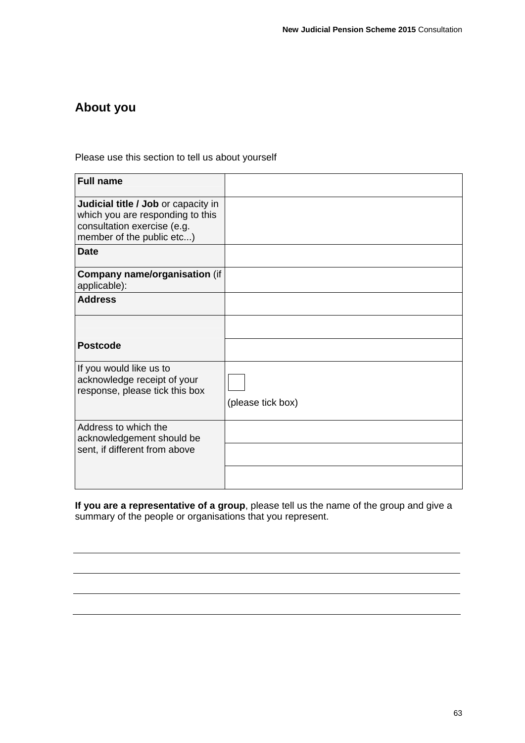## About you

Please use this section to tell us about yourself

| **Full name** | |
|---|---|
| **Judicial title / Job** or capacity in which you are responding to this consultation exercise (e.g. member of the public etc...) | |
| **Date** | |
| **Company name/organisation** (if applicable): | |
| **Address** | |
| | |
| **Postcode** | |
| If you would like us to acknowledge receipt of your response, please tick this box | ☐ (please tick box) |
| Address to which the acknowledgement should be sent, if different from above | |
| | |
| | |

**If you are a representative of a group**, please tell us the name of the group and give a summary of the people or organisations that you represent.

___

___

___

___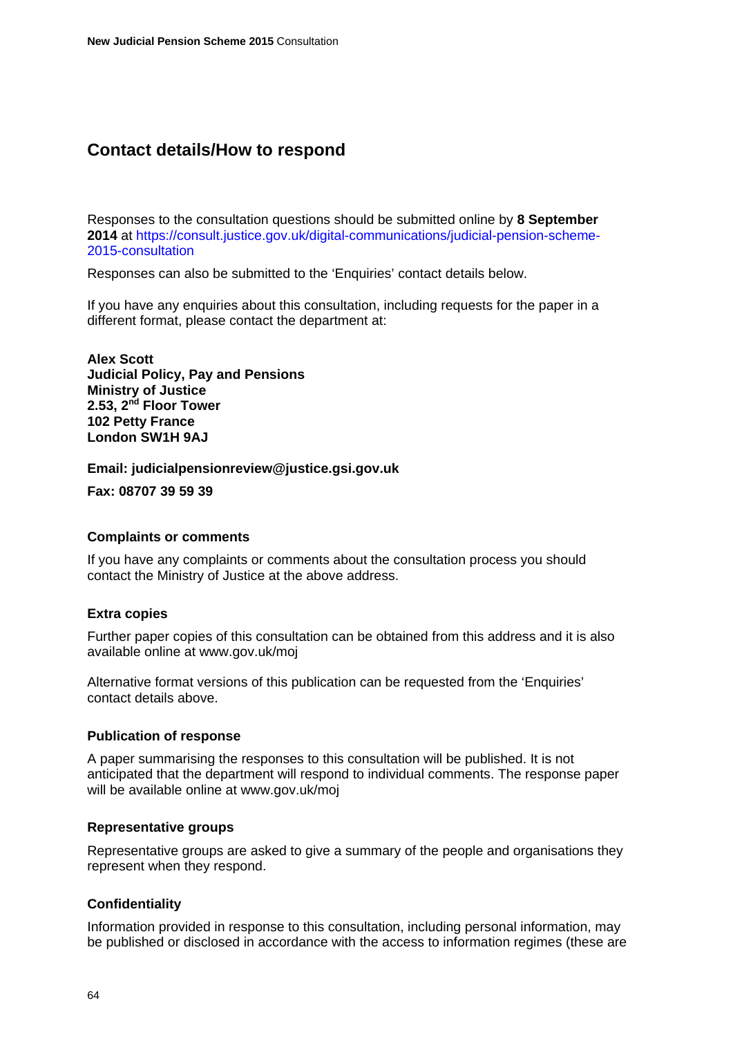## Contact details/How to respond

Responses to the consultation questions should be submitted online by **8 September 2014** at https://consult.justice.gov.uk/digital-communications/judicial-pension-scheme-2015-consultation

Responses can also be submitted to the 'Enquiries' contact details below.

If you have any enquiries about this consultation, including requests for the paper in a different format, please contact the department at:

**Alex Scott**
**Judicial Policy, Pay and Pensions**
**Ministry of Justice**
**2.53, 2nd Floor Tower**
**102 Petty France**
**London SW1H 9AJ**

**Email: judicialpensionreview@justice.gsi.gov.uk**

**Fax: 08707 39 59 39**

### Complaints or comments

If you have any complaints or comments about the consultation process you should contact the Ministry of Justice at the above address.

### Extra copies

Further paper copies of this consultation can be obtained from this address and it is also available online at www.gov.uk/moj

Alternative format versions of this publication can be requested from the 'Enquiries' contact details above.

### Publication of response

A paper summarising the responses to this consultation will be published. It is not anticipated that the department will respond to individual comments. The response paper will be available online at www.gov.uk/moj

### Representative groups

Representative groups are asked to give a summary of the people and organisations they represent when they respond.

### Confidentiality

Information provided in response to this consultation, including personal information, may be published or disclosed in accordance with the access to information regimes (these are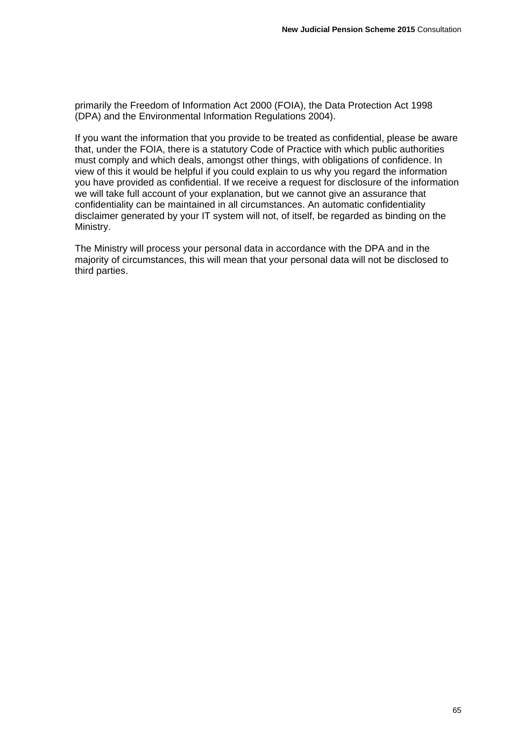primarily the Freedom of Information Act 2000 (FOIA), the Data Protection Act 1998 (DPA) and the Environmental Information Regulations 2004).

If you want the information that you provide to be treated as confidential, please be aware that, under the FOIA, there is a statutory Code of Practice with which public authorities must comply and which deals, amongst other things, with obligations of confidence. In view of this it would be helpful if you could explain to us why you regard the information you have provided as confidential. If we receive a request for disclosure of the information we will take full account of your explanation, but we cannot give an assurance that confidentiality can be maintained in all circumstances. An automatic confidentiality disclaimer generated by your IT system will not, of itself, be regarded as binding on the Ministry.

The Ministry will process your personal data in accordance with the DPA and in the majority of circumstances, this will mean that your personal data will not be disclosed to third parties.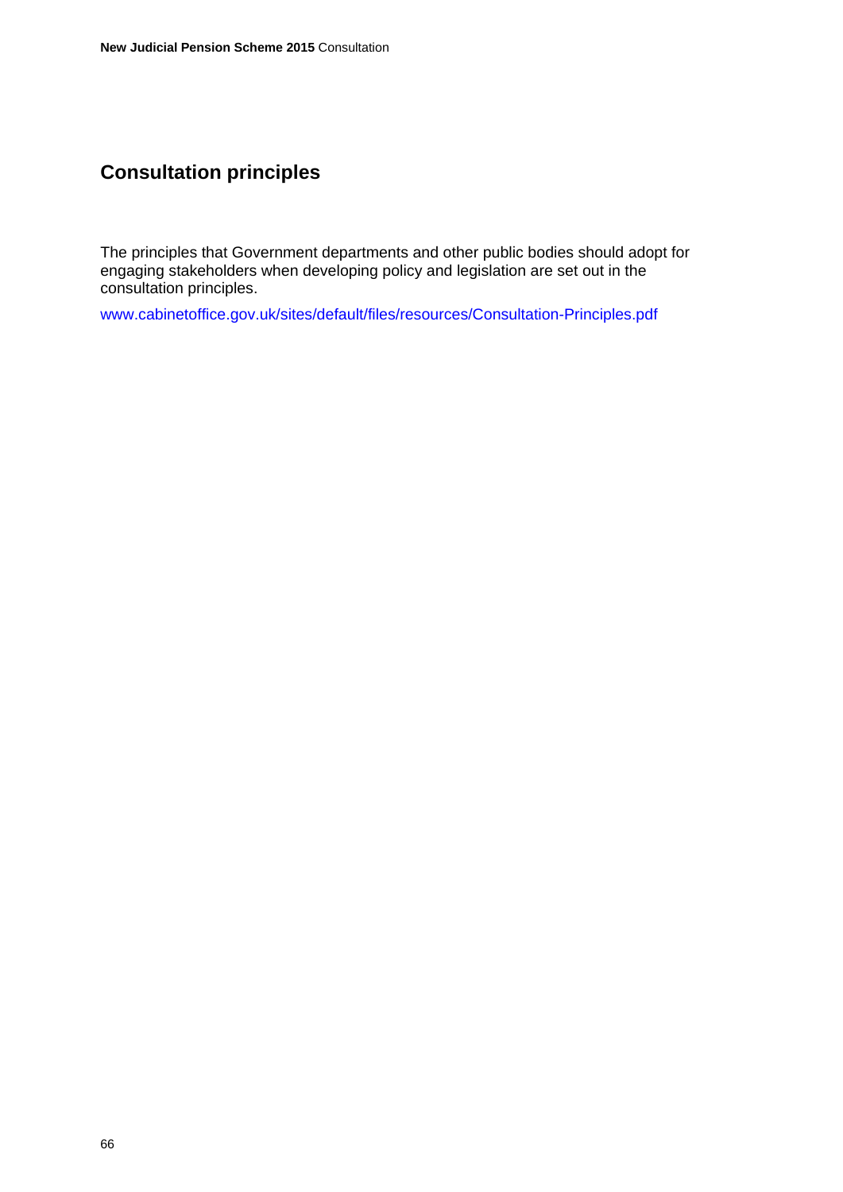## Consultation principles

The principles that Government departments and other public bodies should adopt for engaging stakeholders when developing policy and legislation are set out in the consultation principles.

www.cabinetoffice.gov.uk/sites/default/files/resources/Consultation-Principles.pdf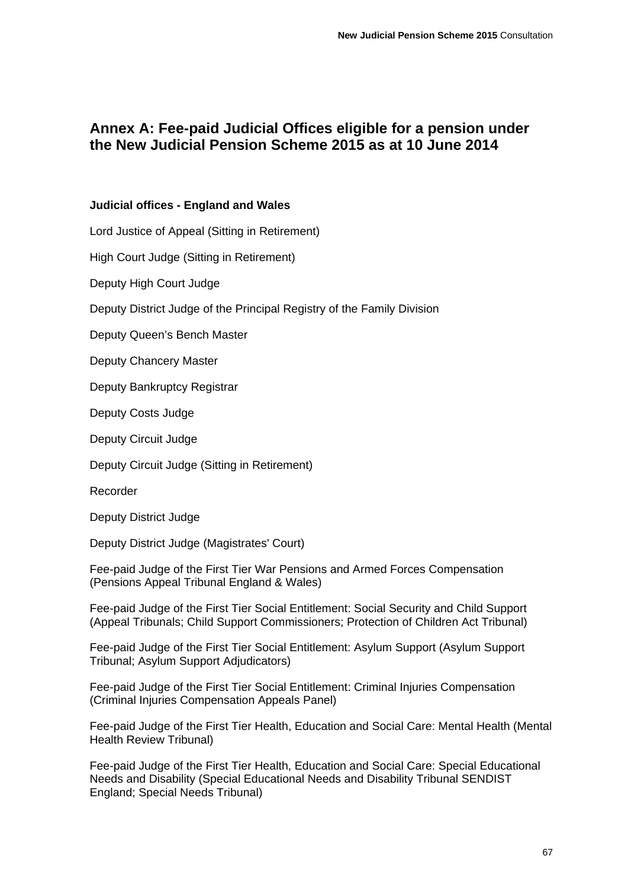## Annex A: Fee-paid Judicial Offices eligible for a pension under the New Judicial Pension Scheme 2015 as at 10 June 2014

**Judicial offices - England and Wales**

Lord Justice of Appeal (Sitting in Retirement)

High Court Judge (Sitting in Retirement)

Deputy High Court Judge

Deputy District Judge of the Principal Registry of the Family Division

Deputy Queen's Bench Master

Deputy Chancery Master

Deputy Bankruptcy Registrar

Deputy Costs Judge

Deputy Circuit Judge

Deputy Circuit Judge (Sitting in Retirement)

Recorder

Deputy District Judge

Deputy District Judge (Magistrates' Court)

Fee-paid Judge of the First Tier War Pensions and Armed Forces Compensation (Pensions Appeal Tribunal England & Wales)

Fee-paid Judge of the First Tier Social Entitlement: Social Security and Child Support (Appeal Tribunals; Child Support Commissioners; Protection of Children Act Tribunal)

Fee-paid Judge of the First Tier Social Entitlement: Asylum Support (Asylum Support Tribunal; Asylum Support Adjudicators)

Fee-paid Judge of the First Tier Social Entitlement: Criminal Injuries Compensation (Criminal Injuries Compensation Appeals Panel)

Fee-paid Judge of the First Tier Health, Education and Social Care: Mental Health (Mental Health Review Tribunal)

Fee-paid Judge of the First Tier Health, Education and Social Care: Special Educational Needs and Disability (Special Educational Needs and Disability Tribunal SENDIST England; Special Needs Tribunal)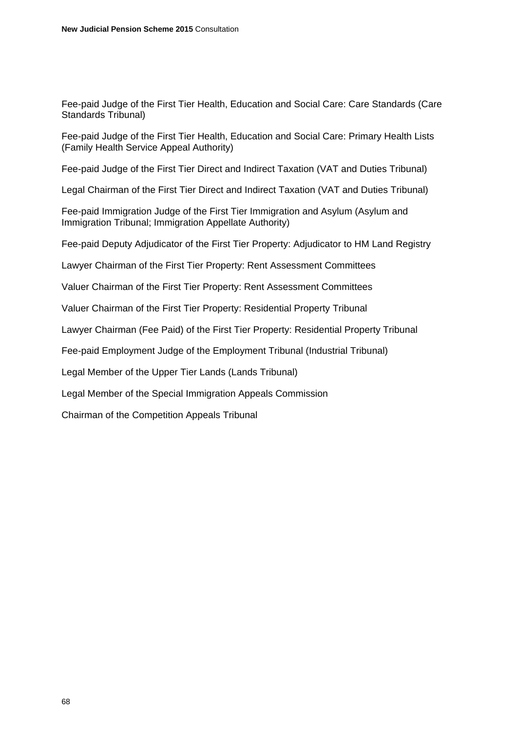Fee-paid Judge of the First Tier Health, Education and Social Care: Care Standards (Care Standards Tribunal)

Fee-paid Judge of the First Tier Health, Education and Social Care: Primary Health Lists (Family Health Service Appeal Authority)

Fee-paid Judge of the First Tier Direct and Indirect Taxation (VAT and Duties Tribunal)

Legal Chairman of the First Tier Direct and Indirect Taxation (VAT and Duties Tribunal)

Fee-paid Immigration Judge of the First Tier Immigration and Asylum (Asylum and Immigration Tribunal; Immigration Appellate Authority)

Fee-paid Deputy Adjudicator of the First Tier Property: Adjudicator to HM Land Registry

Lawyer Chairman of the First Tier Property: Rent Assessment Committees

Valuer Chairman of the First Tier Property: Rent Assessment Committees

Valuer Chairman of the First Tier Property: Residential Property Tribunal

Lawyer Chairman (Fee Paid) of the First Tier Property: Residential Property Tribunal

Fee-paid Employment Judge of the Employment Tribunal (Industrial Tribunal)

Legal Member of the Upper Tier Lands (Lands Tribunal)

Legal Member of the Special Immigration Appeals Commission

Chairman of the Competition Appeals Tribunal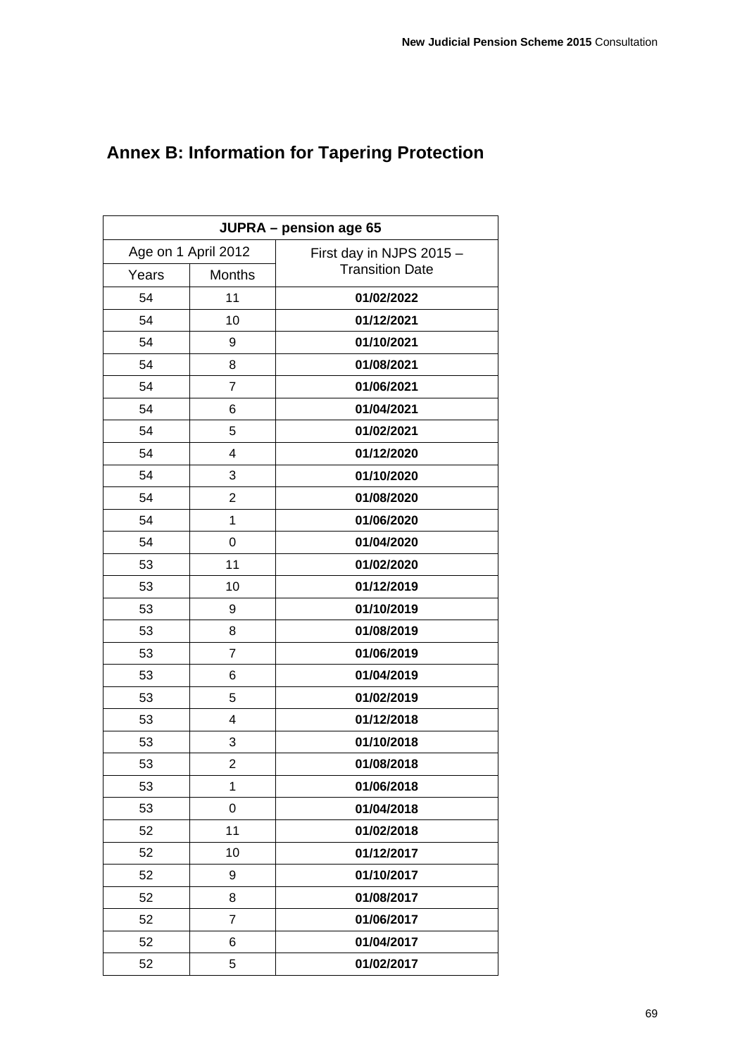## Annex B: Information for Tapering Protection

| JUPRA – pension age 65 | | |
|---|---|---|
| Age on 1 April 2012 | | First day in NJPS 2015 – Transition Date |
| Years | Months | |
| 54 | 11 | **01/02/2022** |
| 54 | 10 | **01/12/2021** |
| 54 | 9 | **01/10/2021** |
| 54 | 8 | **01/08/2021** |
| 54 | 7 | **01/06/2021** |
| 54 | 6 | **01/04/2021** |
| 54 | 5 | **01/02/2021** |
| 54 | 4 | **01/12/2020** |
| 54 | 3 | **01/10/2020** |
| 54 | 2 | **01/08/2020** |
| 54 | 1 | **01/06/2020** |
| 54 | 0 | **01/04/2020** |
| 53 | 11 | **01/02/2020** |
| 53 | 10 | **01/12/2019** |
| 53 | 9 | **01/10/2019** |
| 53 | 8 | **01/08/2019** |
| 53 | 7 | **01/06/2019** |
| 53 | 6 | **01/04/2019** |
| 53 | 5 | **01/02/2019** |
| 53 | 4 | **01/12/2018** |
| 53 | 3 | **01/10/2018** |
| 53 | 2 | **01/08/2018** |
| 53 | 1 | **01/06/2018** |
| 53 | 0 | **01/04/2018** |
| 52 | 11 | **01/02/2018** |
| 52 | 10 | **01/12/2017** |
| 52 | 9 | **01/10/2017** |
| 52 | 8 | **01/08/2017** |
| 52 | 7 | **01/06/2017** |
| 52 | 6 | **01/04/2017** |
| 52 | 5 | **01/02/2017** |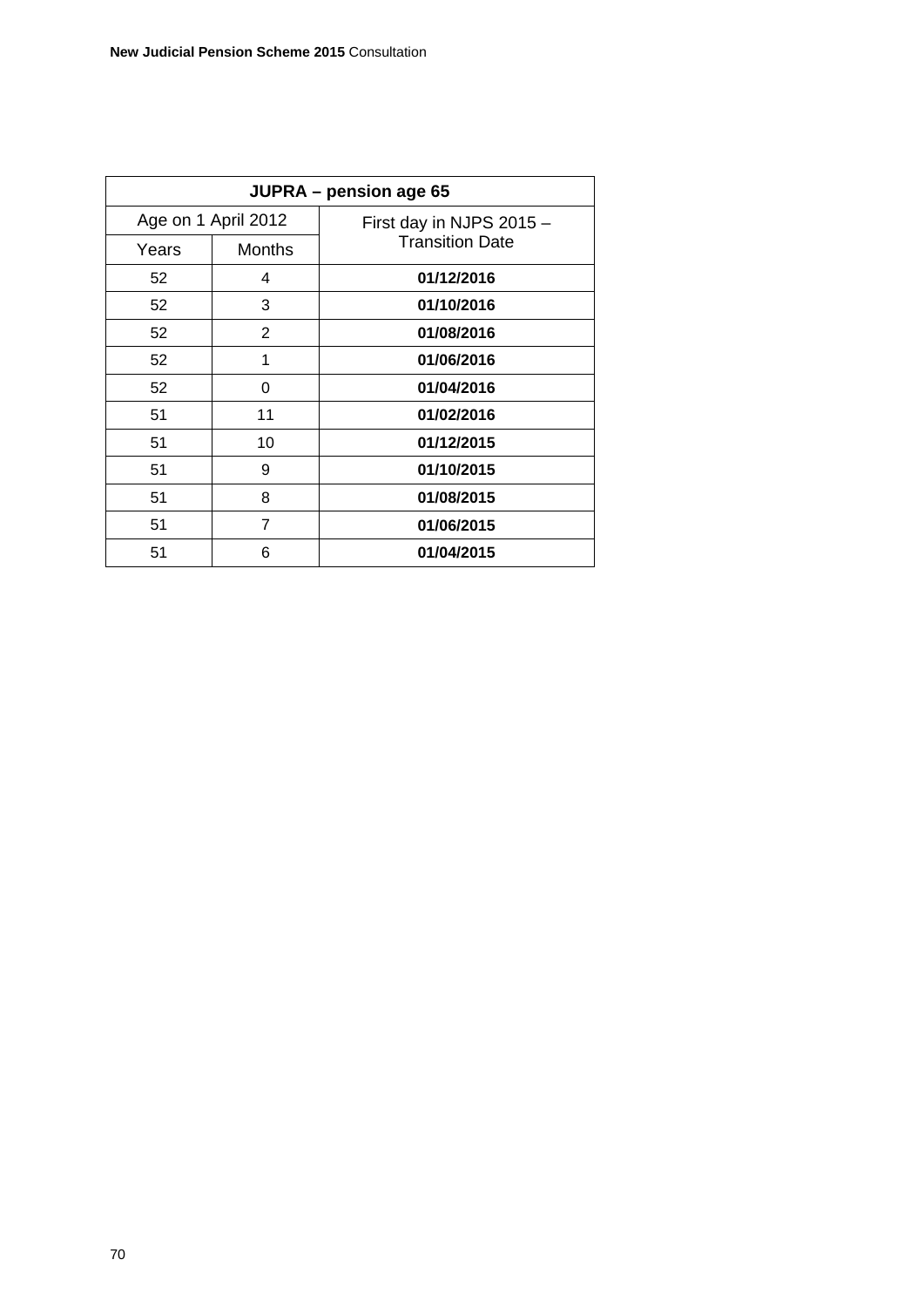| JUPRA – pension age 65 | | |
|---|---|---|
| Age on 1 April 2012 | | First day in NJPS 2015 – Transition Date |
| Years | Months | |
| 52 | 4 | **01/12/2016** |
| 52 | 3 | **01/10/2016** |
| 52 | 2 | **01/08/2016** |
| 52 | 1 | **01/06/2016** |
| 52 | 0 | **01/04/2016** |
| 51 | 11 | **01/02/2016** |
| 51 | 10 | **01/12/2015** |
| 51 | 9 | **01/10/2015** |
| 51 | 8 | **01/08/2015** |
| 51 | 7 | **01/06/2015** |
| 51 | 6 | **01/04/2015** |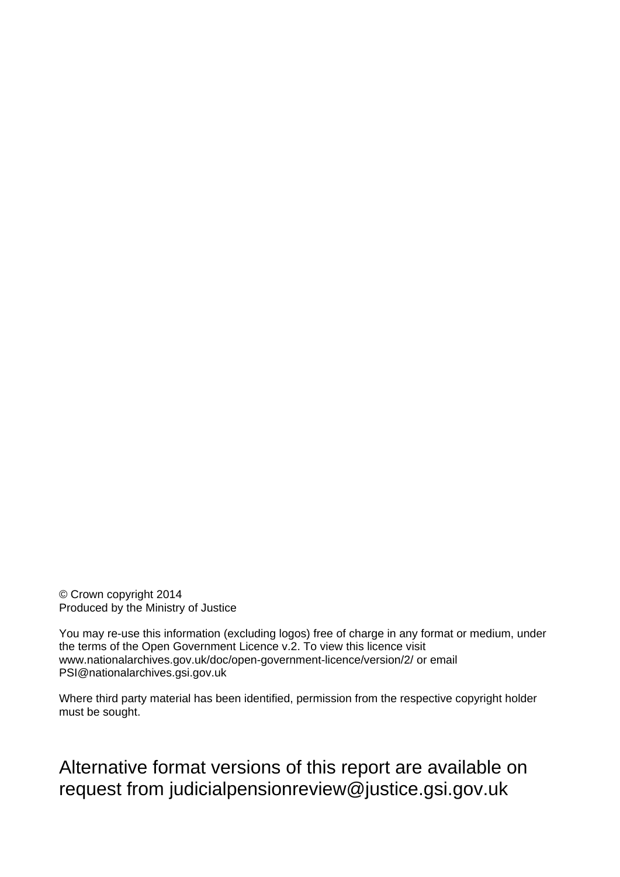© Crown copyright 2014
Produced by the Ministry of Justice

You may re-use this information (excluding logos) free of charge in any format or medium, under the terms of the Open Government Licence v.2. To view this licence visit www.nationalarchives.gov.uk/doc/open-government-licence/version/2/ or email PSI@nationalarchives.gsi.gov.uk

Where third party material has been identified, permission from the respective copyright holder must be sought.

Alternative format versions of this report are available on request from judicialpensionreview@justice.gsi.gov.uk